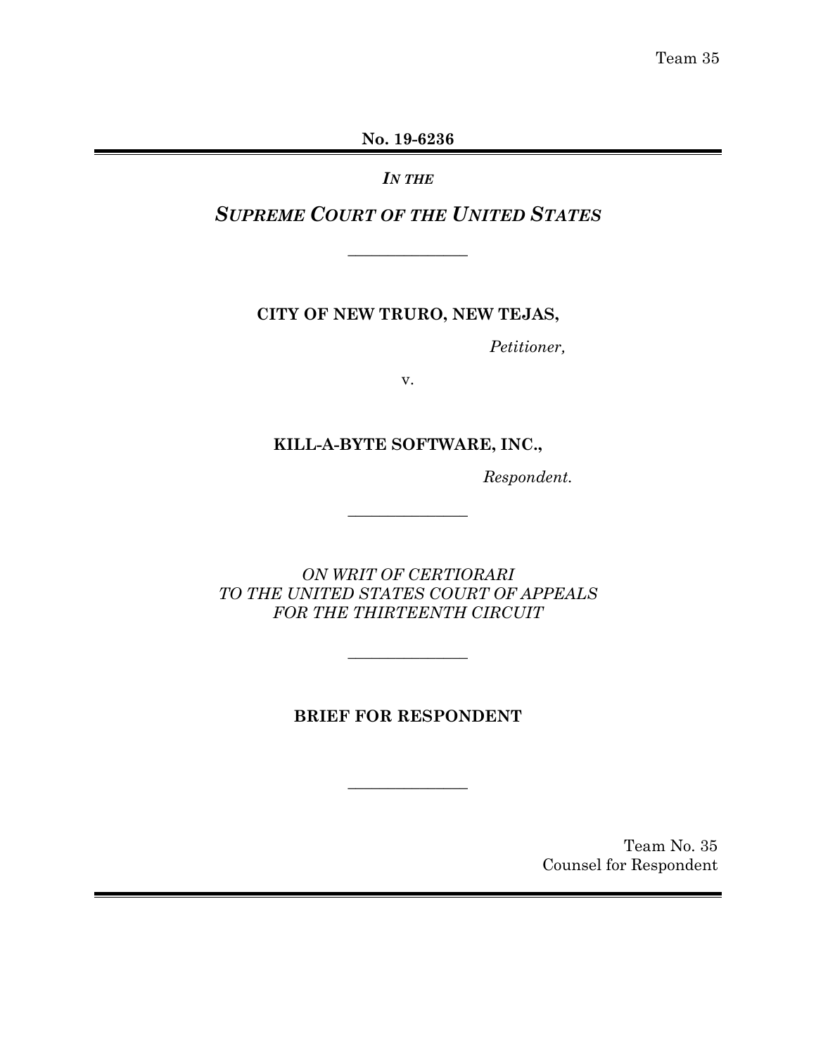Team 35

**No. 19-6236**

---

*IN THE*

***SUPREME COURT OF THE UNITED STATES***

---

**CITY OF NEW TRURO, NEW TEJAS,**

*Petitioner,*

v.

**KILL-A-BYTE SOFTWARE, INC.,**

*Respondent.*

---

*ON WRIT OF CERTIORARI TO THE UNITED STATES COURT OF APPEALS FOR THE THIRTEENTH CIRCUIT*

---

**BRIEF FOR RESPONDENT**

---

Team No. 35
Counsel for Respondent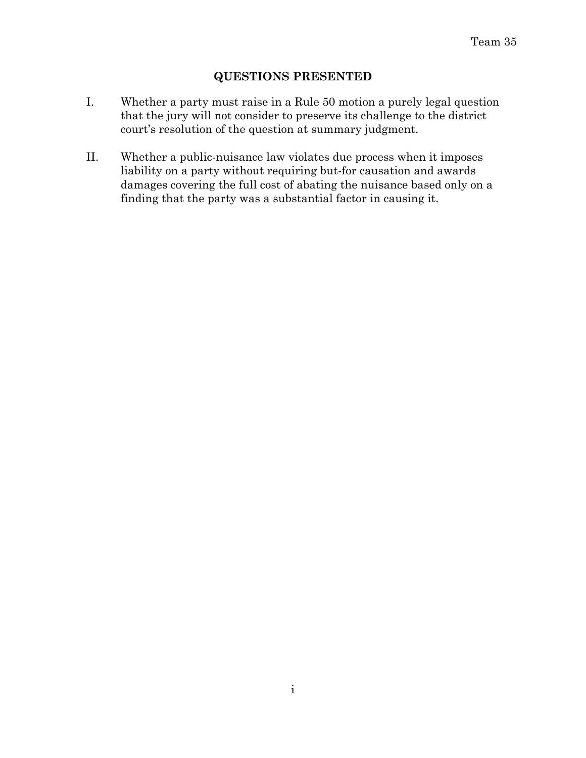## QUESTIONS PRESENTED

I. Whether a party must raise in a Rule 50 motion a purely legal question that the jury will not consider to preserve its challenge to the district court's resolution of the question at summary judgment.

II. Whether a public-nuisance law violates due process when it imposes liability on a party without requiring but-for causation and awards damages covering the full cost of abating the nuisance based only on a finding that the party was a substantial factor in causing it.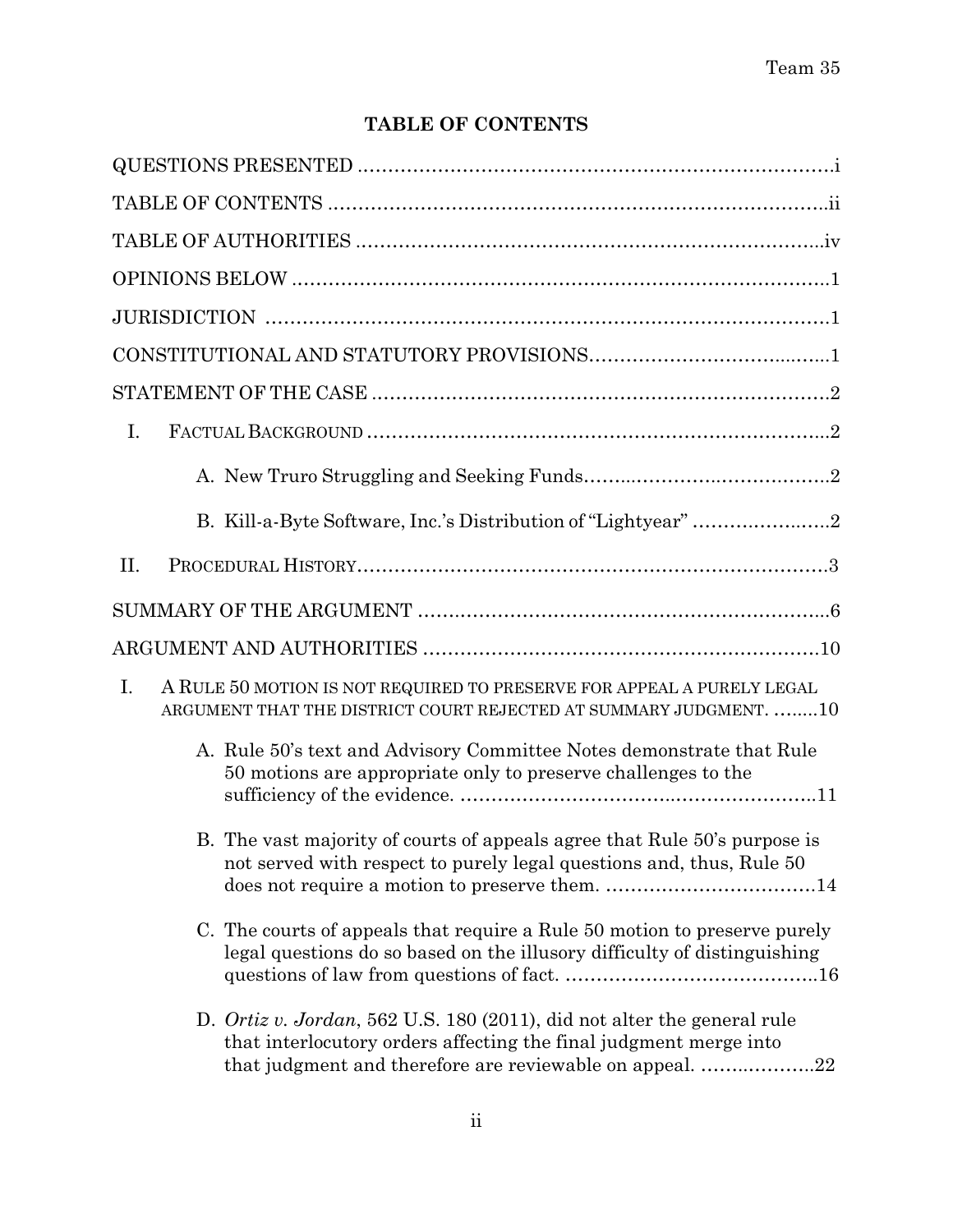## TABLE OF CONTENTS

QUESTIONS PRESENTED .....................................................................i

TABLE OF CONTENTS .....................................................................ii

TABLE OF AUTHORITIES .....................................................................iv

OPINIONS BELOW .....................................................................1

JURISDICTION .....................................................................1

CONSTITUTIONAL AND STATUTORY PROVISIONS.....................................................................1

STATEMENT OF THE CASE .....................................................................2

- I. FACTUAL BACKGROUND .....................................................................2
  - A. New Truro Struggling and Seeking Funds.....................................................................2
  - B. Kill-a-Byte Software, Inc.'s Distribution of "Lightyear" .....................................................................2
- II. PROCEDURAL HISTORY.....................................................................3

SUMMARY OF THE ARGUMENT .....................................................................6

ARGUMENT AND AUTHORITIES .....................................................................10

- I. A RULE 50 MOTION IS NOT REQUIRED TO PRESERVE FOR APPEAL A PURELY LEGAL ARGUMENT THAT THE DISTRICT COURT REJECTED AT SUMMARY JUDGMENT. ........10
  - A. Rule 50's text and Advisory Committee Notes demonstrate that Rule 50 motions are appropriate only to preserve challenges to the sufficiency of the evidence. .....................................................................11
  - B. The vast majority of courts of appeals agree that Rule 50's purpose is not served with respect to purely legal questions and, thus, Rule 50 does not require a motion to preserve them. .....................................................................14
  - C. The courts of appeals that require a Rule 50 motion to preserve purely legal questions do so based on the illusory difficulty of distinguishing questions of law from questions of fact. .....................................................................16
  - D. *Ortiz v. Jordan*, 562 U.S. 180 (2011), did not alter the general rule that interlocutory orders affecting the final judgment merge into that judgment and therefore are reviewable on appeal. .....................................................................22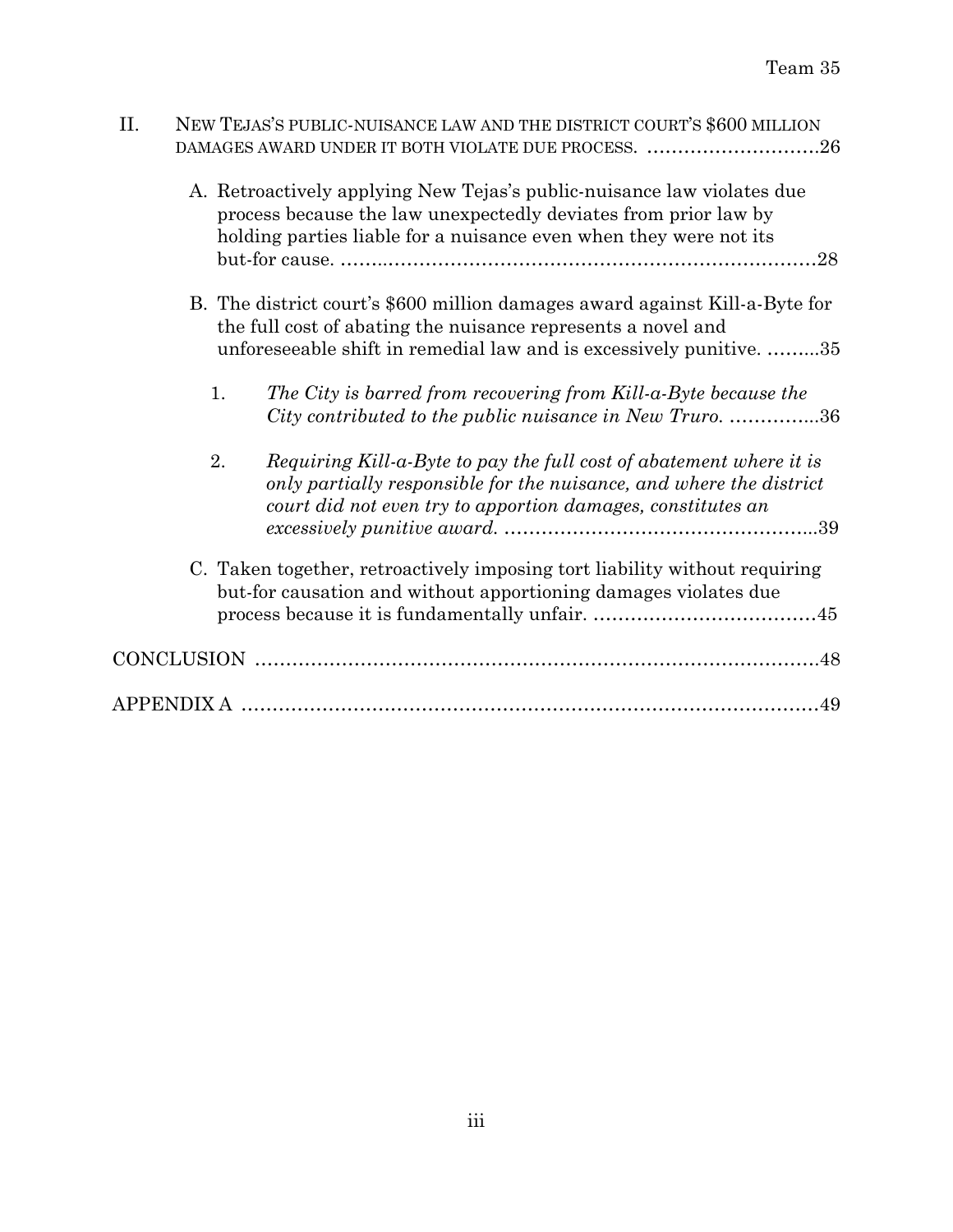II. NEW TEJAS'S PUBLIC-NUISANCE LAW AND THE DISTRICT COURT'S $600 MILLION DAMAGES AWARD UNDER IT BOTH VIOLATE DUE PROCESS. ..........................26

A. Retroactively applying New Tejas's public-nuisance law violates due process because the law unexpectedly deviates from prior law by holding parties liable for a nuisance even when they were not its but-for cause. ..........................................................................28

B. The district court's $600 million damages award against Kill-a-Byte for the full cost of abating the nuisance represents a novel and unforeseeable shift in remedial law and is excessively punitive. .........35

1. *The City is barred from recovering from Kill-a-Byte because the City contributed to the public nuisance in New Truro.* ..............36

2. *Requiring Kill-a-Byte to pay the full cost of abatement where it is only partially responsible for the nuisance, and where the district court did not even try to apportion damages, constitutes an excessively punitive award.* ..................................................39

C. Taken together, retroactively imposing tort liability without requiring but-for causation and without apportioning damages violates due process because it is fundamentally unfair. ....................................45

CONCLUSION ..........................................................................................48

APPENDIX A ..........................................................................................49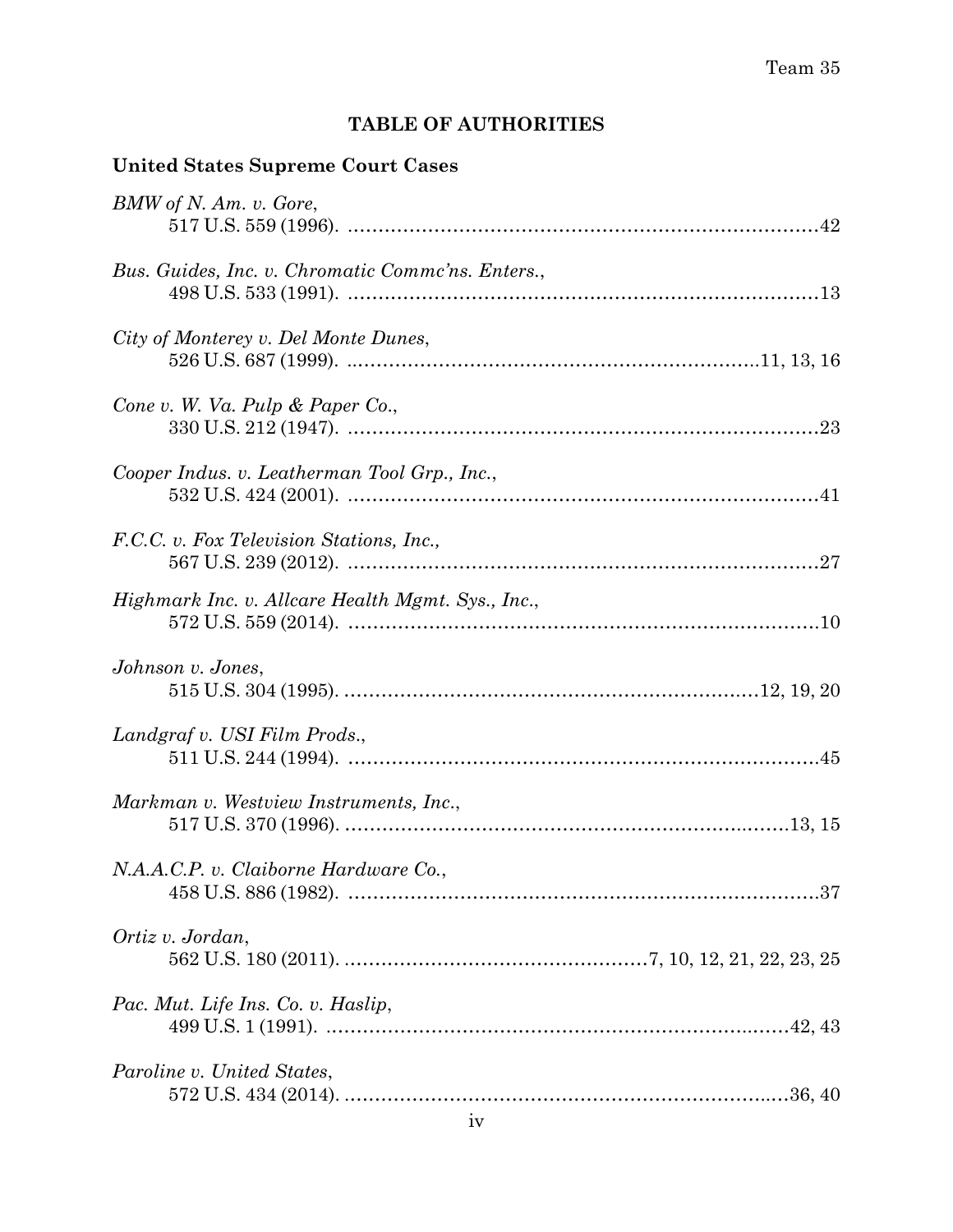## TABLE OF AUTHORITIES

### United States Supreme Court Cases

*BMW of N. Am. v. Gore*,
517 U.S. 559 (1996). ........................................................................42

*Bus. Guides, Inc. v. Chromatic Commc'ns. Enters.*,
498 U.S. 533 (1991). ........................................................................13

*City of Monterey v. Del Monte Dunes*,
526 U.S. 687 (1999). ........................................................11, 13, 16

*Cone v. W. Va. Pulp & Paper Co.*,
330 U.S. 212 (1947). ........................................................................23

*Cooper Indus. v. Leatherman Tool Grp., Inc.*,
532 U.S. 424 (2001). ........................................................................41

*F.C.C. v. Fox Television Stations, Inc.,*
567 U.S. 239 (2012). ........................................................................27

*Highmark Inc. v. Allcare Health Mgmt. Sys., Inc.*,
572 U.S. 559 (2014). ........................................................................10

*Johnson v. Jones*,
515 U.S. 304 (1995). ..................................................................12, 19, 20

*Landgraf v. USI Film Prods.*,
511 U.S. 244 (1994). ........................................................................45

*Markman v. Westview Instruments, Inc.*,
517 U.S. 370 (1996). ..................................................................13, 15

*N.A.A.C.P. v. Claiborne Hardware Co.*,
458 U.S. 886 (1982). ........................................................................37

*Ortiz v. Jordan*,
562 U.S. 180 (2011). ..........................................7, 10, 12, 21, 22, 23, 25

*Pac. Mut. Life Ins. Co. v. Haslip*,
499 U.S. 1 (1991). ......................................................................42, 43

*Paroline v. United States*,
572 U.S. 434 (2014). ..................................................................36, 40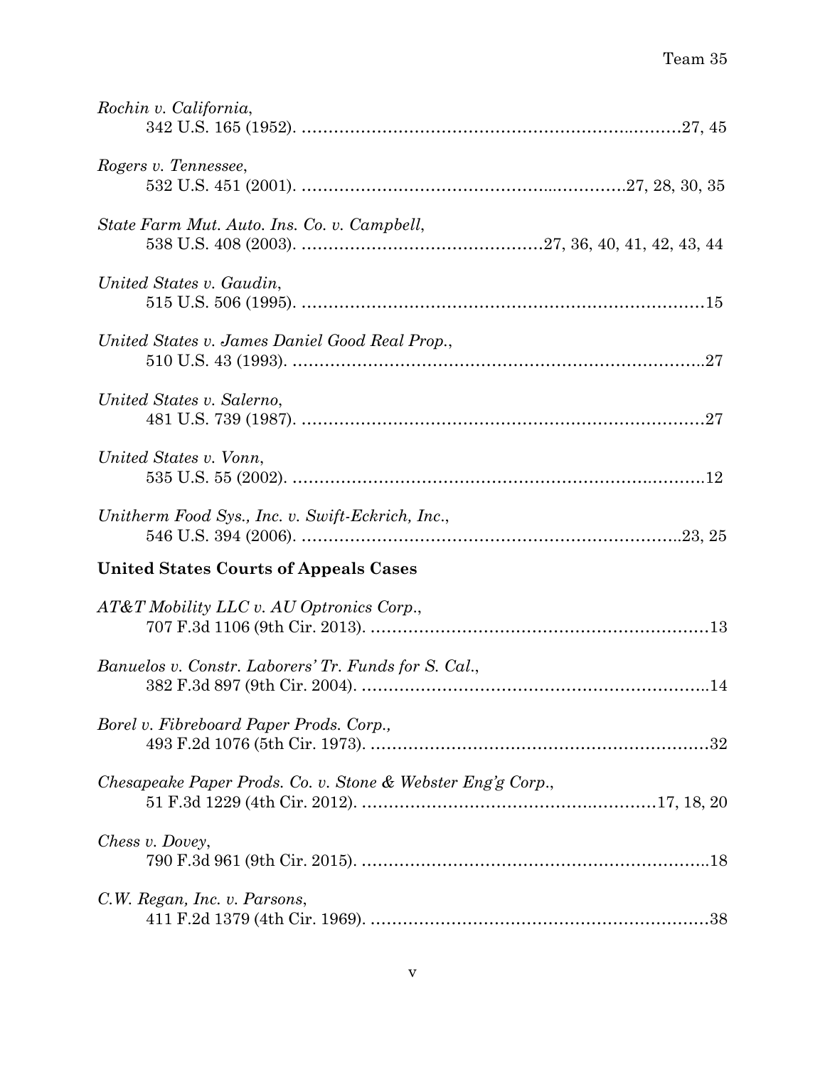*Rochin v. California*,
342 U.S. 165 (1952). ....................................................................27, 45

*Rogers v. Tennessee*,
532 U.S. 451 (2001). ....................................................................27, 28, 30, 35

*State Farm Mut. Auto. Ins. Co. v. Campbell*,
538 U.S. 408 (2003). ....................................................................27, 36, 40, 41, 42, 43, 44

*United States v. Gaudin*,
515 U.S. 506 (1995). ....................................................................15

*United States v. James Daniel Good Real Prop.*,
510 U.S. 43 (1993). ....................................................................27

*United States v. Salerno*,
481 U.S. 739 (1987). ....................................................................27

*United States v. Vonn*,
535 U.S. 55 (2002). ....................................................................12

*Unitherm Food Sys., Inc. v. Swift-Eckrich, Inc.*,
546 U.S. 394 (2006). ....................................................................23, 25

**United States Courts of Appeals Cases**

*AT&T Mobility LLC v. AU Optronics Corp.*,
707 F.3d 1106 (9th Cir. 2013). ....................................................................13

*Banuelos v. Constr. Laborers' Tr. Funds for S. Cal.*,
382 F.3d 897 (9th Cir. 2004). ....................................................................14

*Borel v. Fibreboard Paper Prods. Corp.,*
493 F.2d 1076 (5th Cir. 1973). ....................................................................32

*Chesapeake Paper Prods. Co. v. Stone & Webster Eng'g Corp.*,
51 F.3d 1229 (4th Cir. 2012). ....................................................................17, 18, 20

*Chess v. Dovey*,
790 F.3d 961 (9th Cir. 2015). ....................................................................18

*C.W. Regan, Inc. v. Parsons*,
411 F.2d 1379 (4th Cir. 1969). ....................................................................38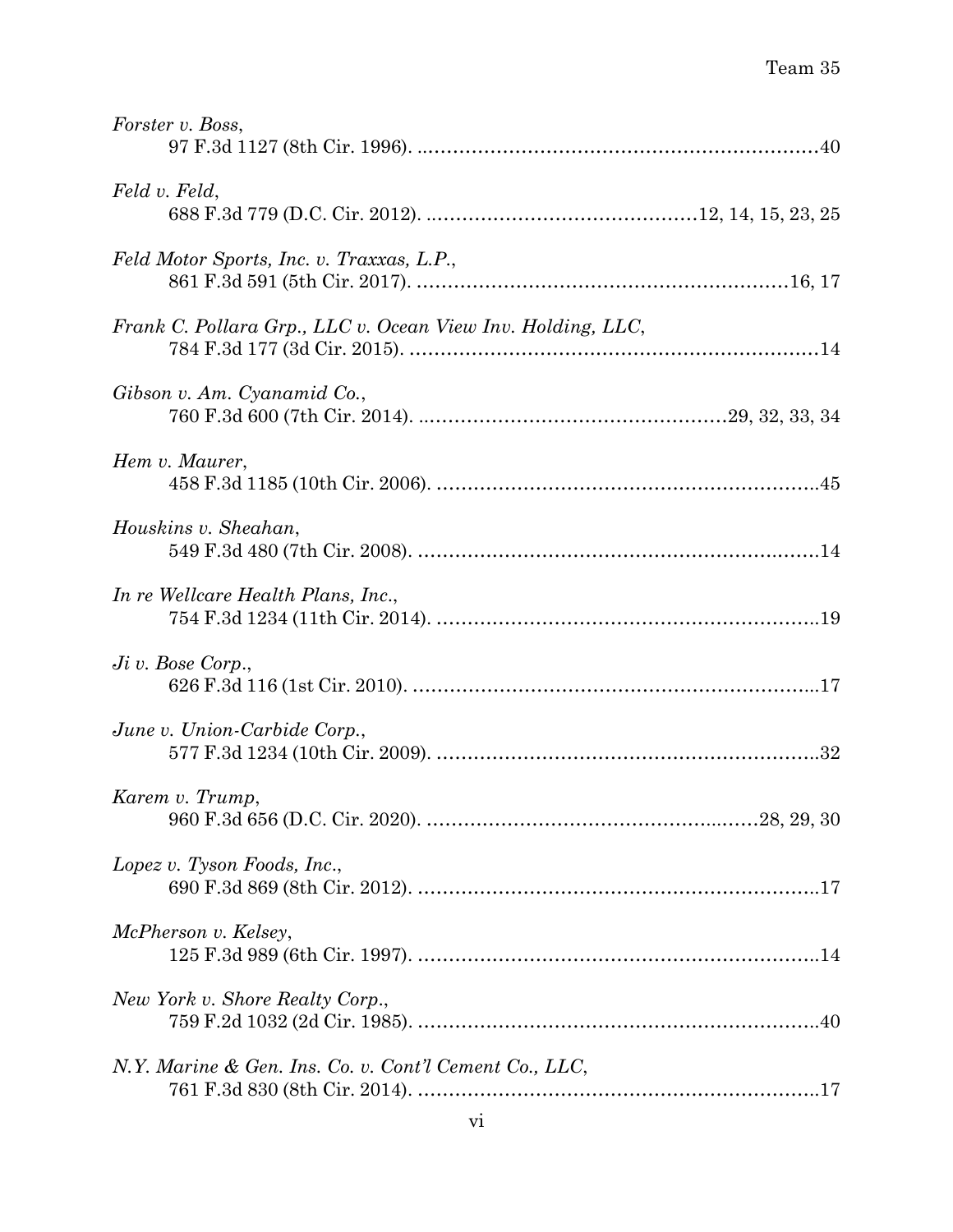*Forster v. Boss*,
97 F.3d 1127 (8th Cir. 1996). ....................................................................40

*Feld v. Feld*,
688 F.3d 779 (D.C. Cir. 2012). ..........................................12, 14, 15, 23, 25

*Feld Motor Sports, Inc. v. Traxxas, L.P.*,
861 F.3d 591 (5th Cir. 2017). ...........................................................16, 17

*Frank C. Pollara Grp., LLC v. Ocean View Inv. Holding, LLC*,
784 F.3d 177 (3d Cir. 2015). ...................................................................14

*Gibson v. Am. Cyanamid Co.*,
760 F.3d 600 (7th Cir. 2014). ...............................................29, 32, 33, 34

*Hem v. Maurer*,
458 F.3d 1185 (10th Cir. 2006). ..............................................................45

*Houskins v. Sheahan*,
549 F.3d 480 (7th Cir. 2008). ..................................................................14

*In re Wellcare Health Plans, Inc.*,
754 F.3d 1234 (11th Cir. 2014). ..............................................................19

*Ji v. Bose Corp.*,
626 F.3d 116 (1st Cir. 2010). ..................................................................17

*June v. Union-Carbide Corp.*,
577 F.3d 1234 (10th Cir. 2009). ..............................................................32

*Karem v. Trump*,
960 F.3d 656 (D.C. Cir. 2020). ....................................................28, 29, 30

*Lopez v. Tyson Foods, Inc.*,
690 F.3d 869 (8th Cir. 2012). ..................................................................17

*McPherson v. Kelsey*,
125 F.3d 989 (6th Cir. 1997). ..................................................................14

*New York v. Shore Realty Corp.*,
759 F.2d 1032 (2d Cir. 1985). ..................................................................40

*N.Y. Marine & Gen. Ins. Co. v. Cont'l Cement Co., LLC*,
761 F.3d 830 (8th Cir. 2014). ..................................................................17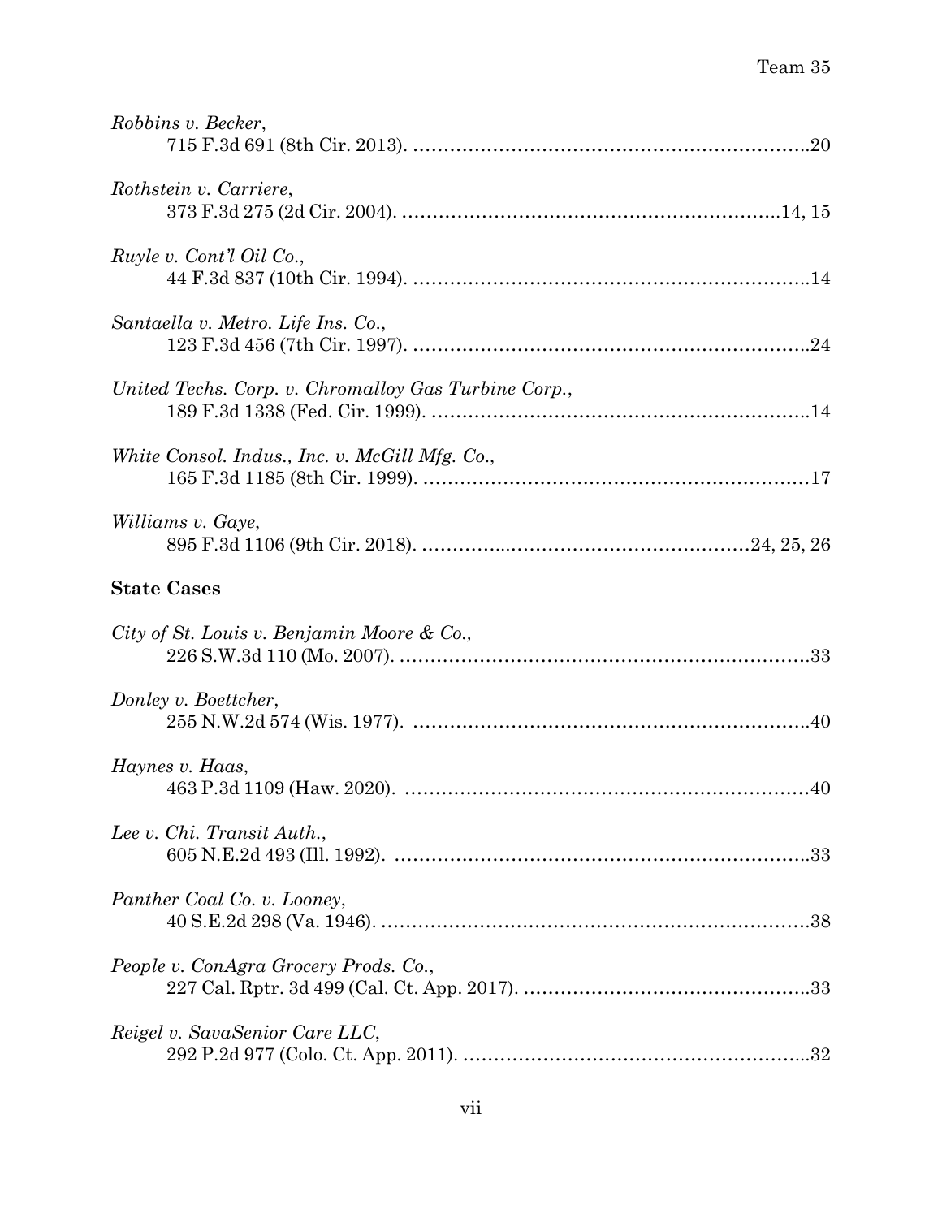*Robbins v. Becker*,
715 F.3d 691 (8th Cir. 2013). ....................................................................20

*Rothstein v. Carriere*,
373 F.3d 275 (2d Cir. 2004). ...............................................................14, 15

*Ruyle v. Cont'l Oil Co.*,
44 F.3d 837 (10th Cir. 1994). ....................................................................14

*Santaella v. Metro. Life Ins. Co.*,
123 F.3d 456 (7th Cir. 1997). ....................................................................24

*United Techs. Corp. v. Chromalloy Gas Turbine Corp.*,
189 F.3d 1338 (Fed. Cir. 1999). ................................................................14

*White Consol. Indus., Inc. v. McGill Mfg. Co.*,
165 F.3d 1185 (8th Cir. 1999). ..................................................................17

*Williams v. Gaye*,
895 F.3d 1106 (9th Cir. 2018). ..................................................24, 25, 26

**State Cases**

*City of St. Louis v. Benjamin Moore & Co.,*
226 S.W.3d 110 (Mo. 2007). ....................................................................33

*Donley v. Boettcher*,
255 N.W.2d 574 (Wis. 1977). ..................................................................40

*Haynes v. Haas*,
463 P.3d 1109 (Haw. 2020). ....................................................................40

*Lee v. Chi. Transit Auth.*,
605 N.E.2d 493 (Ill. 1992). .......................................................................33

*Panther Coal Co. v. Looney*,
40 S.E.2d 298 (Va. 1946). ........................................................................38

*People v. ConAgra Grocery Prods. Co.*,
227 Cal. Rptr. 3d 499 (Cal. Ct. App. 2017). ............................................33

*Reigel v. SavaSenior Care LLC*,
292 P.2d 977 (Colo. Ct. App. 2011). ........................................................32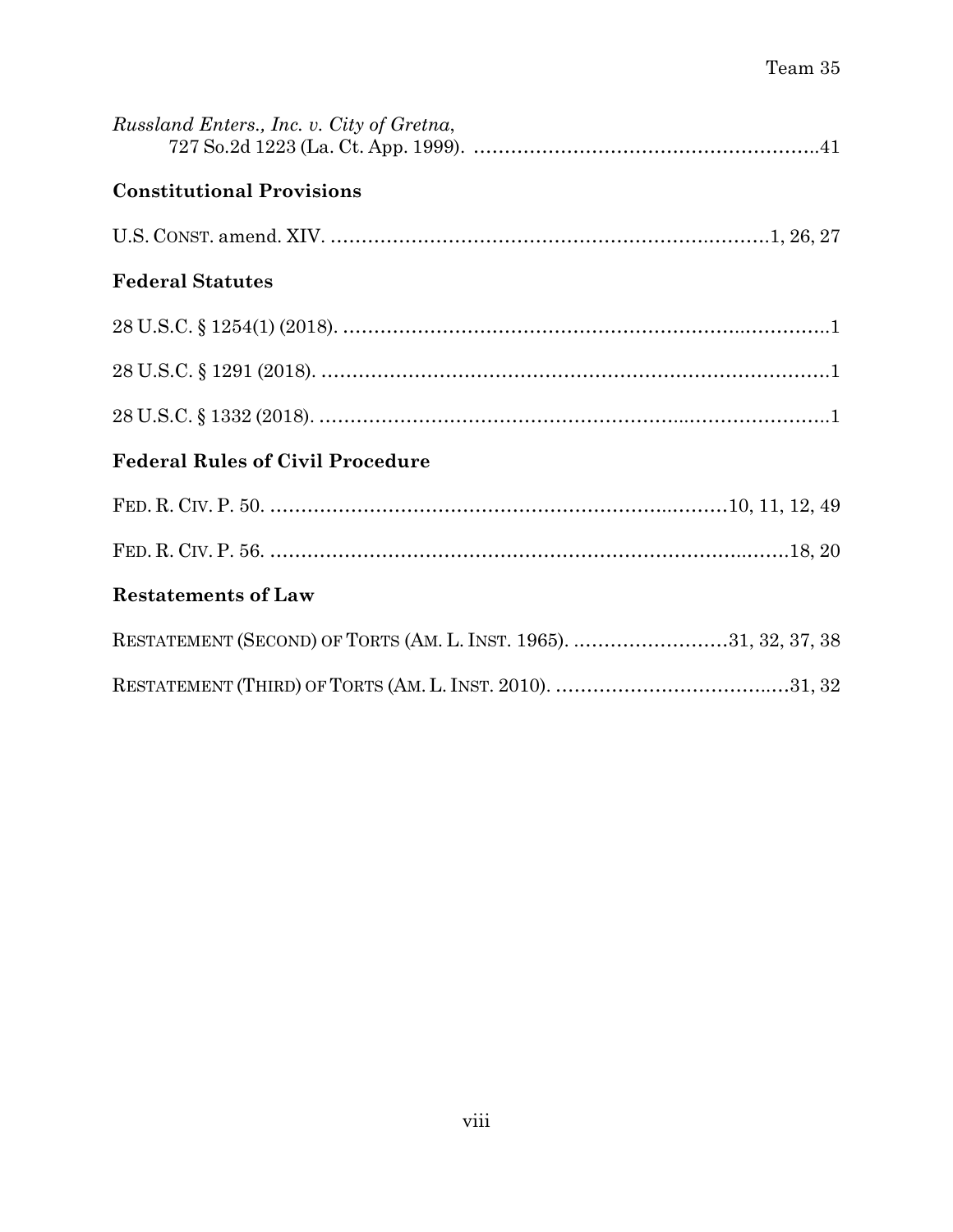*Russland Enters., Inc. v. City of Gretna*,
727 So.2d 1223 (La. Ct. App. 1999). ..........................................................41

**Constitutional Provisions**

U.S. CONST. amend. XIV. ..................................................................1, 26, 27

**Federal Statutes**

28 U.S.C. § 1254(1) (2018). ..................................................................................1

28 U.S.C. § 1291 (2018). ......................................................................................1

28 U.S.C. § 1332 (2018). ......................................................................................1

**Federal Rules of Civil Procedure**

FED. R. CIV. P. 50. ..........................................................................10, 11, 12, 49

FED. R. CIV. P. 56. ...........................................................................................18, 20

**Restatements of Law**

RESTATEMENT (SECOND) OF TORTS (AM. L. INST. 1965). ..........................31, 32, 37, 38

RESTATEMENT (THIRD) OF TORTS (AM. L. INST. 2010). ......................................31, 32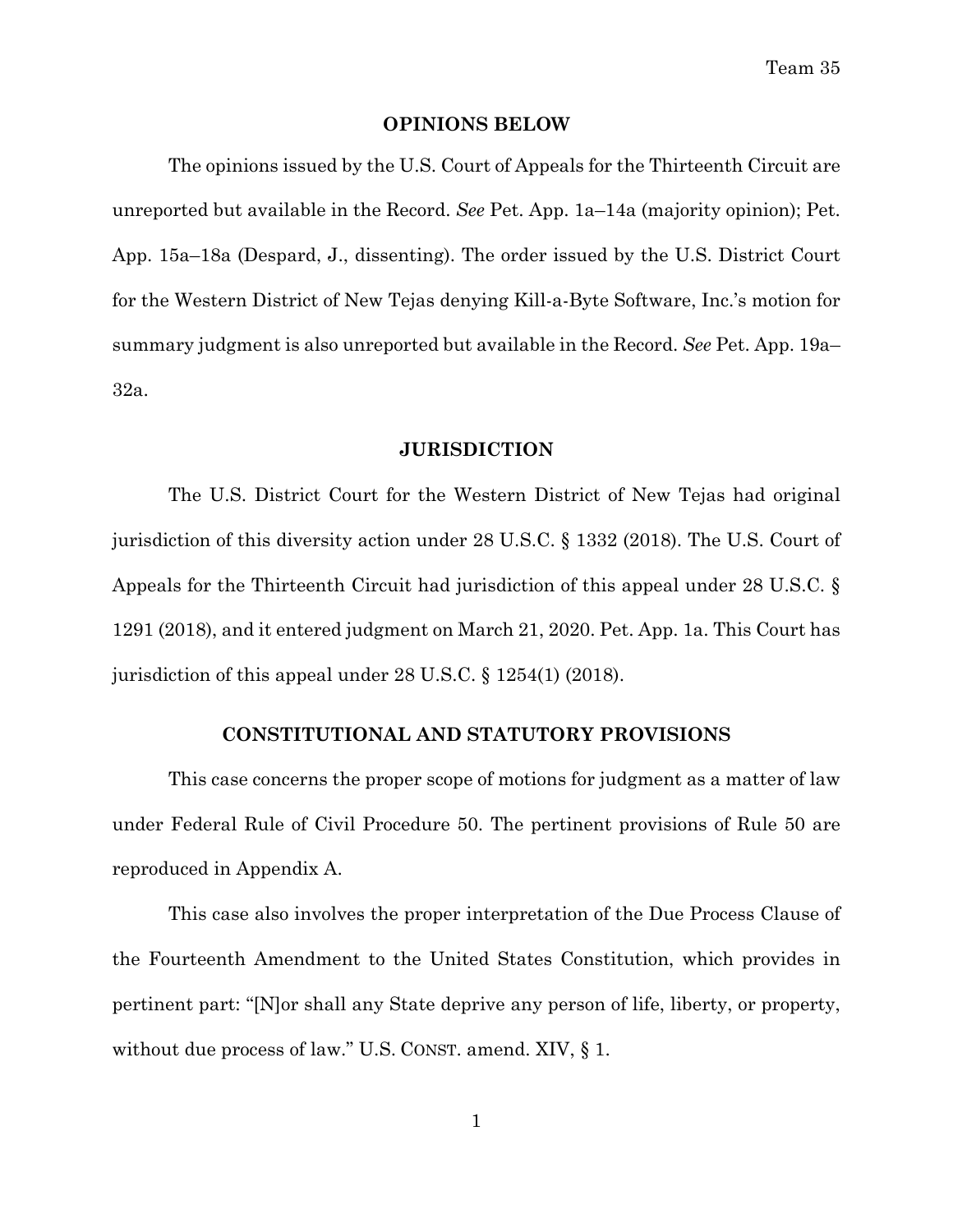## OPINIONS BELOW

The opinions issued by the U.S. Court of Appeals for the Thirteenth Circuit are unreported but available in the Record. *See* Pet. App. 1a–14a (majority opinion); Pet. App. 15a–18a (Despard, J., dissenting). The order issued by the U.S. District Court for the Western District of New Tejas denying Kill-a-Byte Software, Inc.'s motion for summary judgment is also unreported but available in the Record. *See* Pet. App. 19a–32a.

## JURISDICTION

The U.S. District Court for the Western District of New Tejas had original jurisdiction of this diversity action under 28 U.S.C. § 1332 (2018). The U.S. Court of Appeals for the Thirteenth Circuit had jurisdiction of this appeal under 28 U.S.C. § 1291 (2018), and it entered judgment on March 21, 2020. Pet. App. 1a. This Court has jurisdiction of this appeal under 28 U.S.C. § 1254(1) (2018).

## CONSTITUTIONAL AND STATUTORY PROVISIONS

This case concerns the proper scope of motions for judgment as a matter of law under Federal Rule of Civil Procedure 50. The pertinent provisions of Rule 50 are reproduced in Appendix A.

This case also involves the proper interpretation of the Due Process Clause of the Fourteenth Amendment to the United States Constitution, which provides in pertinent part: "[N]or shall any State deprive any person of life, liberty, or property, without due process of law." U.S. CONST. amend. XIV, § 1.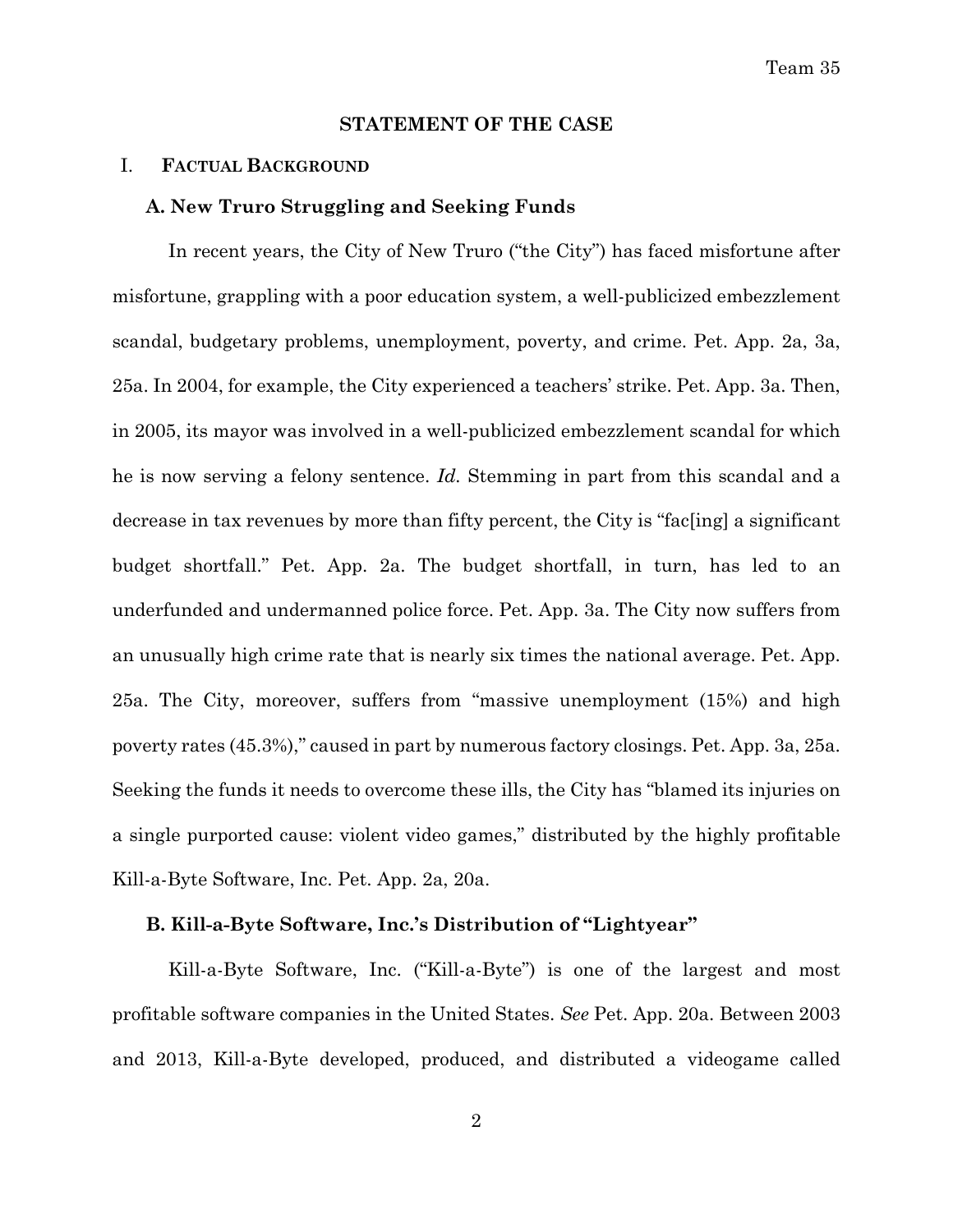## STATEMENT OF THE CASE

### I. FACTUAL BACKGROUND

#### A. New Truro Struggling and Seeking Funds

In recent years, the City of New Truro ("the City") has faced misfortune after misfortune, grappling with a poor education system, a well-publicized embezzlement scandal, budgetary problems, unemployment, poverty, and crime. Pet. App. 2a, 3a, 25a. In 2004, for example, the City experienced a teachers' strike. Pet. App. 3a. Then, in 2005, its mayor was involved in a well-publicized embezzlement scandal for which he is now serving a felony sentence. *Id.* Stemming in part from this scandal and a decrease in tax revenues by more than fifty percent, the City is "fac[ing] a significant budget shortfall." Pet. App. 2a. The budget shortfall, in turn, has led to an underfunded and undermanned police force. Pet. App. 3a. The City now suffers from an unusually high crime rate that is nearly six times the national average. Pet. App. 25a. The City, moreover, suffers from "massive unemployment (15%) and high poverty rates (45.3%)," caused in part by numerous factory closings. Pet. App. 3a, 25a. Seeking the funds it needs to overcome these ills, the City has "blamed its injuries on a single purported cause: violent video games," distributed by the highly profitable Kill-a-Byte Software, Inc. Pet. App. 2a, 20a.

#### B. Kill-a-Byte Software, Inc.'s Distribution of "Lightyear"

Kill-a-Byte Software, Inc. ("Kill-a-Byte") is one of the largest and most profitable software companies in the United States. *See* Pet. App. 20a. Between 2003 and 2013, Kill-a-Byte developed, produced, and distributed a videogame called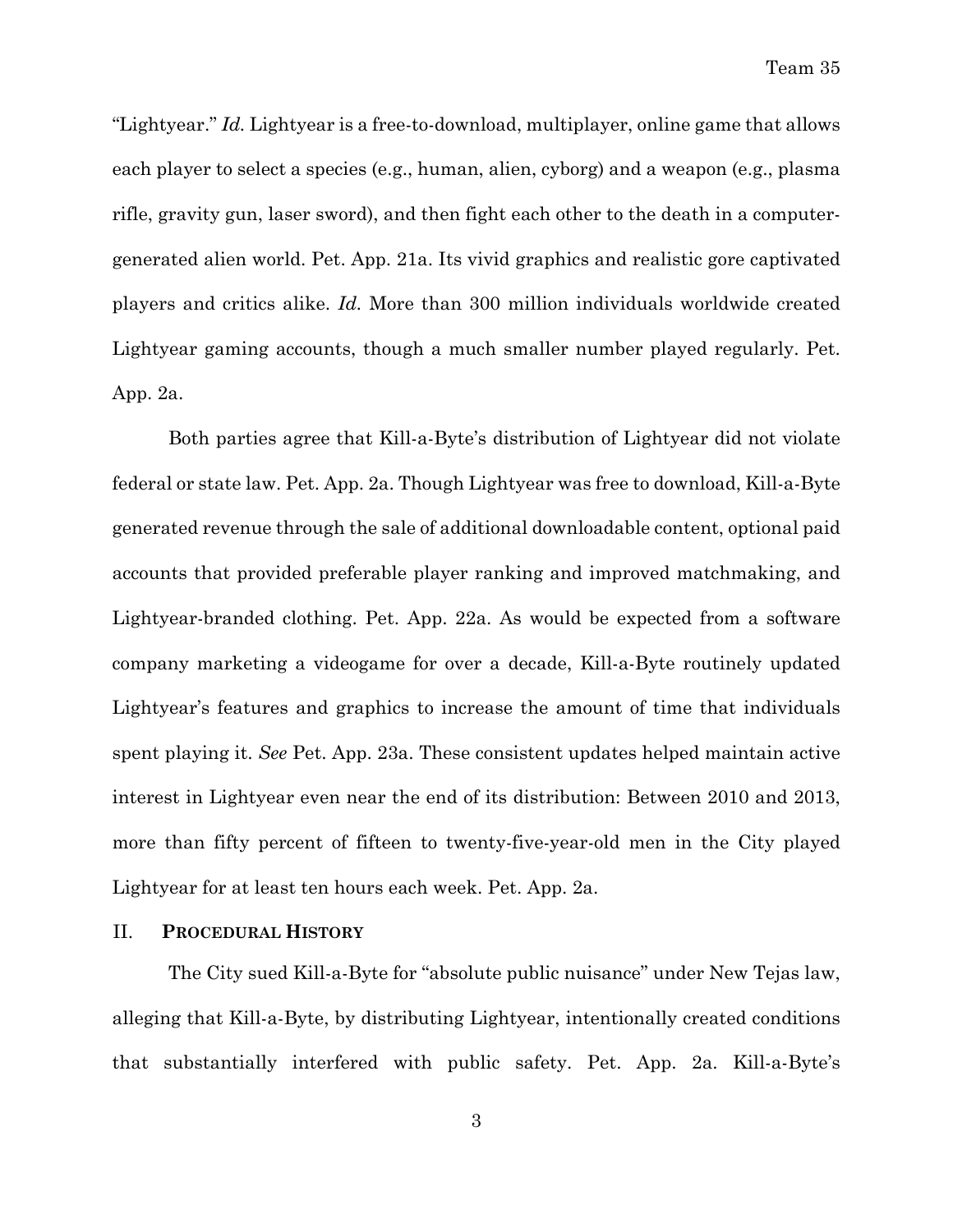"Lightyear." *Id.* Lightyear is a free-to-download, multiplayer, online game that allows each player to select a species (e.g., human, alien, cyborg) and a weapon (e.g., plasma rifle, gravity gun, laser sword), and then fight each other to the death in a computer-generated alien world. Pet. App. 21a. Its vivid graphics and realistic gore captivated players and critics alike. *Id.* More than 300 million individuals worldwide created Lightyear gaming accounts, though a much smaller number played regularly. Pet. App. 2a.

Both parties agree that Kill-a-Byte's distribution of Lightyear did not violate federal or state law. Pet. App. 2a. Though Lightyear was free to download, Kill-a-Byte generated revenue through the sale of additional downloadable content, optional paid accounts that provided preferable player ranking and improved matchmaking, and Lightyear-branded clothing. Pet. App. 22a. As would be expected from a software company marketing a videogame for over a decade, Kill-a-Byte routinely updated Lightyear's features and graphics to increase the amount of time that individuals spent playing it. *See* Pet. App. 23a. These consistent updates helped maintain active interest in Lightyear even near the end of its distribution: Between 2010 and 2013, more than fifty percent of fifteen to twenty-five-year-old men in the City played Lightyear for at least ten hours each week. Pet. App. 2a.

## II. PROCEDURAL HISTORY

The City sued Kill-a-Byte for "absolute public nuisance" under New Tejas law, alleging that Kill-a-Byte, by distributing Lightyear, intentionally created conditions that substantially interfered with public safety. Pet. App. 2a. Kill-a-Byte's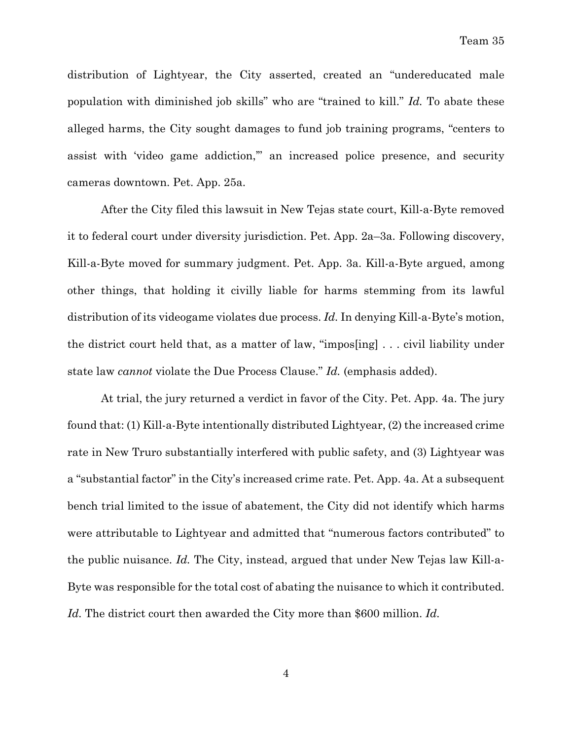distribution of Lightyear, the City asserted, created an "undereducated male population with diminished job skills" who are "trained to kill." *Id.* To abate these alleged harms, the City sought damages to fund job training programs, "centers to assist with 'video game addiction,'" an increased police presence, and security cameras downtown. Pet. App. 25a.

After the City filed this lawsuit in New Tejas state court, Kill-a-Byte removed it to federal court under diversity jurisdiction. Pet. App. 2a–3a. Following discovery, Kill-a-Byte moved for summary judgment. Pet. App. 3a. Kill-a-Byte argued, among other things, that holding it civilly liable for harms stemming from its lawful distribution of its videogame violates due process. *Id.* In denying Kill-a-Byte's motion, the district court held that, as a matter of law, "impos[ing] . . . civil liability under state law *cannot* violate the Due Process Clause." *Id.* (emphasis added).

At trial, the jury returned a verdict in favor of the City. Pet. App. 4a. The jury found that: (1) Kill-a-Byte intentionally distributed Lightyear, (2) the increased crime rate in New Truro substantially interfered with public safety, and (3) Lightyear was a "substantial factor" in the City's increased crime rate. Pet. App. 4a. At a subsequent bench trial limited to the issue of abatement, the City did not identify which harms were attributable to Lightyear and admitted that "numerous factors contributed" to the public nuisance. *Id.* The City, instead, argued that under New Tejas law Kill-a-Byte was responsible for the total cost of abating the nuisance to which it contributed. *Id.* The district court then awarded the City more than $600 million. *Id.*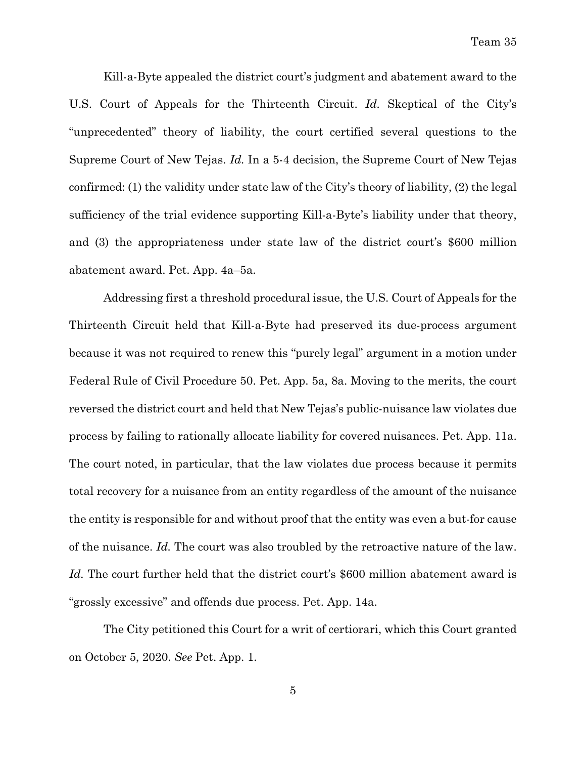Kill-a-Byte appealed the district court's judgment and abatement award to the U.S. Court of Appeals for the Thirteenth Circuit. *Id.* Skeptical of the City's "unprecedented" theory of liability, the court certified several questions to the Supreme Court of New Tejas. *Id.* In a 5-4 decision, the Supreme Court of New Tejas confirmed: (1) the validity under state law of the City's theory of liability, (2) the legal sufficiency of the trial evidence supporting Kill-a-Byte's liability under that theory, and (3) the appropriateness under state law of the district court's $600 million abatement award. Pet. App. 4a–5a.

Addressing first a threshold procedural issue, the U.S. Court of Appeals for the Thirteenth Circuit held that Kill-a-Byte had preserved its due-process argument because it was not required to renew this "purely legal" argument in a motion under Federal Rule of Civil Procedure 50. Pet. App. 5a, 8a. Moving to the merits, the court reversed the district court and held that New Tejas's public-nuisance law violates due process by failing to rationally allocate liability for covered nuisances. Pet. App. 11a. The court noted, in particular, that the law violates due process because it permits total recovery for a nuisance from an entity regardless of the amount of the nuisance the entity is responsible for and without proof that the entity was even a but-for cause of the nuisance. *Id.* The court was also troubled by the retroactive nature of the law. *Id.* The court further held that the district court's $600 million abatement award is "grossly excessive" and offends due process. Pet. App. 14a.

The City petitioned this Court for a writ of certiorari, which this Court granted on October 5, 2020. *See* Pet. App. 1.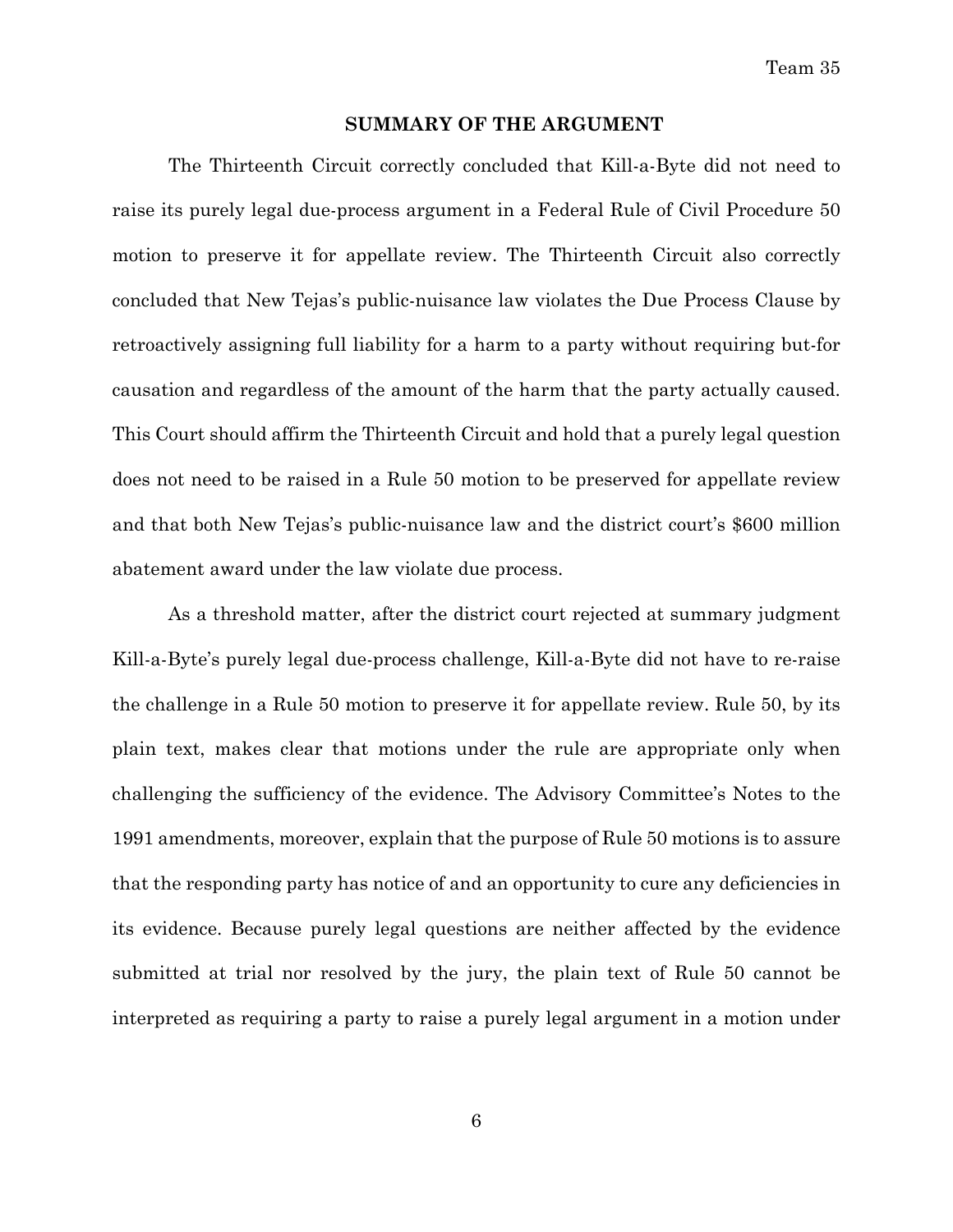## SUMMARY OF THE ARGUMENT

The Thirteenth Circuit correctly concluded that Kill-a-Byte did not need to raise its purely legal due-process argument in a Federal Rule of Civil Procedure 50 motion to preserve it for appellate review. The Thirteenth Circuit also correctly concluded that New Tejas's public-nuisance law violates the Due Process Clause by retroactively assigning full liability for a harm to a party without requiring but-for causation and regardless of the amount of the harm that the party actually caused. This Court should affirm the Thirteenth Circuit and hold that a purely legal question does not need to be raised in a Rule 50 motion to be preserved for appellate review and that both New Tejas's public-nuisance law and the district court's $600 million abatement award under the law violate due process.

As a threshold matter, after the district court rejected at summary judgment Kill-a-Byte's purely legal due-process challenge, Kill-a-Byte did not have to re-raise the challenge in a Rule 50 motion to preserve it for appellate review. Rule 50, by its plain text, makes clear that motions under the rule are appropriate only when challenging the sufficiency of the evidence. The Advisory Committee's Notes to the 1991 amendments, moreover, explain that the purpose of Rule 50 motions is to assure that the responding party has notice of and an opportunity to cure any deficiencies in its evidence. Because purely legal questions are neither affected by the evidence submitted at trial nor resolved by the jury, the plain text of Rule 50 cannot be interpreted as requiring a party to raise a purely legal argument in a motion under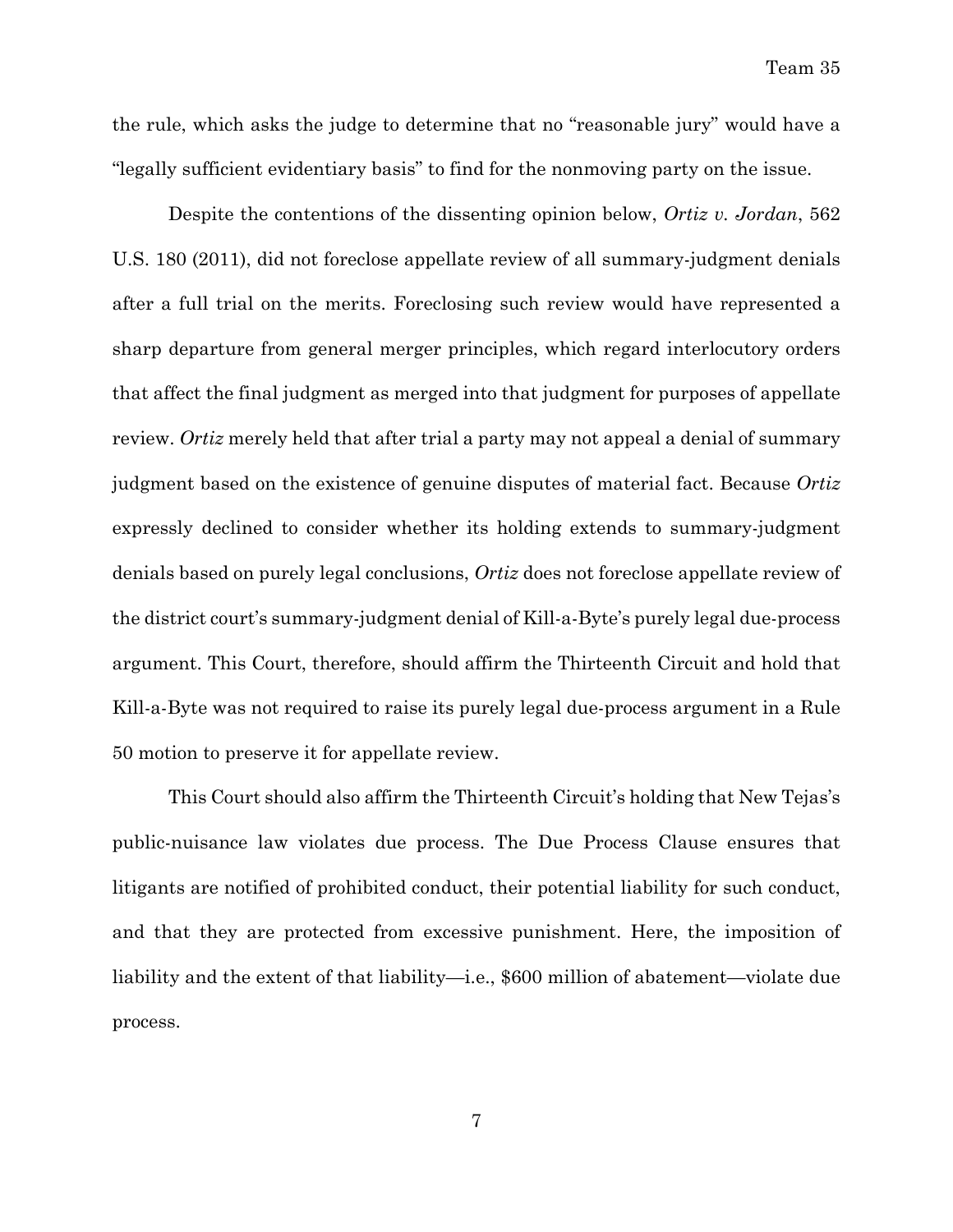the rule, which asks the judge to determine that no "reasonable jury" would have a "legally sufficient evidentiary basis" to find for the nonmoving party on the issue.

Despite the contentions of the dissenting opinion below, *Ortiz v. Jordan*, 562 U.S. 180 (2011), did not foreclose appellate review of all summary-judgment denials after a full trial on the merits. Foreclosing such review would have represented a sharp departure from general merger principles, which regard interlocutory orders that affect the final judgment as merged into that judgment for purposes of appellate review. *Ortiz* merely held that after trial a party may not appeal a denial of summary judgment based on the existence of genuine disputes of material fact. Because *Ortiz* expressly declined to consider whether its holding extends to summary-judgment denials based on purely legal conclusions, *Ortiz* does not foreclose appellate review of the district court's summary-judgment denial of Kill-a-Byte's purely legal due-process argument. This Court, therefore, should affirm the Thirteenth Circuit and hold that Kill-a-Byte was not required to raise its purely legal due-process argument in a Rule 50 motion to preserve it for appellate review.

This Court should also affirm the Thirteenth Circuit's holding that New Tejas's public-nuisance law violates due process. The Due Process Clause ensures that litigants are notified of prohibited conduct, their potential liability for such conduct, and that they are protected from excessive punishment. Here, the imposition of liability and the extent of that liability—i.e., $600 million of abatement—violate due process.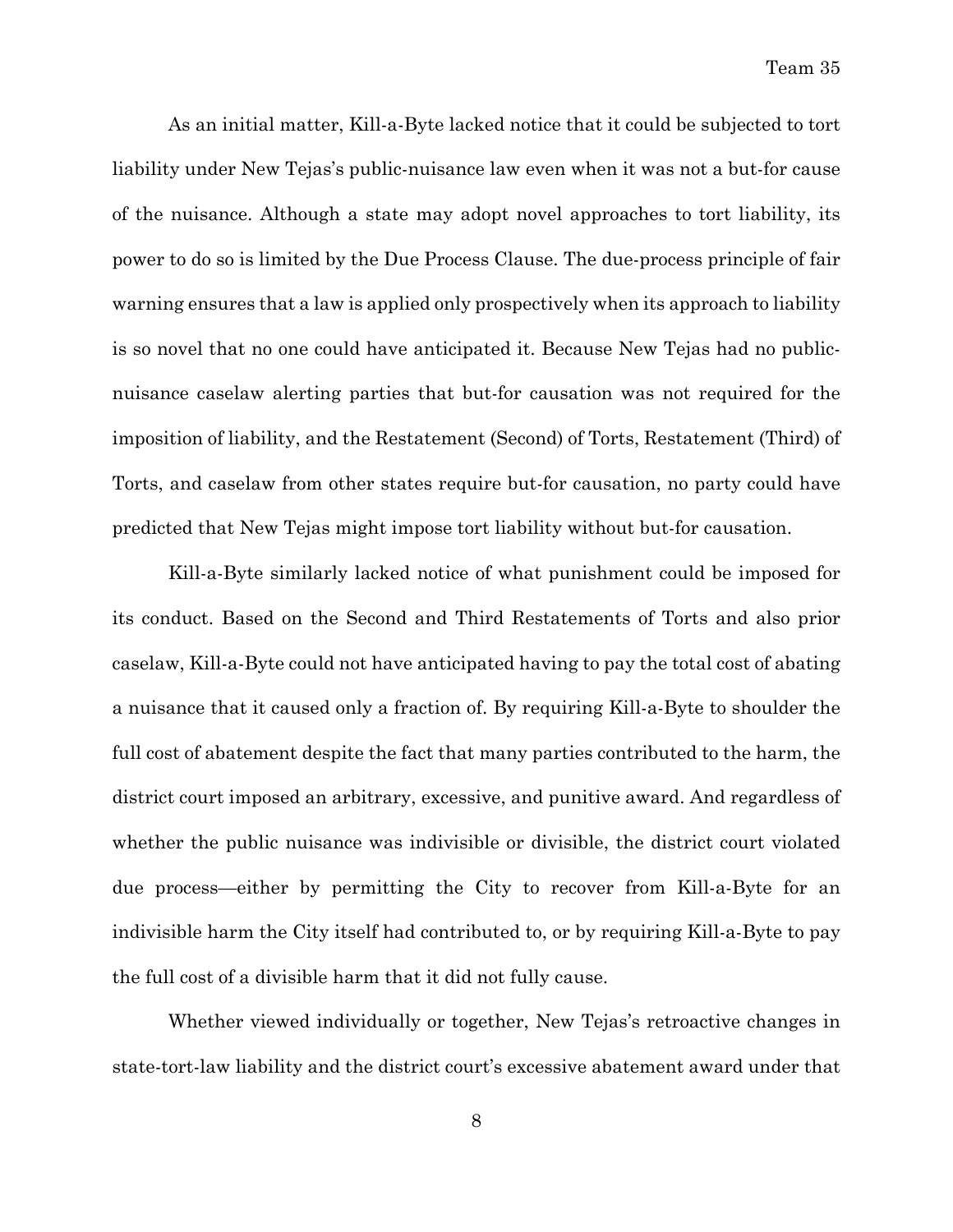As an initial matter, Kill-a-Byte lacked notice that it could be subjected to tort liability under New Tejas's public-nuisance law even when it was not a but-for cause of the nuisance. Although a state may adopt novel approaches to tort liability, its power to do so is limited by the Due Process Clause. The due-process principle of fair warning ensures that a law is applied only prospectively when its approach to liability is so novel that no one could have anticipated it. Because New Tejas had no public-nuisance caselaw alerting parties that but-for causation was not required for the imposition of liability, and the Restatement (Second) of Torts, Restatement (Third) of Torts, and caselaw from other states require but-for causation, no party could have predicted that New Tejas might impose tort liability without but-for causation.

Kill-a-Byte similarly lacked notice of what punishment could be imposed for its conduct. Based on the Second and Third Restatements of Torts and also prior caselaw, Kill-a-Byte could not have anticipated having to pay the total cost of abating a nuisance that it caused only a fraction of. By requiring Kill-a-Byte to shoulder the full cost of abatement despite the fact that many parties contributed to the harm, the district court imposed an arbitrary, excessive, and punitive award. And regardless of whether the public nuisance was indivisible or divisible, the district court violated due process—either by permitting the City to recover from Kill-a-Byte for an indivisible harm the City itself had contributed to, or by requiring Kill-a-Byte to pay the full cost of a divisible harm that it did not fully cause.

Whether viewed individually or together, New Tejas's retroactive changes in state-tort-law liability and the district court's excessive abatement award under that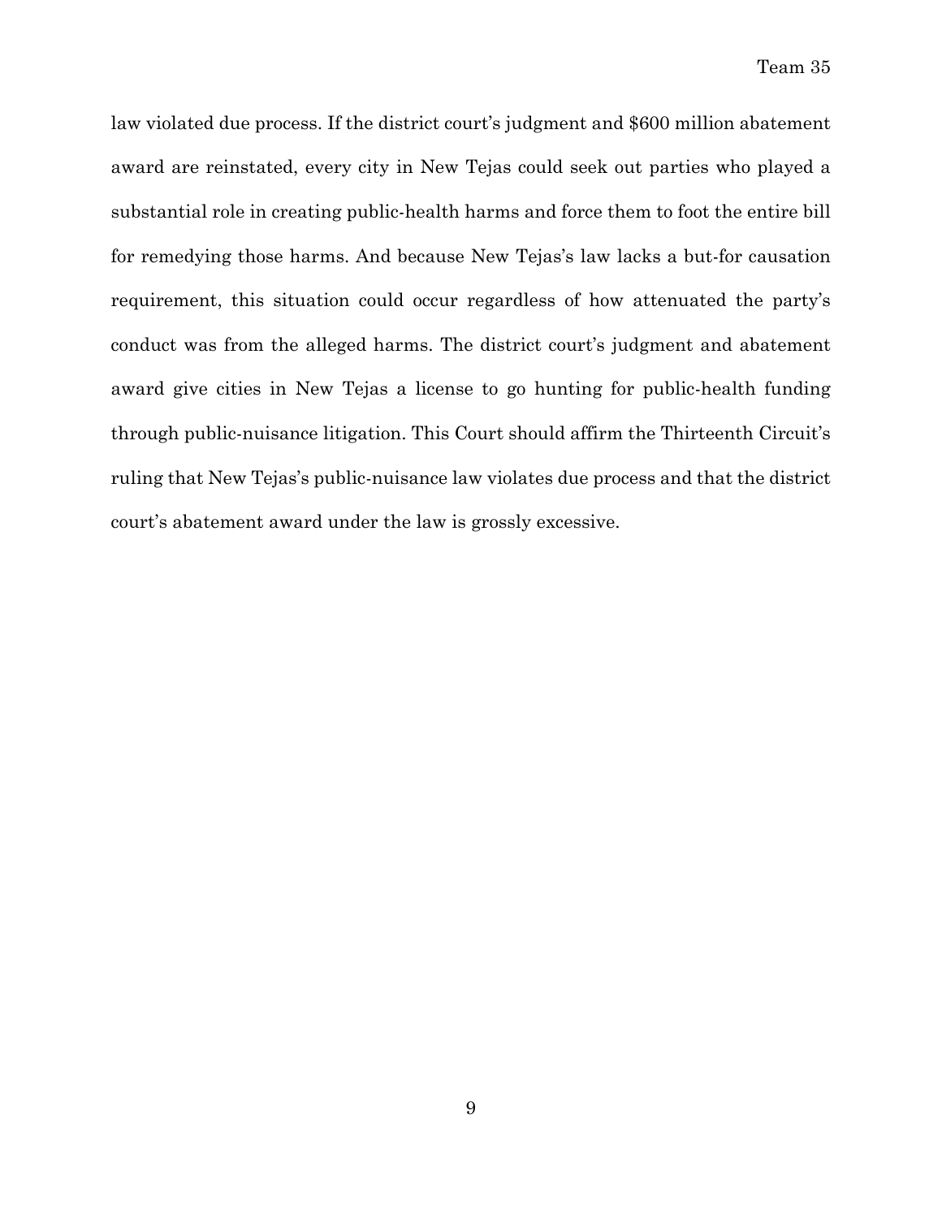law violated due process. If the district court's judgment and $600 million abatement award are reinstated, every city in New Tejas could seek out parties who played a substantial role in creating public-health harms and force them to foot the entire bill for remedying those harms. And because New Tejas's law lacks a but-for causation requirement, this situation could occur regardless of how attenuated the party's conduct was from the alleged harms. The district court's judgment and abatement award give cities in New Tejas a license to go hunting for public-health funding through public-nuisance litigation. This Court should affirm the Thirteenth Circuit's ruling that New Tejas's public-nuisance law violates due process and that the district court's abatement award under the law is grossly excessive.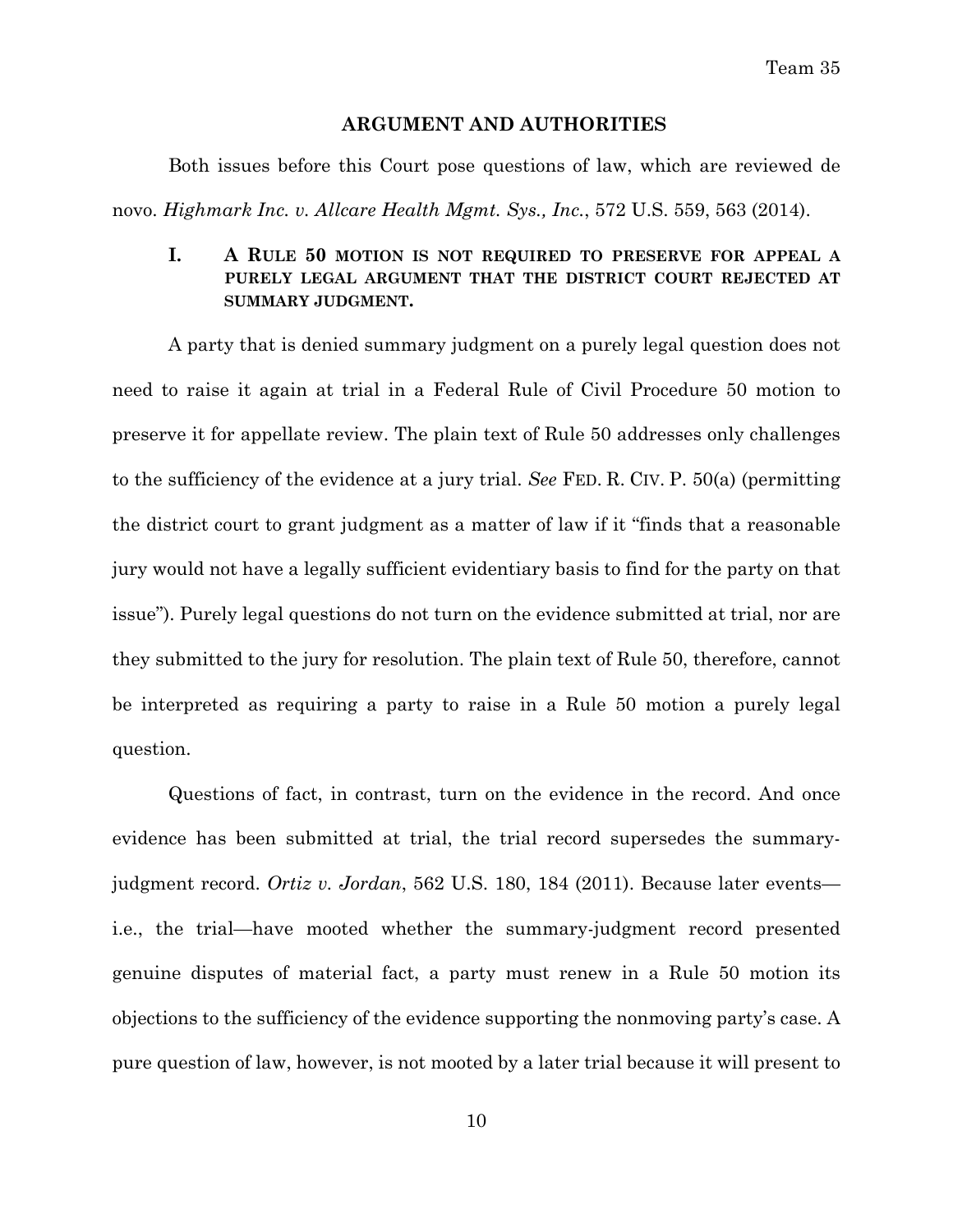## ARGUMENT AND AUTHORITIES

Both issues before this Court pose questions of law, which are reviewed de novo. *Highmark Inc. v. Allcare Health Mgmt. Sys., Inc.*, 572 U.S. 559, 563 (2014).

### I. A RULE 50 MOTION IS NOT REQUIRED TO PRESERVE FOR APPEAL A PURELY LEGAL ARGUMENT THAT THE DISTRICT COURT REJECTED AT SUMMARY JUDGMENT.

A party that is denied summary judgment on a purely legal question does not need to raise it again at trial in a Federal Rule of Civil Procedure 50 motion to preserve it for appellate review. The plain text of Rule 50 addresses only challenges to the sufficiency of the evidence at a jury trial. *See* FED. R. CIV. P. 50(a) (permitting the district court to grant judgment as a matter of law if it "finds that a reasonable jury would not have a legally sufficient evidentiary basis to find for the party on that issue"). Purely legal questions do not turn on the evidence submitted at trial, nor are they submitted to the jury for resolution. The plain text of Rule 50, therefore, cannot be interpreted as requiring a party to raise in a Rule 50 motion a purely legal question.

Questions of fact, in contrast, turn on the evidence in the record. And once evidence has been submitted at trial, the trial record supersedes the summary-judgment record. *Ortiz v. Jordan*, 562 U.S. 180, 184 (2011). Because later events—i.e., the trial—have mooted whether the summary-judgment record presented genuine disputes of material fact, a party must renew in a Rule 50 motion its objections to the sufficiency of the evidence supporting the nonmoving party's case. A pure question of law, however, is not mooted by a later trial because it will present to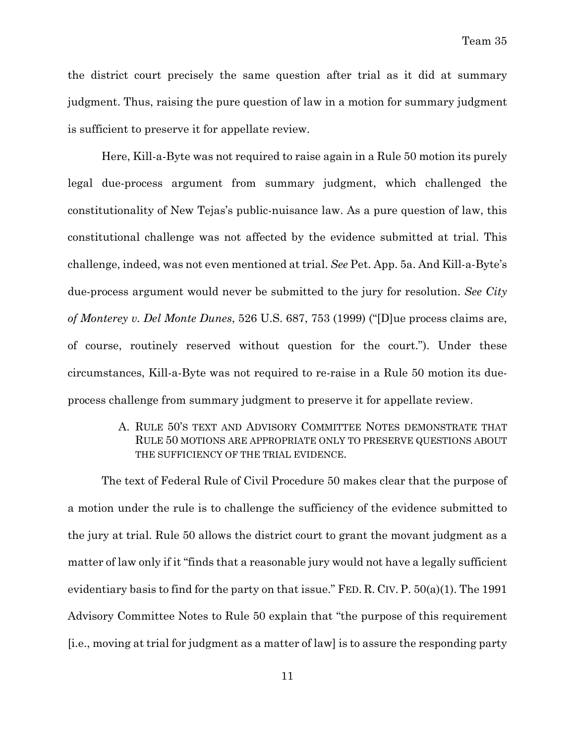the district court precisely the same question after trial as it did at summary judgment. Thus, raising the pure question of law in a motion for summary judgment is sufficient to preserve it for appellate review.

Here, Kill-a-Byte was not required to raise again in a Rule 50 motion its purely legal due-process argument from summary judgment, which challenged the constitutionality of New Tejas's public-nuisance law. As a pure question of law, this constitutional challenge was not affected by the evidence submitted at trial. This challenge, indeed, was not even mentioned at trial. *See* Pet. App. 5a. And Kill-a-Byte's due-process argument would never be submitted to the jury for resolution. *See City of Monterey v. Del Monte Dunes*, 526 U.S. 687, 753 (1999) ("[D]ue process claims are, of course, routinely reserved without question for the court."). Under these circumstances, Kill-a-Byte was not required to re-raise in a Rule 50 motion its due-process challenge from summary judgment to preserve it for appellate review.

### A. RULE 50'S TEXT AND ADVISORY COMMITTEE NOTES DEMONSTRATE THAT RULE 50 MOTIONS ARE APPROPRIATE ONLY TO PRESERVE QUESTIONS ABOUT THE SUFFICIENCY OF THE TRIAL EVIDENCE.

The text of Federal Rule of Civil Procedure 50 makes clear that the purpose of a motion under the rule is to challenge the sufficiency of the evidence submitted to the jury at trial. Rule 50 allows the district court to grant the movant judgment as a matter of law only if it "finds that a reasonable jury would not have a legally sufficient evidentiary basis to find for the party on that issue." FED. R. CIV. P. 50(a)(1). The 1991 Advisory Committee Notes to Rule 50 explain that "the purpose of this requirement [i.e., moving at trial for judgment as a matter of law] is to assure the responding party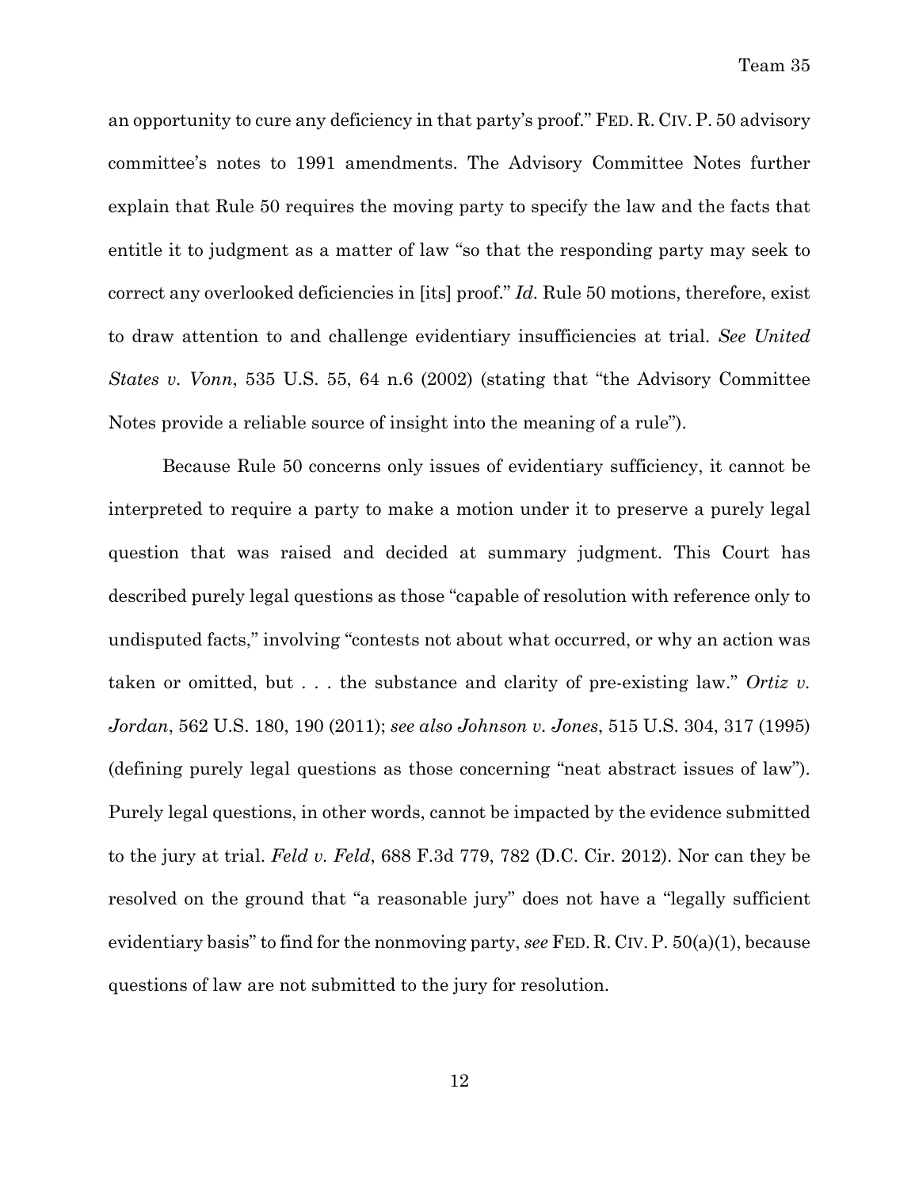an opportunity to cure any deficiency in that party's proof." FED. R. CIV. P. 50 advisory committee's notes to 1991 amendments. The Advisory Committee Notes further explain that Rule 50 requires the moving party to specify the law and the facts that entitle it to judgment as a matter of law "so that the responding party may seek to correct any overlooked deficiencies in [its] proof." *Id.* Rule 50 motions, therefore, exist to draw attention to and challenge evidentiary insufficiencies at trial. *See United States v. Vonn*, 535 U.S. 55, 64 n.6 (2002) (stating that "the Advisory Committee Notes provide a reliable source of insight into the meaning of a rule").

Because Rule 50 concerns only issues of evidentiary sufficiency, it cannot be interpreted to require a party to make a motion under it to preserve a purely legal question that was raised and decided at summary judgment. This Court has described purely legal questions as those "capable of resolution with reference only to undisputed facts," involving "contests not about what occurred, or why an action was taken or omitted, but . . . the substance and clarity of pre-existing law." *Ortiz v. Jordan*, 562 U.S. 180, 190 (2011); *see also Johnson v. Jones*, 515 U.S. 304, 317 (1995) (defining purely legal questions as those concerning "neat abstract issues of law"). Purely legal questions, in other words, cannot be impacted by the evidence submitted to the jury at trial. *Feld v. Feld*, 688 F.3d 779, 782 (D.C. Cir. 2012). Nor can they be resolved on the ground that "a reasonable jury" does not have a "legally sufficient evidentiary basis" to find for the nonmoving party, *see* FED. R. CIV. P. 50(a)(1), because questions of law are not submitted to the jury for resolution.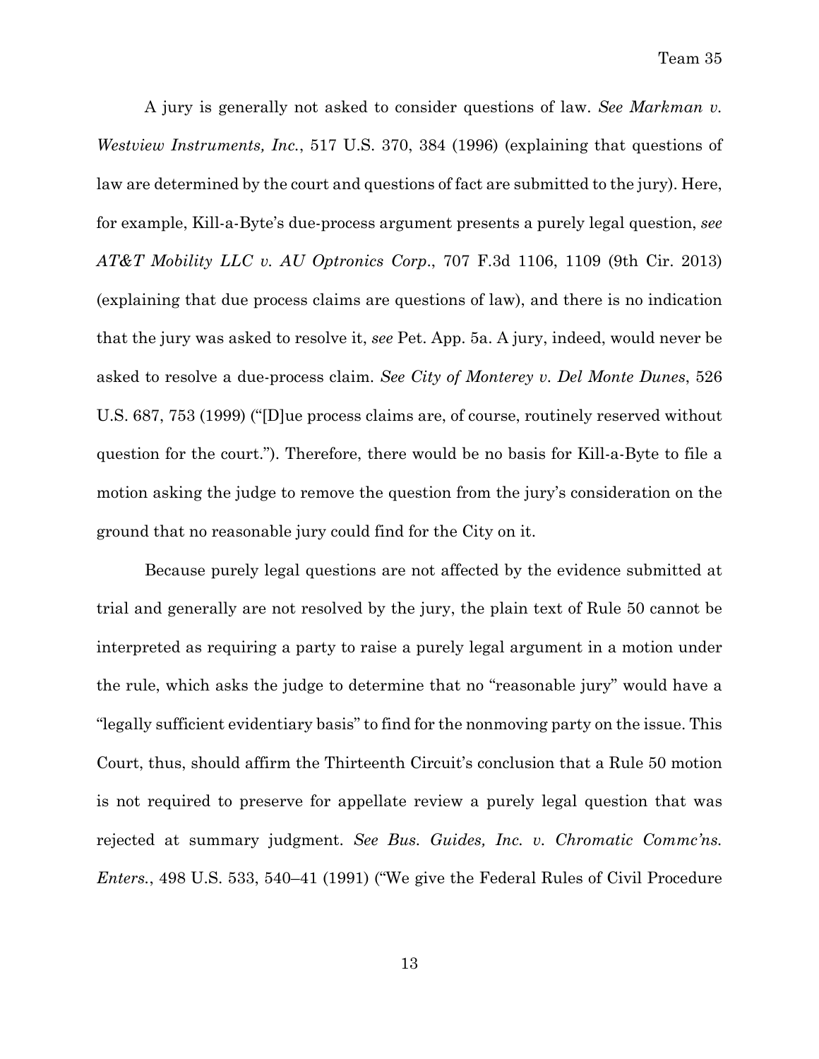A jury is generally not asked to consider questions of law. *See Markman v. Westview Instruments, Inc.*, 517 U.S. 370, 384 (1996) (explaining that questions of law are determined by the court and questions of fact are submitted to the jury). Here, for example, Kill-a-Byte's due-process argument presents a purely legal question, *see AT&T Mobility LLC v. AU Optronics Corp.*, 707 F.3d 1106, 1109 (9th Cir. 2013) (explaining that due process claims are questions of law), and there is no indication that the jury was asked to resolve it, *see* Pet. App. 5a. A jury, indeed, would never be asked to resolve a due-process claim. *See City of Monterey v. Del Monte Dunes*, 526 U.S. 687, 753 (1999) ("[D]ue process claims are, of course, routinely reserved without question for the court."). Therefore, there would be no basis for Kill-a-Byte to file a motion asking the judge to remove the question from the jury's consideration on the ground that no reasonable jury could find for the City on it.

Because purely legal questions are not affected by the evidence submitted at trial and generally are not resolved by the jury, the plain text of Rule 50 cannot be interpreted as requiring a party to raise a purely legal argument in a motion under the rule, which asks the judge to determine that no "reasonable jury" would have a "legally sufficient evidentiary basis" to find for the nonmoving party on the issue. This Court, thus, should affirm the Thirteenth Circuit's conclusion that a Rule 50 motion is not required to preserve for appellate review a purely legal question that was rejected at summary judgment. *See Bus. Guides, Inc. v. Chromatic Commc'ns. Enters.*, 498 U.S. 533, 540–41 (1991) ("We give the Federal Rules of Civil Procedure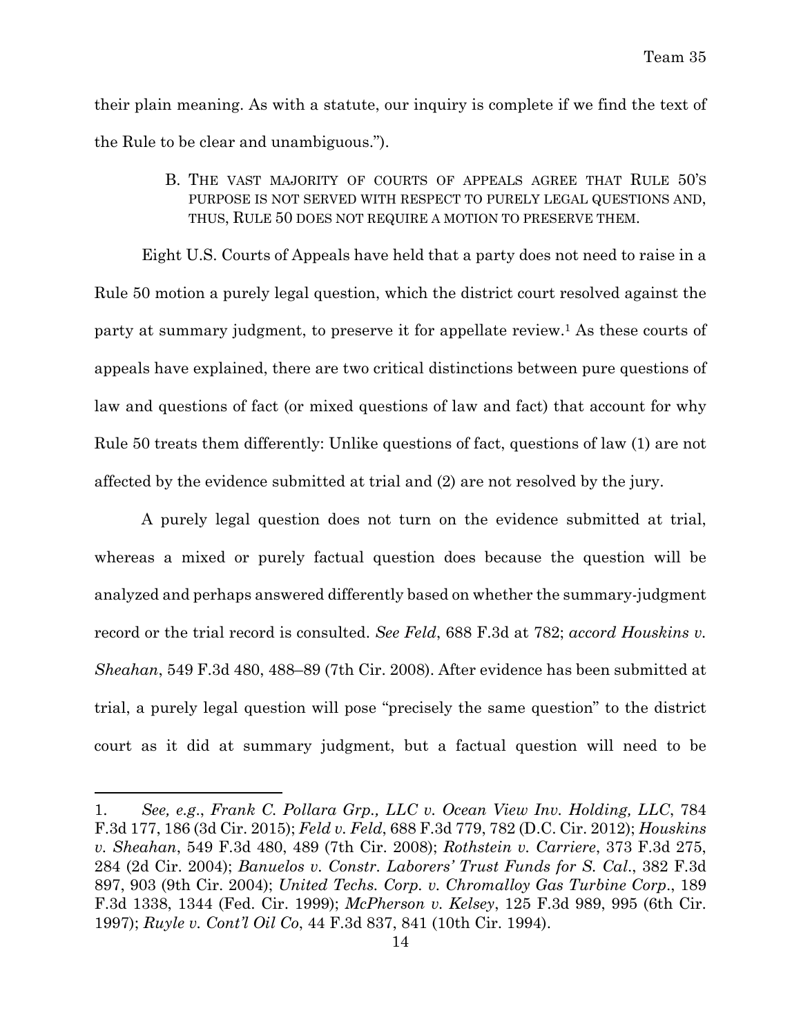their plain meaning. As with a statute, our inquiry is complete if we find the text of the Rule to be clear and unambiguous.").

### B. The vast majority of courts of appeals agree that Rule 50's purpose is not served with respect to purely legal questions and, thus, Rule 50 does not require a motion to preserve them.

Eight U.S. Courts of Appeals have held that a party does not need to raise in a Rule 50 motion a purely legal question, which the district court resolved against the party at summary judgment, to preserve it for appellate review.[1] As these courts of appeals have explained, there are two critical distinctions between pure questions of law and questions of fact (or mixed questions of law and fact) that account for why Rule 50 treats them differently: Unlike questions of fact, questions of law (1) are not affected by the evidence submitted at trial and (2) are not resolved by the jury.

A purely legal question does not turn on the evidence submitted at trial, whereas a mixed or purely factual question does because the question will be analyzed and perhaps answered differently based on whether the summary-judgment record or the trial record is consulted. *See Feld*, 688 F.3d at 782; *accord Houskins v. Sheahan*, 549 F.3d 480, 488–89 (7th Cir. 2008). After evidence has been submitted at trial, a purely legal question will pose "precisely the same question" to the district court as it did at summary judgment, but a factual question will need to be

---

1. *See, e.g.*, *Frank C. Pollara Grp., LLC v. Ocean View Inv. Holding, LLC*, 784 F.3d 177, 186 (3d Cir. 2015); *Feld v. Feld*, 688 F.3d 779, 782 (D.C. Cir. 2012); *Houskins v. Sheahan*, 549 F.3d 480, 489 (7th Cir. 2008); *Rothstein v. Carriere*, 373 F.3d 275, 284 (2d Cir. 2004); *Banuelos v. Constr. Laborers' Trust Funds for S. Cal.*, 382 F.3d 897, 903 (9th Cir. 2004); *United Techs. Corp. v. Chromalloy Gas Turbine Corp.*, 189 F.3d 1338, 1344 (Fed. Cir. 1999); *McPherson v. Kelsey*, 125 F.3d 989, 995 (6th Cir. 1997); *Ruyle v. Cont'l Oil Co*, 44 F.3d 837, 841 (10th Cir. 1994).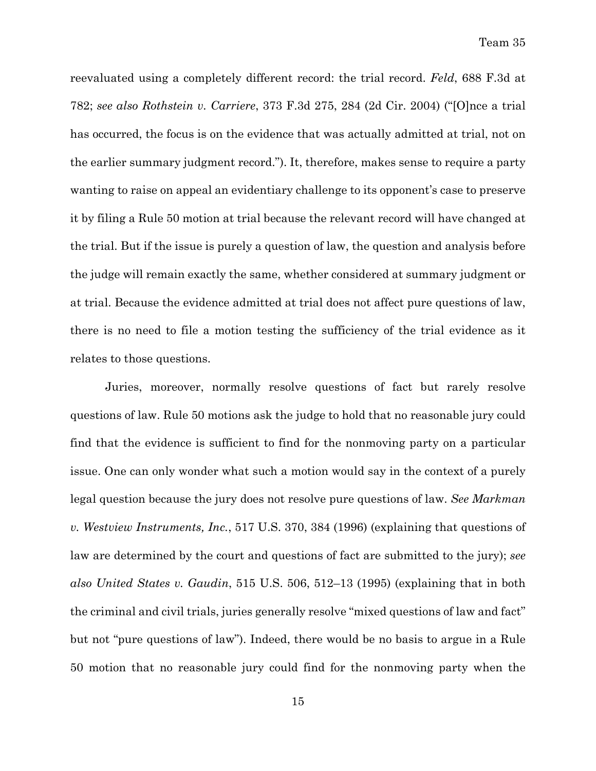reevaluated using a completely different record: the trial record. *Feld*, 688 F.3d at 782; *see also Rothstein v. Carriere*, 373 F.3d 275, 284 (2d Cir. 2004) ("[O]nce a trial has occurred, the focus is on the evidence that was actually admitted at trial, not on the earlier summary judgment record."). It, therefore, makes sense to require a party wanting to raise on appeal an evidentiary challenge to its opponent's case to preserve it by filing a Rule 50 motion at trial because the relevant record will have changed at the trial. But if the issue is purely a question of law, the question and analysis before the judge will remain exactly the same, whether considered at summary judgment or at trial. Because the evidence admitted at trial does not affect pure questions of law, there is no need to file a motion testing the sufficiency of the trial evidence as it relates to those questions.

Juries, moreover, normally resolve questions of fact but rarely resolve questions of law. Rule 50 motions ask the judge to hold that no reasonable jury could find that the evidence is sufficient to find for the nonmoving party on a particular issue. One can only wonder what such a motion would say in the context of a purely legal question because the jury does not resolve pure questions of law. *See Markman v. Westview Instruments, Inc.*, 517 U.S. 370, 384 (1996) (explaining that questions of law are determined by the court and questions of fact are submitted to the jury); *see also United States v. Gaudin*, 515 U.S. 506, 512–13 (1995) (explaining that in both the criminal and civil trials, juries generally resolve "mixed questions of law and fact" but not "pure questions of law"). Indeed, there would be no basis to argue in a Rule 50 motion that no reasonable jury could find for the nonmoving party when the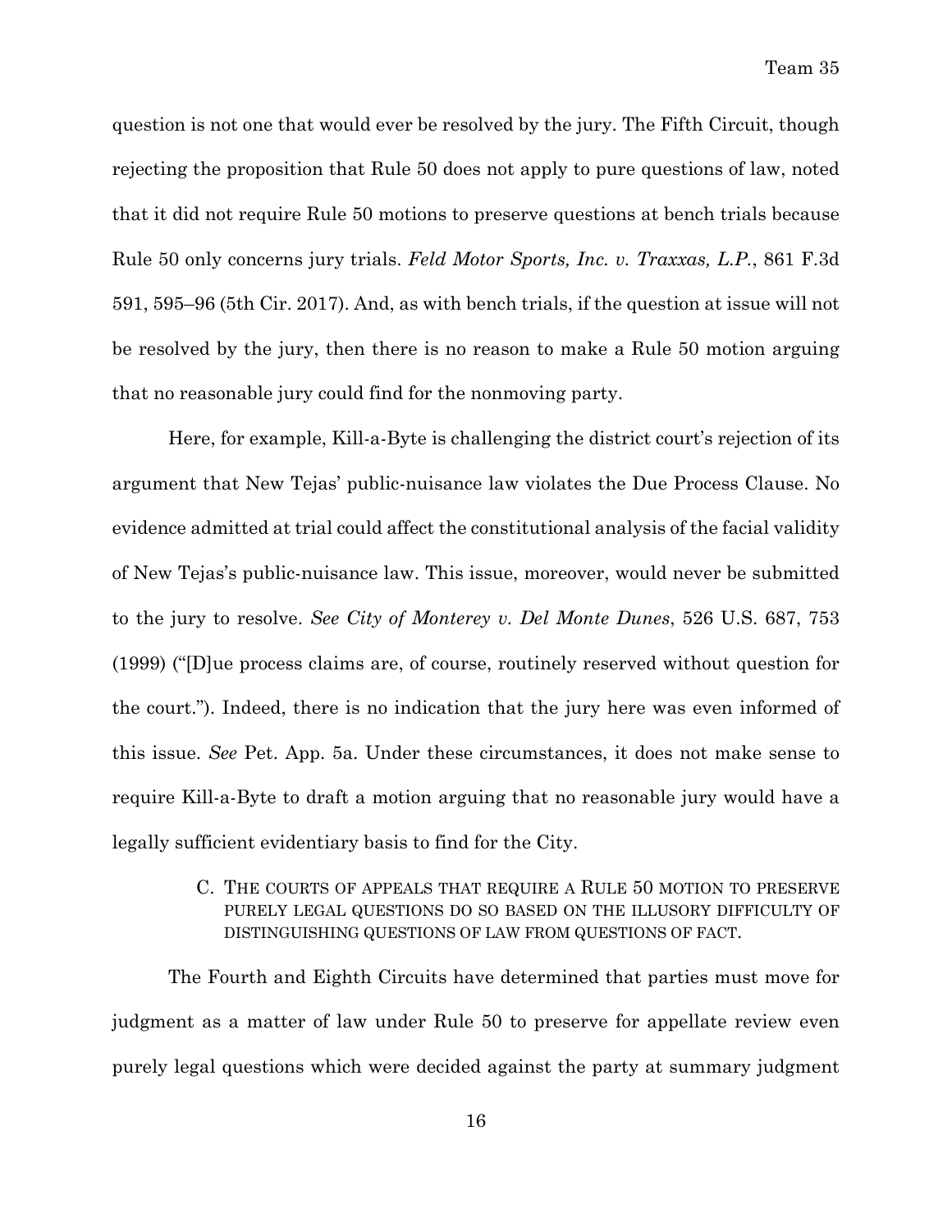question is not one that would ever be resolved by the jury. The Fifth Circuit, though rejecting the proposition that Rule 50 does not apply to pure questions of law, noted that it did not require Rule 50 motions to preserve questions at bench trials because Rule 50 only concerns jury trials. *Feld Motor Sports, Inc. v. Traxxas, L.P.*, 861 F.3d 591, 595–96 (5th Cir. 2017). And, as with bench trials, if the question at issue will not be resolved by the jury, then there is no reason to make a Rule 50 motion arguing that no reasonable jury could find for the nonmoving party.

Here, for example, Kill-a-Byte is challenging the district court's rejection of its argument that New Tejas' public-nuisance law violates the Due Process Clause. No evidence admitted at trial could affect the constitutional analysis of the facial validity of New Tejas's public-nuisance law. This issue, moreover, would never be submitted to the jury to resolve. *See City of Monterey v. Del Monte Dunes*, 526 U.S. 687, 753 (1999) ("[D]ue process claims are, of course, routinely reserved without question for the court."). Indeed, there is no indication that the jury here was even informed of this issue. *See* Pet. App. 5a. Under these circumstances, it does not make sense to require Kill-a-Byte to draft a motion arguing that no reasonable jury would have a legally sufficient evidentiary basis to find for the City.

### C. The courts of appeals that require a Rule 50 motion to preserve purely legal questions do so based on the illusory difficulty of distinguishing questions of law from questions of fact.

The Fourth and Eighth Circuits have determined that parties must move for judgment as a matter of law under Rule 50 to preserve for appellate review even purely legal questions which were decided against the party at summary judgment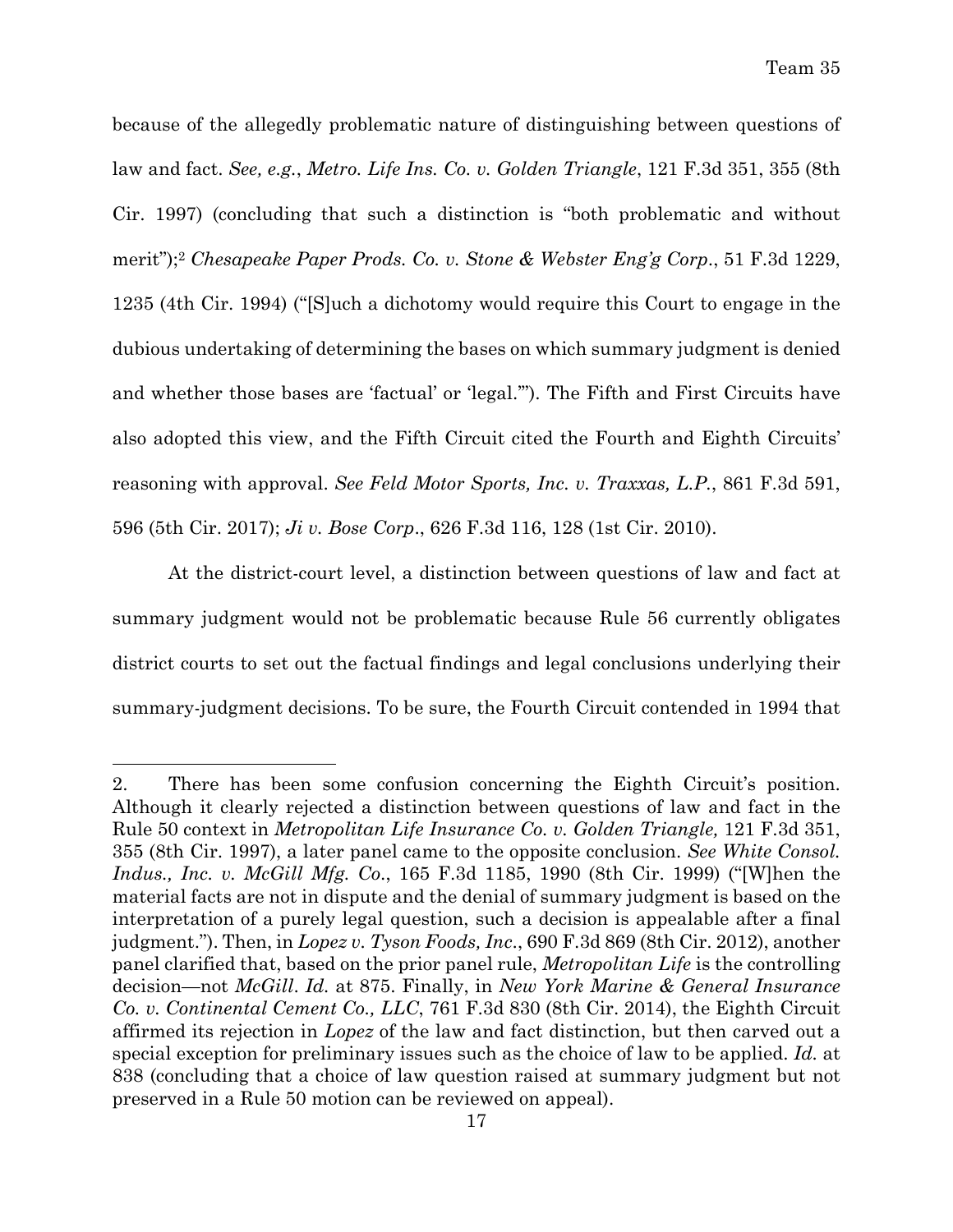because of the allegedly problematic nature of distinguishing between questions of law and fact. *See, e.g.*, *Metro. Life Ins. Co. v. Golden Triangle*, 121 F.3d 351, 355 (8th Cir. 1997) (concluding that such a distinction is "both problematic and without merit");[2] *Chesapeake Paper Prods. Co. v. Stone & Webster Eng'g Corp*., 51 F.3d 1229, 1235 (4th Cir. 1994) ("[S]uch a dichotomy would require this Court to engage in the dubious undertaking of determining the bases on which summary judgment is denied and whether those bases are 'factual' or 'legal.'"). The Fifth and First Circuits have also adopted this view, and the Fifth Circuit cited the Fourth and Eighth Circuits' reasoning with approval. *See Feld Motor Sports, Inc. v. Traxxas, L.P.*, 861 F.3d 591, 596 (5th Cir. 2017); *Ji v. Bose Corp*., 626 F.3d 116, 128 (1st Cir. 2010).

At the district-court level, a distinction between questions of law and fact at summary judgment would not be problematic because Rule 56 currently obligates district courts to set out the factual findings and legal conclusions underlying their summary-judgment decisions. To be sure, the Fourth Circuit contended in 1994 that

---

2. There has been some confusion concerning the Eighth Circuit's position. Although it clearly rejected a distinction between questions of law and fact in the Rule 50 context in *Metropolitan Life Insurance Co. v. Golden Triangle,* 121 F.3d 351, 355 (8th Cir. 1997), a later panel came to the opposite conclusion. *See White Consol. Indus., Inc. v. McGill Mfg. Co*., 165 F.3d 1185, 1990 (8th Cir. 1999) ("[W]hen the material facts are not in dispute and the denial of summary judgment is based on the interpretation of a purely legal question, such a decision is appealable after a final judgment."). Then, in *Lopez v. Tyson Foods, Inc*., 690 F.3d 869 (8th Cir. 2012), another panel clarified that, based on the prior panel rule, *Metropolitan Life* is the controlling decision—not *McGill*. *Id.* at 875. Finally, in *New York Marine & General Insurance Co. v. Continental Cement Co., LLC*, 761 F.3d 830 (8th Cir. 2014), the Eighth Circuit affirmed its rejection in *Lopez* of the law and fact distinction, but then carved out a special exception for preliminary issues such as the choice of law to be applied. *Id.* at 838 (concluding that a choice of law question raised at summary judgment but not preserved in a Rule 50 motion can be reviewed on appeal).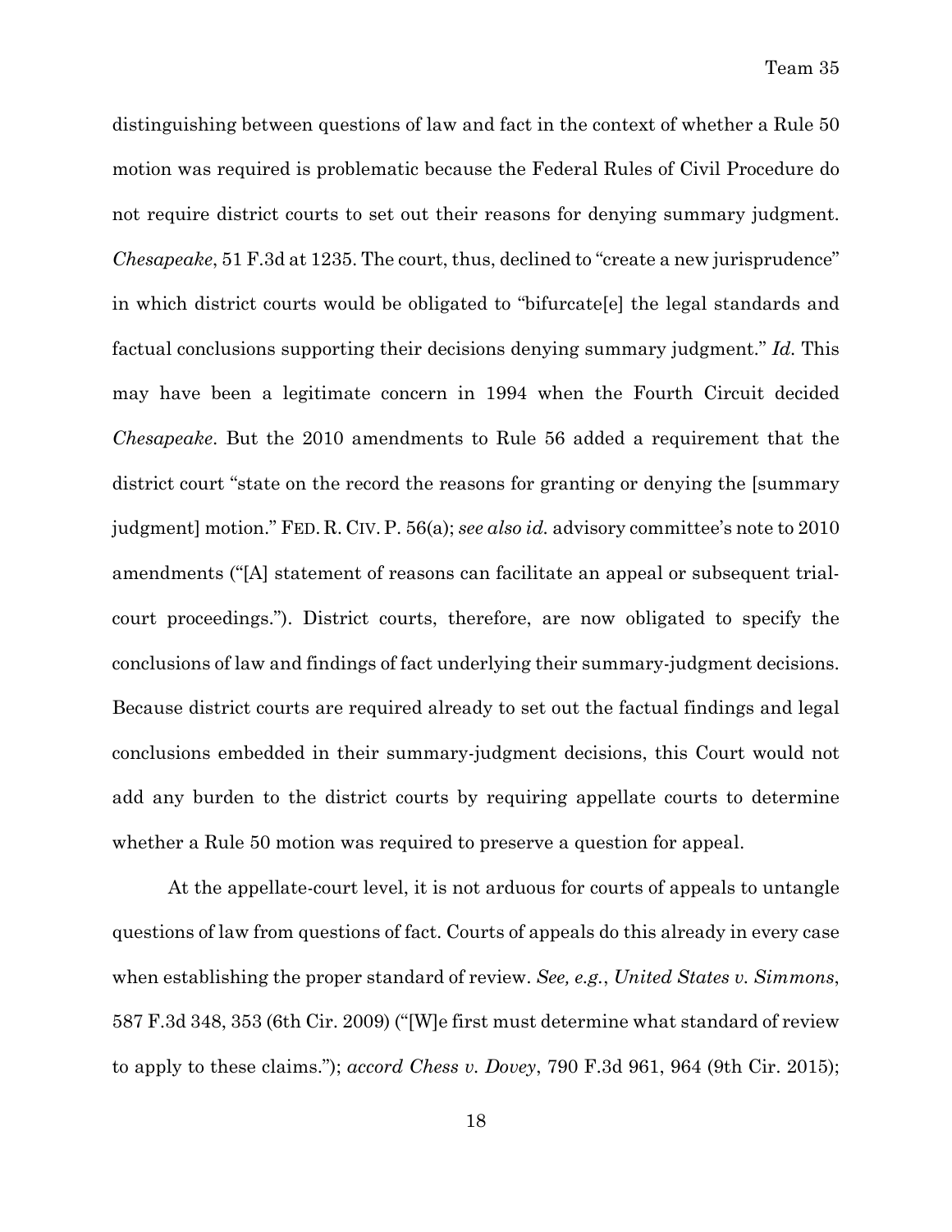distinguishing between questions of law and fact in the context of whether a Rule 50 motion was required is problematic because the Federal Rules of Civil Procedure do not require district courts to set out their reasons for denying summary judgment. *Chesapeake*, 51 F.3d at 1235. The court, thus, declined to "create a new jurisprudence" in which district courts would be obligated to "bifurcate[e] the legal standards and factual conclusions supporting their decisions denying summary judgment." *Id.* This may have been a legitimate concern in 1994 when the Fourth Circuit decided *Chesapeake*. But the 2010 amendments to Rule 56 added a requirement that the district court "state on the record the reasons for granting or denying the [summary judgment] motion." FED. R. CIV. P. 56(a); *see also id.* advisory committee's note to 2010 amendments ("[A] statement of reasons can facilitate an appeal or subsequent trial-court proceedings."). District courts, therefore, are now obligated to specify the conclusions of law and findings of fact underlying their summary-judgment decisions. Because district courts are required already to set out the factual findings and legal conclusions embedded in their summary-judgment decisions, this Court would not add any burden to the district courts by requiring appellate courts to determine whether a Rule 50 motion was required to preserve a question for appeal.

At the appellate-court level, it is not arduous for courts of appeals to untangle questions of law from questions of fact. Courts of appeals do this already in every case when establishing the proper standard of review. *See, e.g.*, *United States v. Simmons*, 587 F.3d 348, 353 (6th Cir. 2009) ("[W]e first must determine what standard of review to apply to these claims."); *accord Chess v. Dovey*, 790 F.3d 961, 964 (9th Cir. 2015);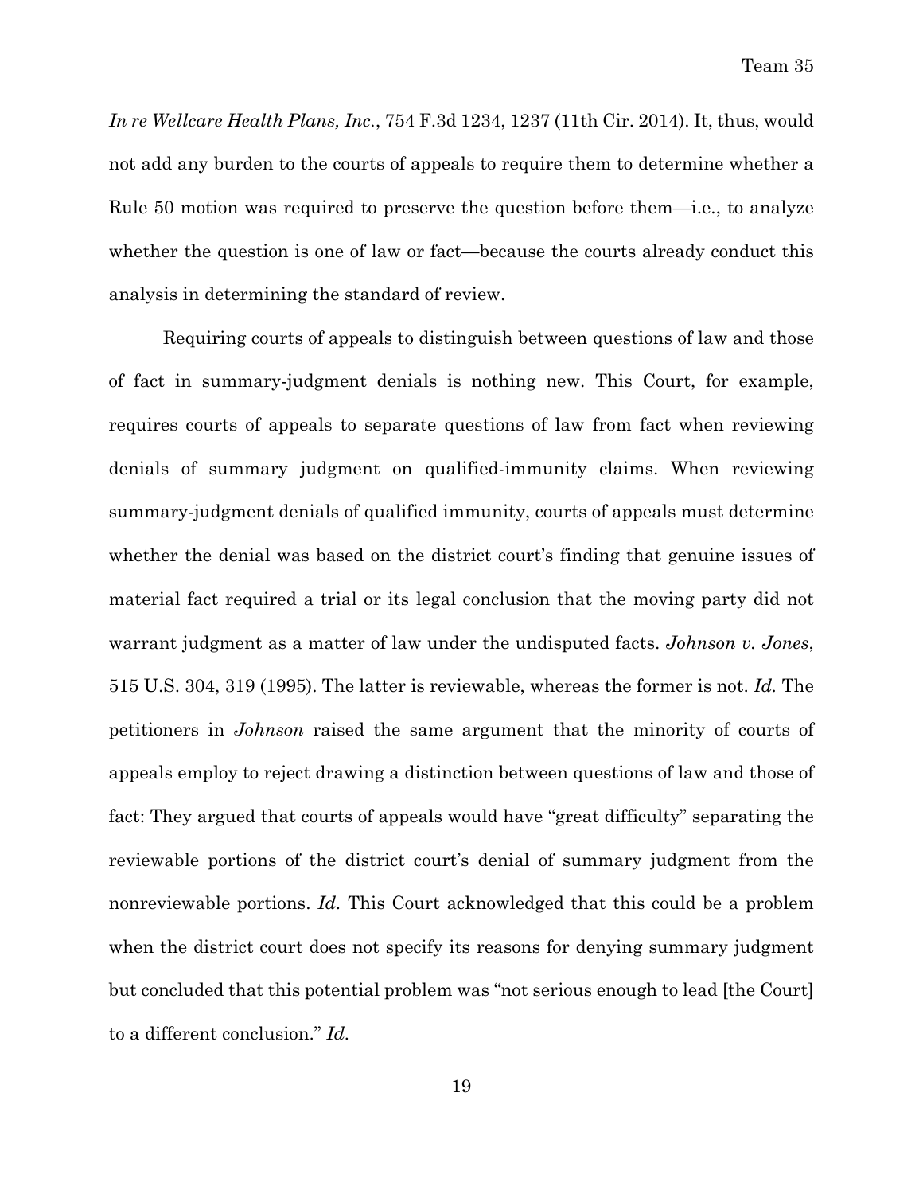*In re Wellcare Health Plans, Inc.*, 754 F.3d 1234, 1237 (11th Cir. 2014). It, thus, would not add any burden to the courts of appeals to require them to determine whether a Rule 50 motion was required to preserve the question before them—i.e., to analyze whether the question is one of law or fact—because the courts already conduct this analysis in determining the standard of review.

Requiring courts of appeals to distinguish between questions of law and those of fact in summary-judgment denials is nothing new. This Court, for example, requires courts of appeals to separate questions of law from fact when reviewing denials of summary judgment on qualified-immunity claims. When reviewing summary-judgment denials of qualified immunity, courts of appeals must determine whether the denial was based on the district court's finding that genuine issues of material fact required a trial or its legal conclusion that the moving party did not warrant judgment as a matter of law under the undisputed facts. *Johnson v. Jones*, 515 U.S. 304, 319 (1995). The latter is reviewable, whereas the former is not. *Id.* The petitioners in *Johnson* raised the same argument that the minority of courts of appeals employ to reject drawing a distinction between questions of law and those of fact: They argued that courts of appeals would have "great difficulty" separating the reviewable portions of the district court's denial of summary judgment from the nonreviewable portions. *Id.* This Court acknowledged that this could be a problem when the district court does not specify its reasons for denying summary judgment but concluded that this potential problem was "not serious enough to lead [the Court] to a different conclusion." *Id.*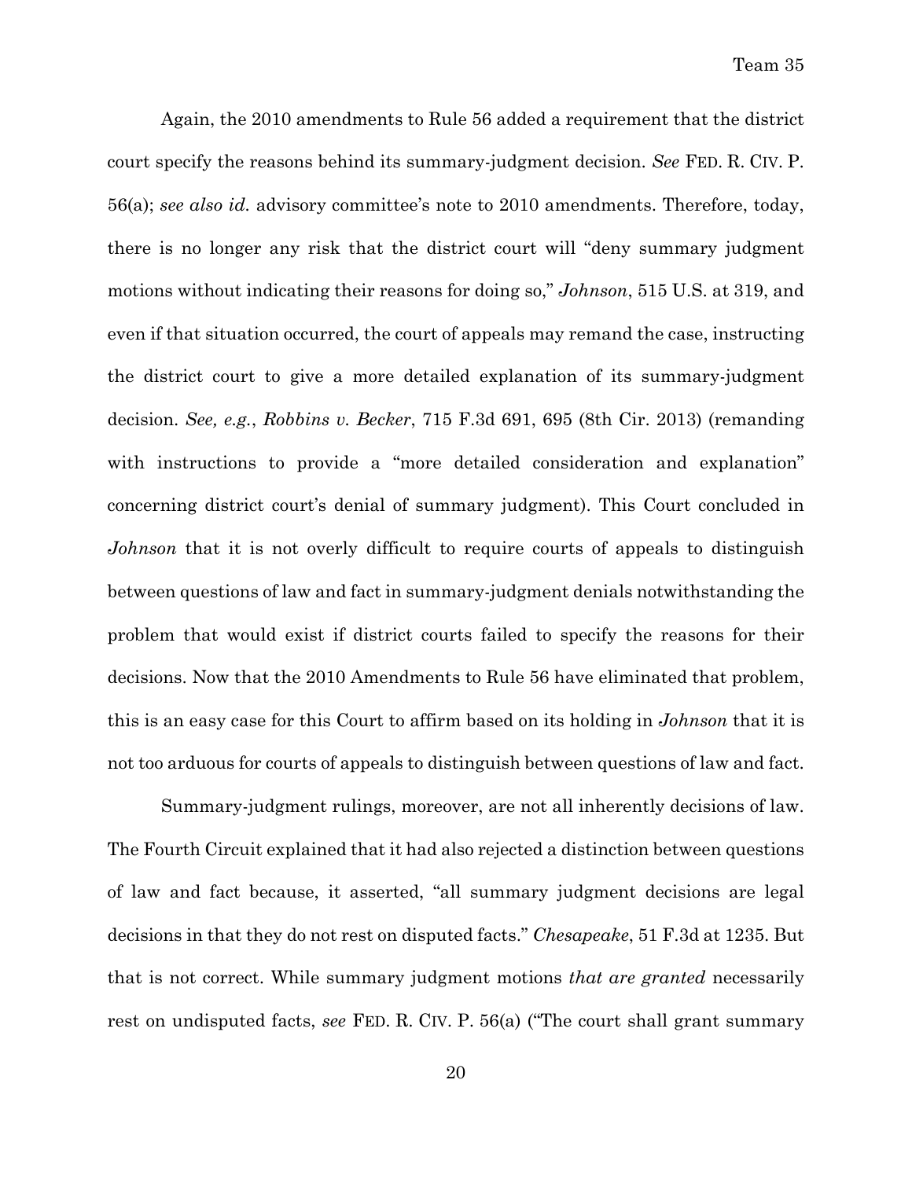Again, the 2010 amendments to Rule 56 added a requirement that the district court specify the reasons behind its summary-judgment decision. *See* FED. R. CIV. P. 56(a); *see also id.* advisory committee's note to 2010 amendments. Therefore, today, there is no longer any risk that the district court will "deny summary judgment motions without indicating their reasons for doing so," *Johnson*, 515 U.S. at 319, and even if that situation occurred, the court of appeals may remand the case, instructing the district court to give a more detailed explanation of its summary-judgment decision. *See, e.g.*, *Robbins v. Becker*, 715 F.3d 691, 695 (8th Cir. 2013) (remanding with instructions to provide a "more detailed consideration and explanation" concerning district court's denial of summary judgment). This Court concluded in *Johnson* that it is not overly difficult to require courts of appeals to distinguish between questions of law and fact in summary-judgment denials notwithstanding the problem that would exist if district courts failed to specify the reasons for their decisions. Now that the 2010 Amendments to Rule 56 have eliminated that problem, this is an easy case for this Court to affirm based on its holding in *Johnson* that it is not too arduous for courts of appeals to distinguish between questions of law and fact.

Summary-judgment rulings, moreover, are not all inherently decisions of law. The Fourth Circuit explained that it had also rejected a distinction between questions of law and fact because, it asserted, "all summary judgment decisions are legal decisions in that they do not rest on disputed facts." *Chesapeake*, 51 F.3d at 1235. But that is not correct. While summary judgment motions *that are granted* necessarily rest on undisputed facts, *see* FED. R. CIV. P. 56(a) ("The court shall grant summary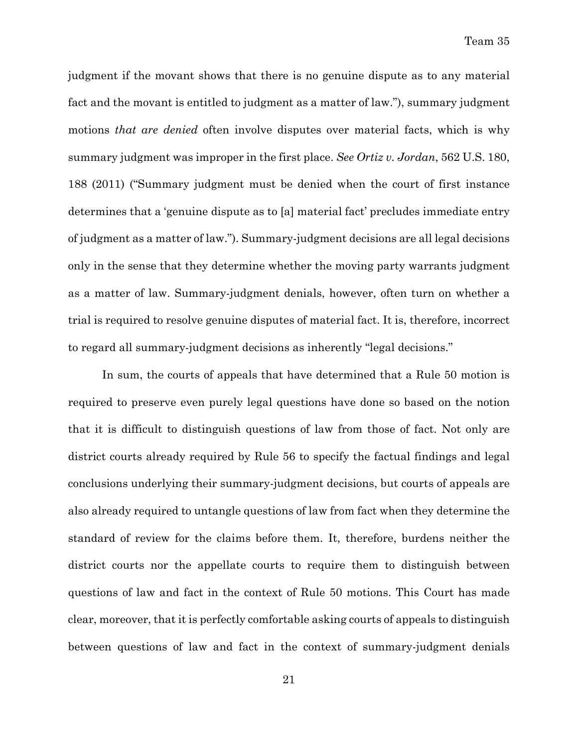judgment if the movant shows that there is no genuine dispute as to any material fact and the movant is entitled to judgment as a matter of law."), summary judgment motions *that are denied* often involve disputes over material facts, which is why summary judgment was improper in the first place. *See Ortiz v. Jordan*, 562 U.S. 180, 188 (2011) ("Summary judgment must be denied when the court of first instance determines that a 'genuine dispute as to [a] material fact' precludes immediate entry of judgment as a matter of law."). Summary-judgment decisions are all legal decisions only in the sense that they determine whether the moving party warrants judgment as a matter of law. Summary-judgment denials, however, often turn on whether a trial is required to resolve genuine disputes of material fact. It is, therefore, incorrect to regard all summary-judgment decisions as inherently "legal decisions."

In sum, the courts of appeals that have determined that a Rule 50 motion is required to preserve even purely legal questions have done so based on the notion that it is difficult to distinguish questions of law from those of fact. Not only are district courts already required by Rule 56 to specify the factual findings and legal conclusions underlying their summary-judgment decisions, but courts of appeals are also already required to untangle questions of law from fact when they determine the standard of review for the claims before them. It, therefore, burdens neither the district courts nor the appellate courts to require them to distinguish between questions of law and fact in the context of Rule 50 motions. This Court has made clear, moreover, that it is perfectly comfortable asking courts of appeals to distinguish between questions of law and fact in the context of summary-judgment denials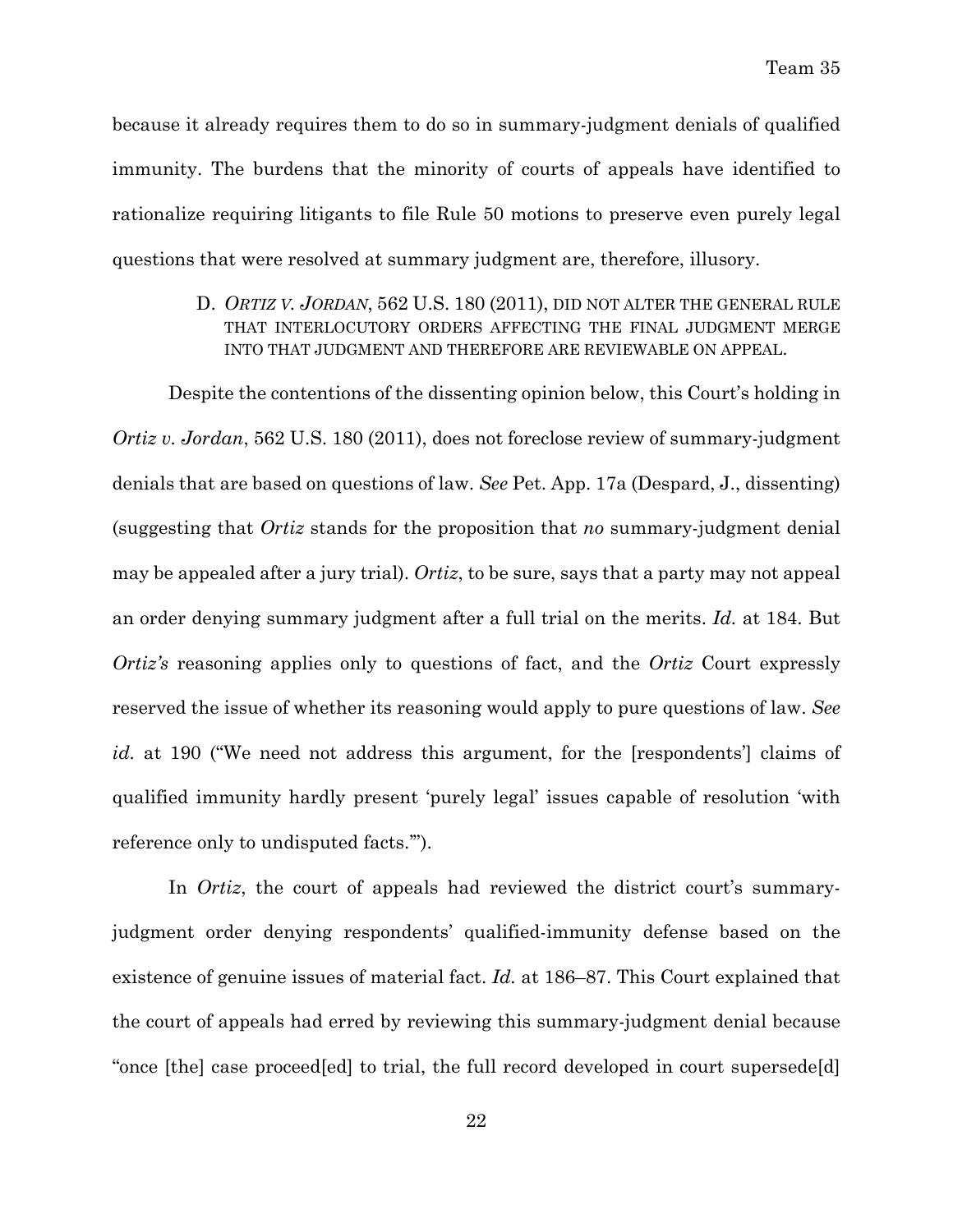because it already requires them to do so in summary-judgment denials of qualified immunity. The burdens that the minority of courts of appeals have identified to rationalize requiring litigants to file Rule 50 motions to preserve even purely legal questions that were resolved at summary judgment are, therefore, illusory.

### D. *ORTIZ V. JORDAN*, 562 U.S. 180 (2011), DID NOT ALTER THE GENERAL RULE THAT INTERLOCUTORY ORDERS AFFECTING THE FINAL JUDGMENT MERGE INTO THAT JUDGMENT AND THEREFORE ARE REVIEWABLE ON APPEAL.

Despite the contentions of the dissenting opinion below, this Court's holding in *Ortiz v. Jordan*, 562 U.S. 180 (2011), does not foreclose review of summary-judgment denials that are based on questions of law. *See* Pet. App. 17a (Despard, J., dissenting) (suggesting that *Ortiz* stands for the proposition that *no* summary-judgment denial may be appealed after a jury trial). *Ortiz*, to be sure, says that a party may not appeal an order denying summary judgment after a full trial on the merits. *Id.* at 184. But *Ortiz's* reasoning applies only to questions of fact, and the *Ortiz* Court expressly reserved the issue of whether its reasoning would apply to pure questions of law. *See id.* at 190 ("We need not address this argument, for the [respondents'] claims of qualified immunity hardly present 'purely legal' issues capable of resolution 'with reference only to undisputed facts.'").

In *Ortiz*, the court of appeals had reviewed the district court's summary-judgment order denying respondents' qualified-immunity defense based on the existence of genuine issues of material fact. *Id.* at 186–87. This Court explained that the court of appeals had erred by reviewing this summary-judgment denial because "once [the] case proceed[ed] to trial, the full record developed in court supersede[d]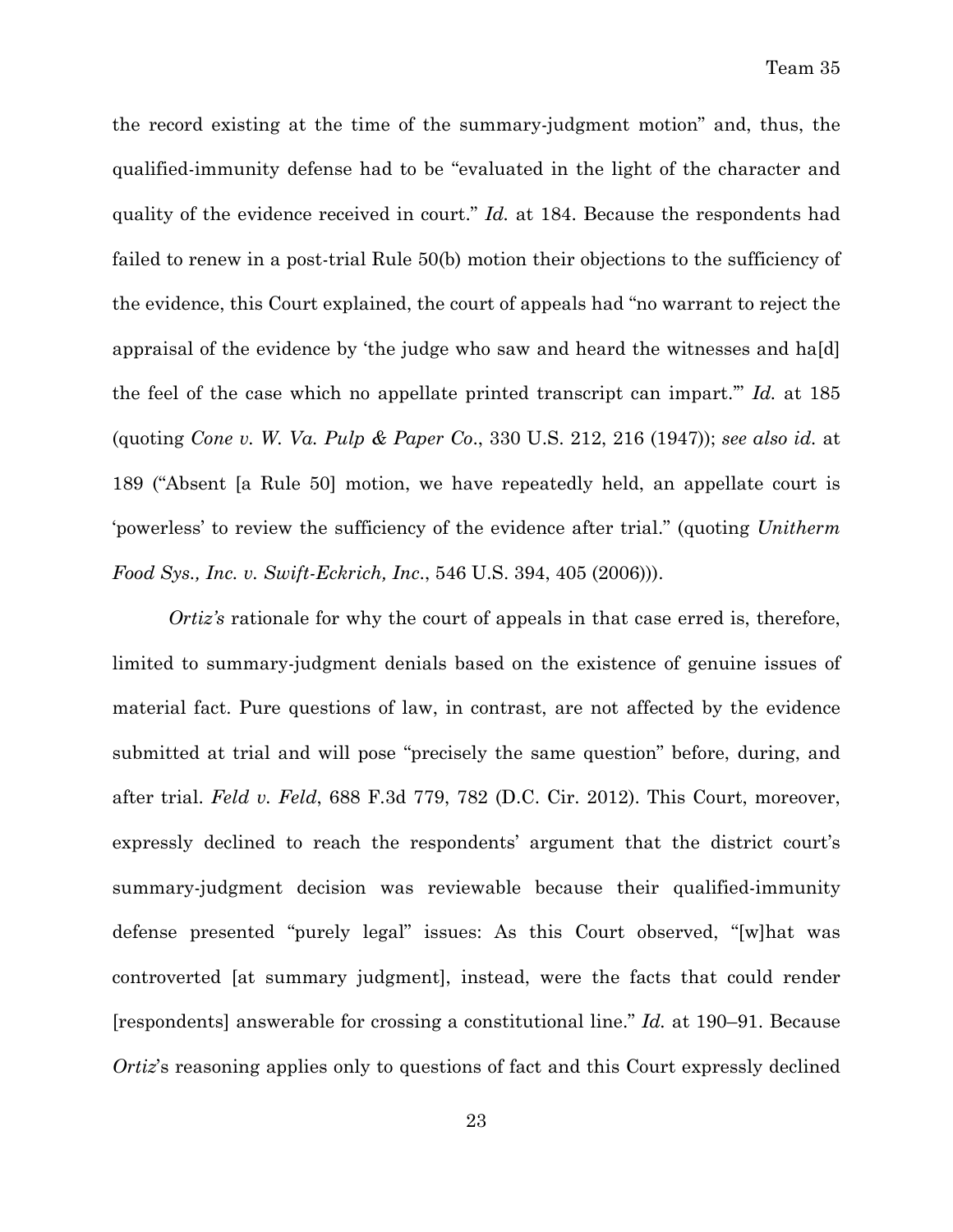the record existing at the time of the summary-judgment motion" and, thus, the qualified-immunity defense had to be "evaluated in the light of the character and quality of the evidence received in court." *Id.* at 184. Because the respondents had failed to renew in a post-trial Rule 50(b) motion their objections to the sufficiency of the evidence, this Court explained, the court of appeals had "no warrant to reject the appraisal of the evidence by 'the judge who saw and heard the witnesses and ha[d] the feel of the case which no appellate printed transcript can impart.'" *Id.* at 185 (quoting *Cone v. W. Va. Pulp & Paper Co.*, 330 U.S. 212, 216 (1947)); *see also id.* at 189 ("Absent [a Rule 50] motion, we have repeatedly held, an appellate court is 'powerless' to review the sufficiency of the evidence after trial." (quoting *Unitherm Food Sys., Inc. v. Swift-Eckrich, Inc.*, 546 U.S. 394, 405 (2006))).

*Ortiz's* rationale for why the court of appeals in that case erred is, therefore, limited to summary-judgment denials based on the existence of genuine issues of material fact. Pure questions of law, in contrast, are not affected by the evidence submitted at trial and will pose "precisely the same question" before, during, and after trial. *Feld v. Feld*, 688 F.3d 779, 782 (D.C. Cir. 2012). This Court, moreover, expressly declined to reach the respondents' argument that the district court's summary-judgment decision was reviewable because their qualified-immunity defense presented "purely legal" issues: As this Court observed, "[w]hat was controverted [at summary judgment], instead, were the facts that could render [respondents] answerable for crossing a constitutional line." *Id.* at 190–91. Because *Ortiz*'s reasoning applies only to questions of fact and this Court expressly declined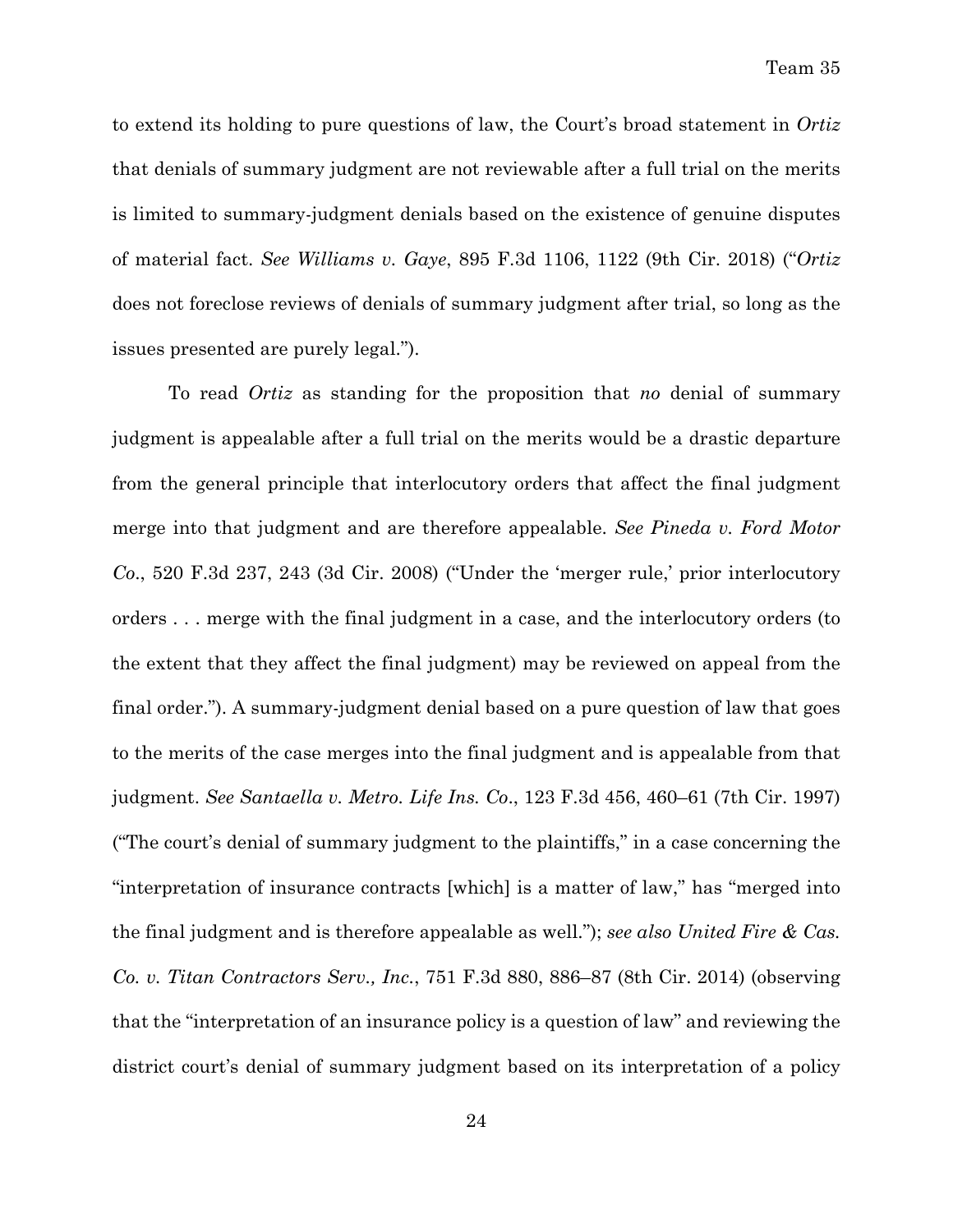to extend its holding to pure questions of law, the Court's broad statement in *Ortiz* that denials of summary judgment are not reviewable after a full trial on the merits is limited to summary-judgment denials based on the existence of genuine disputes of material fact. *See Williams v. Gaye*, 895 F.3d 1106, 1122 (9th Cir. 2018) ("*Ortiz* does not foreclose reviews of denials of summary judgment after trial, so long as the issues presented are purely legal.").

To read *Ortiz* as standing for the proposition that *no* denial of summary judgment is appealable after a full trial on the merits would be a drastic departure from the general principle that interlocutory orders that affect the final judgment merge into that judgment and are therefore appealable. *See Pineda v. Ford Motor Co.*, 520 F.3d 237, 243 (3d Cir. 2008) ("Under the 'merger rule,' prior interlocutory orders . . . merge with the final judgment in a case, and the interlocutory orders (to the extent that they affect the final judgment) may be reviewed on appeal from the final order."). A summary-judgment denial based on a pure question of law that goes to the merits of the case merges into the final judgment and is appealable from that judgment. *See Santaella v. Metro. Life Ins. Co.*, 123 F.3d 456, 460–61 (7th Cir. 1997) ("The court's denial of summary judgment to the plaintiffs," in a case concerning the "interpretation of insurance contracts [which] is a matter of law," has "merged into the final judgment and is therefore appealable as well."); *see also United Fire & Cas. Co. v. Titan Contractors Serv., Inc.*, 751 F.3d 880, 886–87 (8th Cir. 2014) (observing that the "interpretation of an insurance policy is a question of law" and reviewing the district court's denial of summary judgment based on its interpretation of a policy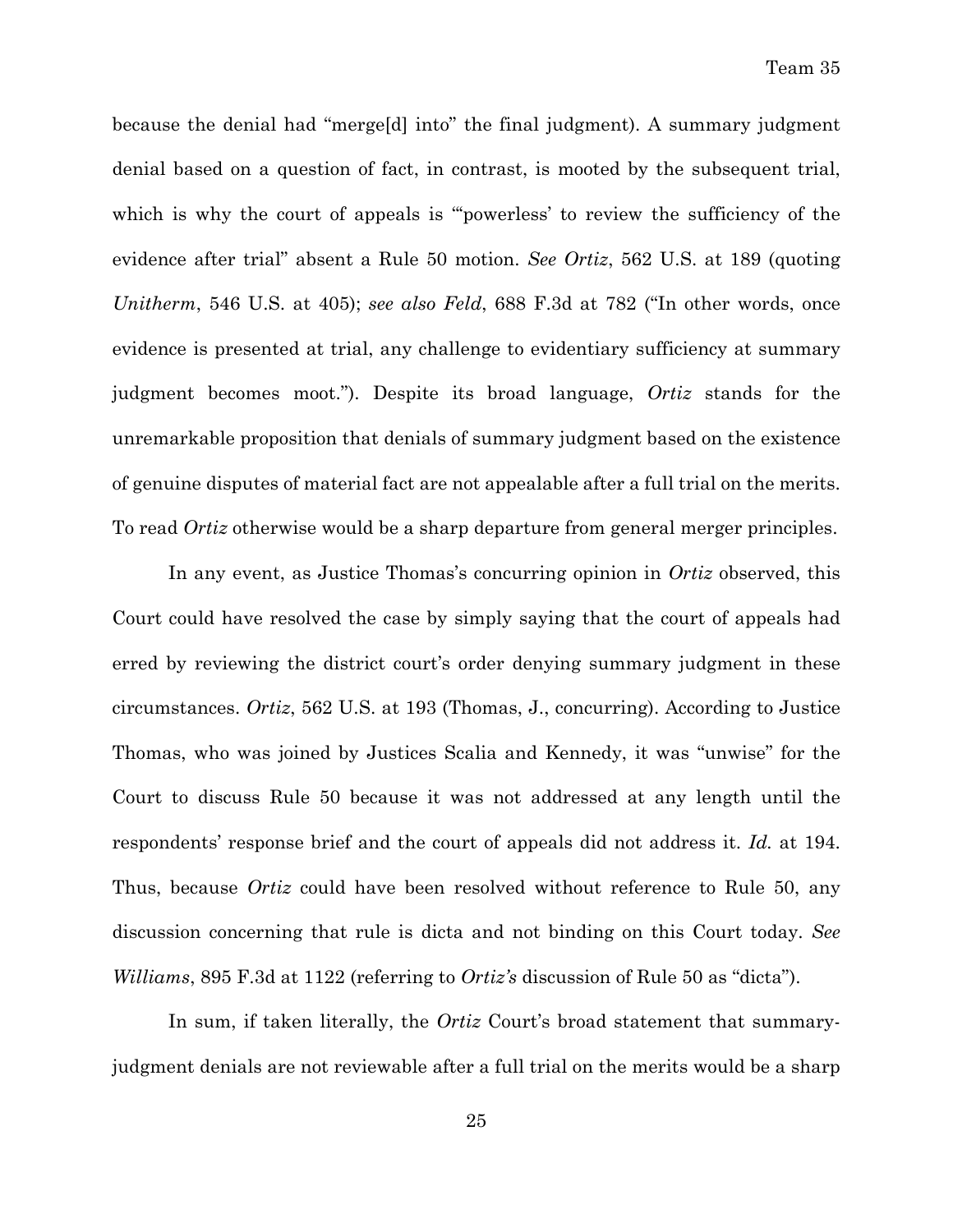because the denial had "merge[d] into" the final judgment). A summary judgment denial based on a question of fact, in contrast, is mooted by the subsequent trial, which is why the court of appeals is "'powerless' to review the sufficiency of the evidence after trial" absent a Rule 50 motion. *See Ortiz*, 562 U.S. at 189 (quoting *Unitherm*, 546 U.S. at 405); *see also Feld*, 688 F.3d at 782 ("In other words, once evidence is presented at trial, any challenge to evidentiary sufficiency at summary judgment becomes moot."). Despite its broad language, *Ortiz* stands for the unremarkable proposition that denials of summary judgment based on the existence of genuine disputes of material fact are not appealable after a full trial on the merits. To read *Ortiz* otherwise would be a sharp departure from general merger principles.

In any event, as Justice Thomas's concurring opinion in *Ortiz* observed, this Court could have resolved the case by simply saying that the court of appeals had erred by reviewing the district court's order denying summary judgment in these circumstances. *Ortiz*, 562 U.S. at 193 (Thomas, J., concurring). According to Justice Thomas, who was joined by Justices Scalia and Kennedy, it was "unwise" for the Court to discuss Rule 50 because it was not addressed at any length until the respondents' response brief and the court of appeals did not address it. *Id.* at 194. Thus, because *Ortiz* could have been resolved without reference to Rule 50, any discussion concerning that rule is dicta and not binding on this Court today. *See Williams*, 895 F.3d at 1122 (referring to *Ortiz's* discussion of Rule 50 as "dicta").

In sum, if taken literally, the *Ortiz* Court's broad statement that summary-judgment denials are not reviewable after a full trial on the merits would be a sharp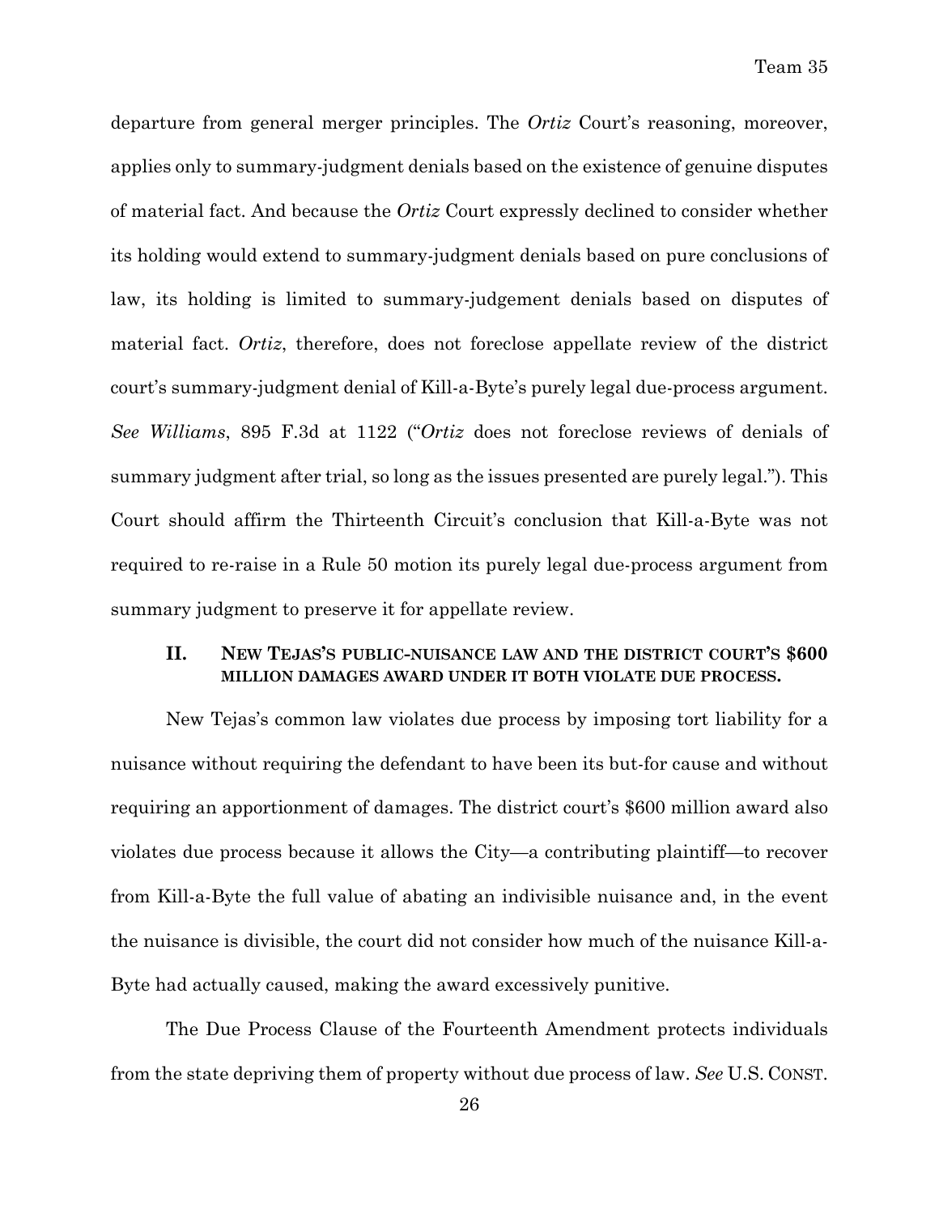departure from general merger principles. The *Ortiz* Court's reasoning, moreover, applies only to summary-judgment denials based on the existence of genuine disputes of material fact. And because the *Ortiz* Court expressly declined to consider whether its holding would extend to summary-judgment denials based on pure conclusions of law, its holding is limited to summary-judgement denials based on disputes of material fact. *Ortiz*, therefore, does not foreclose appellate review of the district court's summary-judgment denial of Kill-a-Byte's purely legal due-process argument. *See Williams*, 895 F.3d at 1122 ("*Ortiz* does not foreclose reviews of denials of summary judgment after trial, so long as the issues presented are purely legal."). This Court should affirm the Thirteenth Circuit's conclusion that Kill-a-Byte was not required to re-raise in a Rule 50 motion its purely legal due-process argument from summary judgment to preserve it for appellate review.

## II. NEW TEJAS'S PUBLIC-NUISANCE LAW AND THE DISTRICT COURT'S $600 MILLION DAMAGES AWARD UNDER IT BOTH VIOLATE DUE PROCESS.

New Tejas's common law violates due process by imposing tort liability for a nuisance without requiring the defendant to have been its but-for cause and without requiring an apportionment of damages. The district court's $600 million award also violates due process because it allows the City—a contributing plaintiff—to recover from Kill-a-Byte the full value of abating an indivisible nuisance and, in the event the nuisance is divisible, the court did not consider how much of the nuisance Kill-a-Byte had actually caused, making the award excessively punitive.

The Due Process Clause of the Fourteenth Amendment protects individuals from the state depriving them of property without due process of law. *See* U.S. CONST.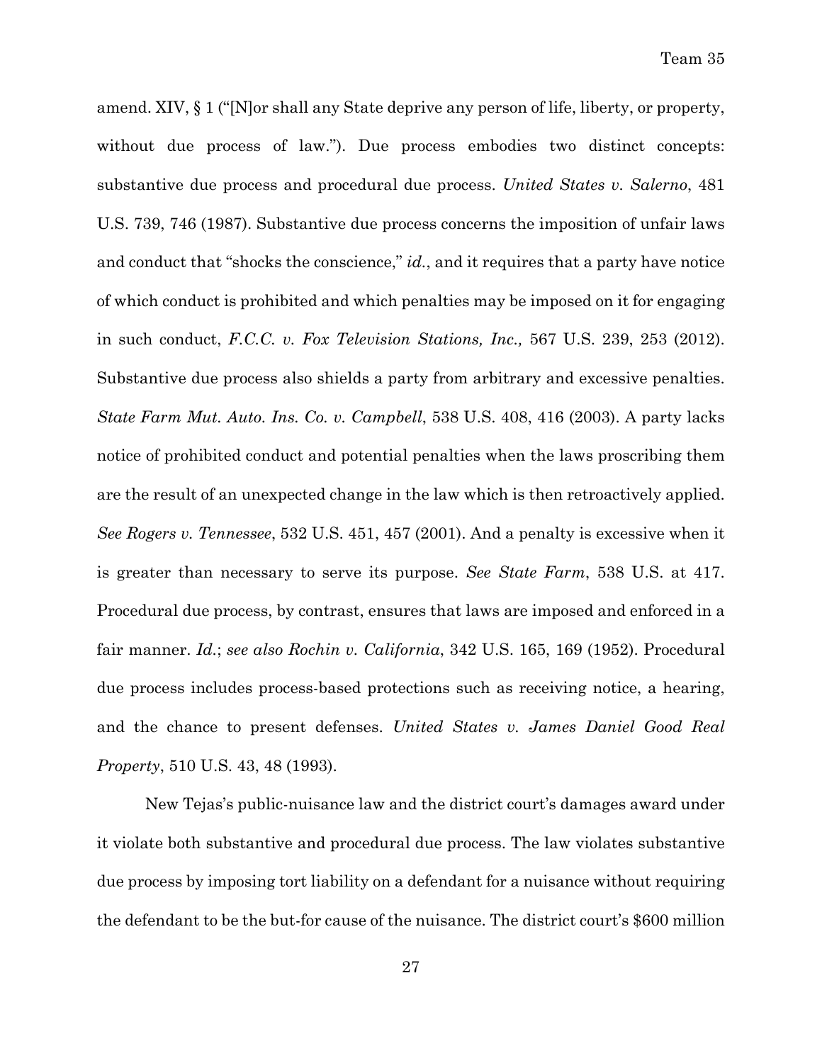amend. XIV, § 1 ("[N]or shall any State deprive any person of life, liberty, or property, without due process of law."). Due process embodies two distinct concepts: substantive due process and procedural due process. *United States v. Salerno*, 481 U.S. 739, 746 (1987). Substantive due process concerns the imposition of unfair laws and conduct that "shocks the conscience," *id.*, and it requires that a party have notice of which conduct is prohibited and which penalties may be imposed on it for engaging in such conduct, *F.C.C. v. Fox Television Stations, Inc.,* 567 U.S. 239, 253 (2012). Substantive due process also shields a party from arbitrary and excessive penalties. *State Farm Mut. Auto. Ins. Co. v. Campbell*, 538 U.S. 408, 416 (2003). A party lacks notice of prohibited conduct and potential penalties when the laws proscribing them are the result of an unexpected change in the law which is then retroactively applied. *See Rogers v. Tennessee*, 532 U.S. 451, 457 (2001). And a penalty is excessive when it is greater than necessary to serve its purpose. *See State Farm*, 538 U.S. at 417. Procedural due process, by contrast, ensures that laws are imposed and enforced in a fair manner. *Id.*; *see also Rochin v. California*, 342 U.S. 165, 169 (1952). Procedural due process includes process-based protections such as receiving notice, a hearing, and the chance to present defenses. *United States v. James Daniel Good Real Property*, 510 U.S. 43, 48 (1993).

New Tejas's public-nuisance law and the district court's damages award under it violate both substantive and procedural due process. The law violates substantive due process by imposing tort liability on a defendant for a nuisance without requiring the defendant to be the but-for cause of the nuisance. The district court's $600 million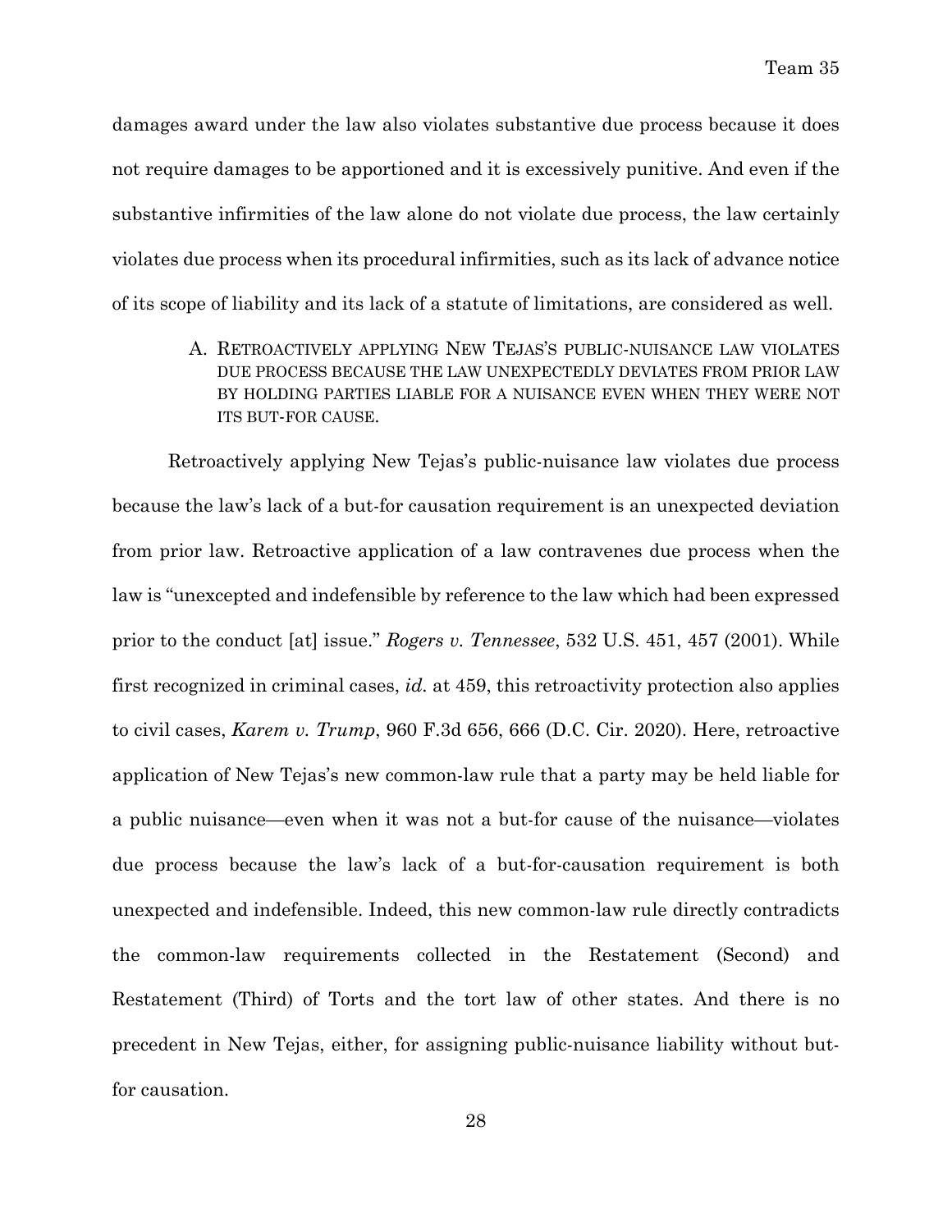damages award under the law also violates substantive due process because it does not require damages to be apportioned and it is excessively punitive. And even if the substantive infirmities of the law alone do not violate due process, the law certainly violates due process when its procedural infirmities, such as its lack of advance notice of its scope of liability and its lack of a statute of limitations, are considered as well.

### A. Retroactively applying New Tejas's public-nuisance law violates due process because the law unexpectedly deviates from prior law by holding parties liable for a nuisance even when they were not its but-for cause.

Retroactively applying New Tejas's public-nuisance law violates due process because the law's lack of a but-for causation requirement is an unexpected deviation from prior law. Retroactive application of a law contravenes due process when the law is "unexcepted and indefensible by reference to the law which had been expressed prior to the conduct [at] issue." *Rogers v. Tennessee*, 532 U.S. 451, 457 (2001). While first recognized in criminal cases, *id.* at 459, this retroactivity protection also applies to civil cases, *Karem v. Trump*, 960 F.3d 656, 666 (D.C. Cir. 2020). Here, retroactive application of New Tejas's new common-law rule that a party may be held liable for a public nuisance—even when it was not a but-for cause of the nuisance—violates due process because the law's lack of a but-for-causation requirement is both unexpected and indefensible. Indeed, this new common-law rule directly contradicts the common-law requirements collected in the Restatement (Second) and Restatement (Third) of Torts and the tort law of other states. And there is no precedent in New Tejas, either, for assigning public-nuisance liability without but-for causation.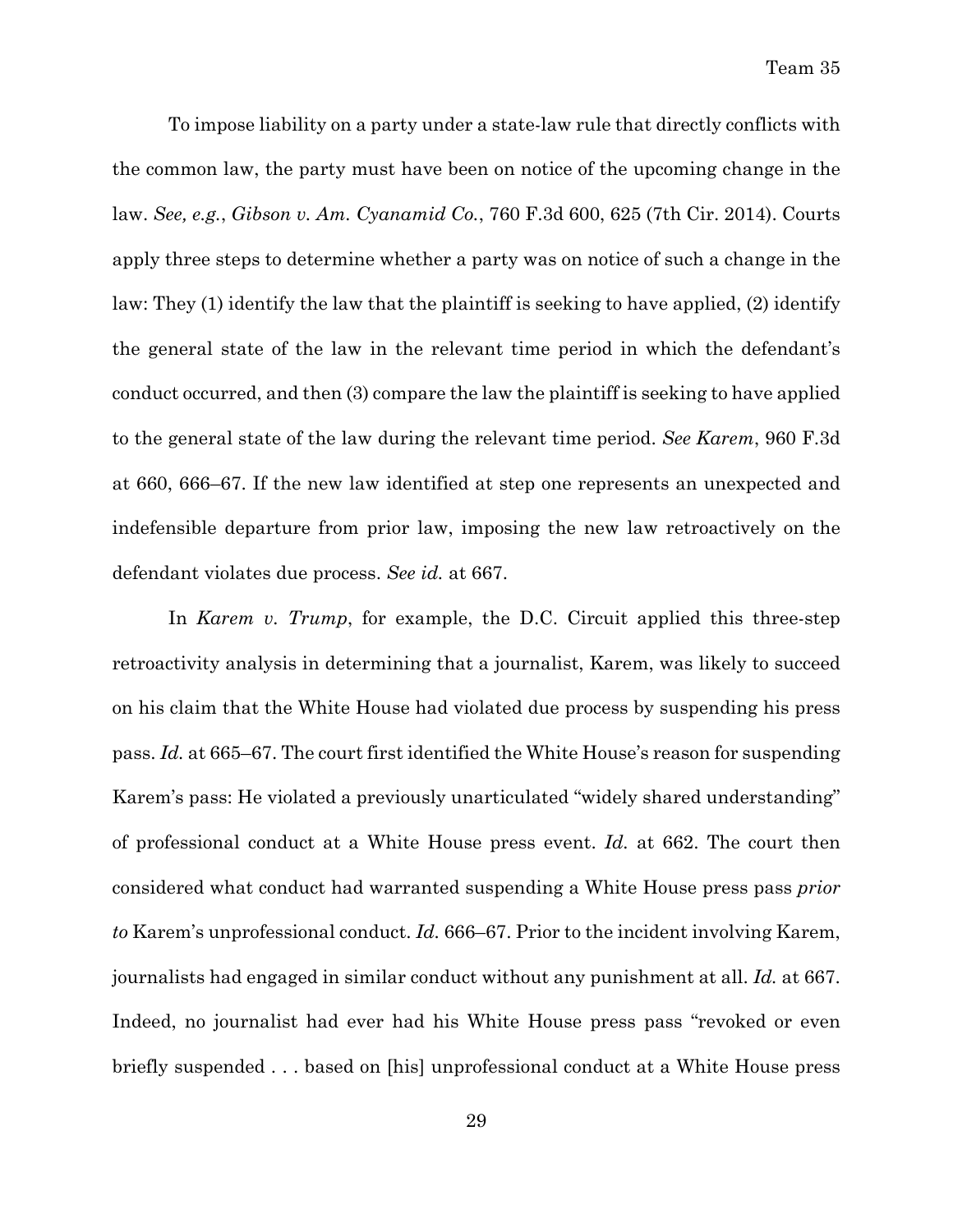To impose liability on a party under a state-law rule that directly conflicts with the common law, the party must have been on notice of the upcoming change in the law. *See, e.g.*, *Gibson v. Am. Cyanamid Co.*, 760 F.3d 600, 625 (7th Cir. 2014). Courts apply three steps to determine whether a party was on notice of such a change in the law: They (1) identify the law that the plaintiff is seeking to have applied, (2) identify the general state of the law in the relevant time period in which the defendant's conduct occurred, and then (3) compare the law the plaintiff is seeking to have applied to the general state of the law during the relevant time period. *See Karem*, 960 F.3d at 660, 666–67. If the new law identified at step one represents an unexpected and indefensible departure from prior law, imposing the new law retroactively on the defendant violates due process. *See id.* at 667.

In *Karem v. Trump*, for example, the D.C. Circuit applied this three-step retroactivity analysis in determining that a journalist, Karem, was likely to succeed on his claim that the White House had violated due process by suspending his press pass. *Id.* at 665–67. The court first identified the White House's reason for suspending Karem's pass: He violated a previously unarticulated "widely shared understanding" of professional conduct at a White House press event. *Id.* at 662. The court then considered what conduct had warranted suspending a White House press pass *prior to* Karem's unprofessional conduct. *Id.* 666–67. Prior to the incident involving Karem, journalists had engaged in similar conduct without any punishment at all. *Id.* at 667. Indeed, no journalist had ever had his White House press pass "revoked or even briefly suspended . . . based on [his] unprofessional conduct at a White House press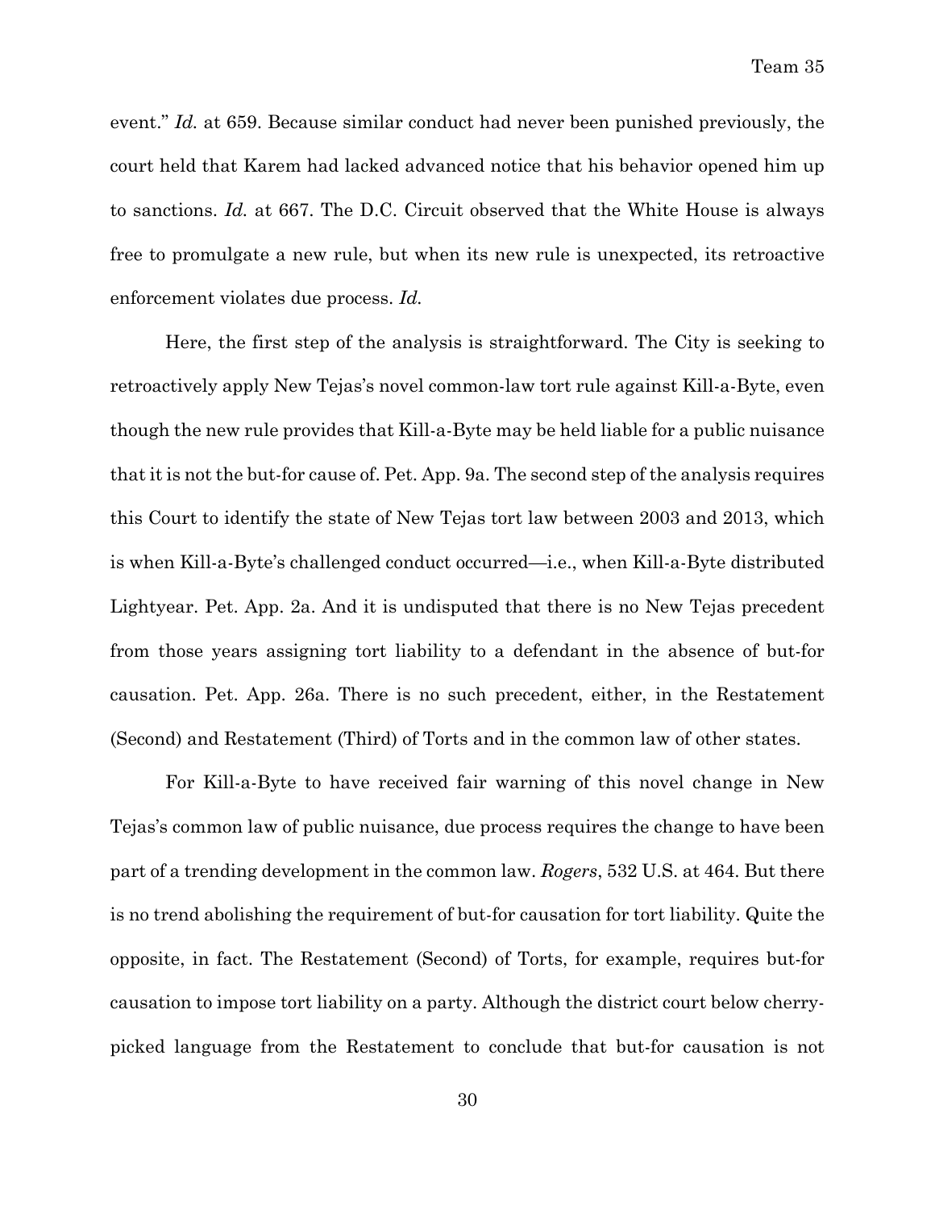event." *Id.* at 659. Because similar conduct had never been punished previously, the court held that Karem had lacked advanced notice that his behavior opened him up to sanctions. *Id.* at 667. The D.C. Circuit observed that the White House is always free to promulgate a new rule, but when its new rule is unexpected, its retroactive enforcement violates due process. *Id.*

Here, the first step of the analysis is straightforward. The City is seeking to retroactively apply New Tejas's novel common-law tort rule against Kill-a-Byte, even though the new rule provides that Kill-a-Byte may be held liable for a public nuisance that it is not the but-for cause of. Pet. App. 9a. The second step of the analysis requires this Court to identify the state of New Tejas tort law between 2003 and 2013, which is when Kill-a-Byte's challenged conduct occurred—i.e., when Kill-a-Byte distributed Lightyear. Pet. App. 2a. And it is undisputed that there is no New Tejas precedent from those years assigning tort liability to a defendant in the absence of but-for causation. Pet. App. 26a. There is no such precedent, either, in the Restatement (Second) and Restatement (Third) of Torts and in the common law of other states.

For Kill-a-Byte to have received fair warning of this novel change in New Tejas's common law of public nuisance, due process requires the change to have been part of a trending development in the common law. *Rogers*, 532 U.S. at 464. But there is no trend abolishing the requirement of but-for causation for tort liability. Quite the opposite, in fact. The Restatement (Second) of Torts, for example, requires but-for causation to impose tort liability on a party. Although the district court below cherry-picked language from the Restatement to conclude that but-for causation is not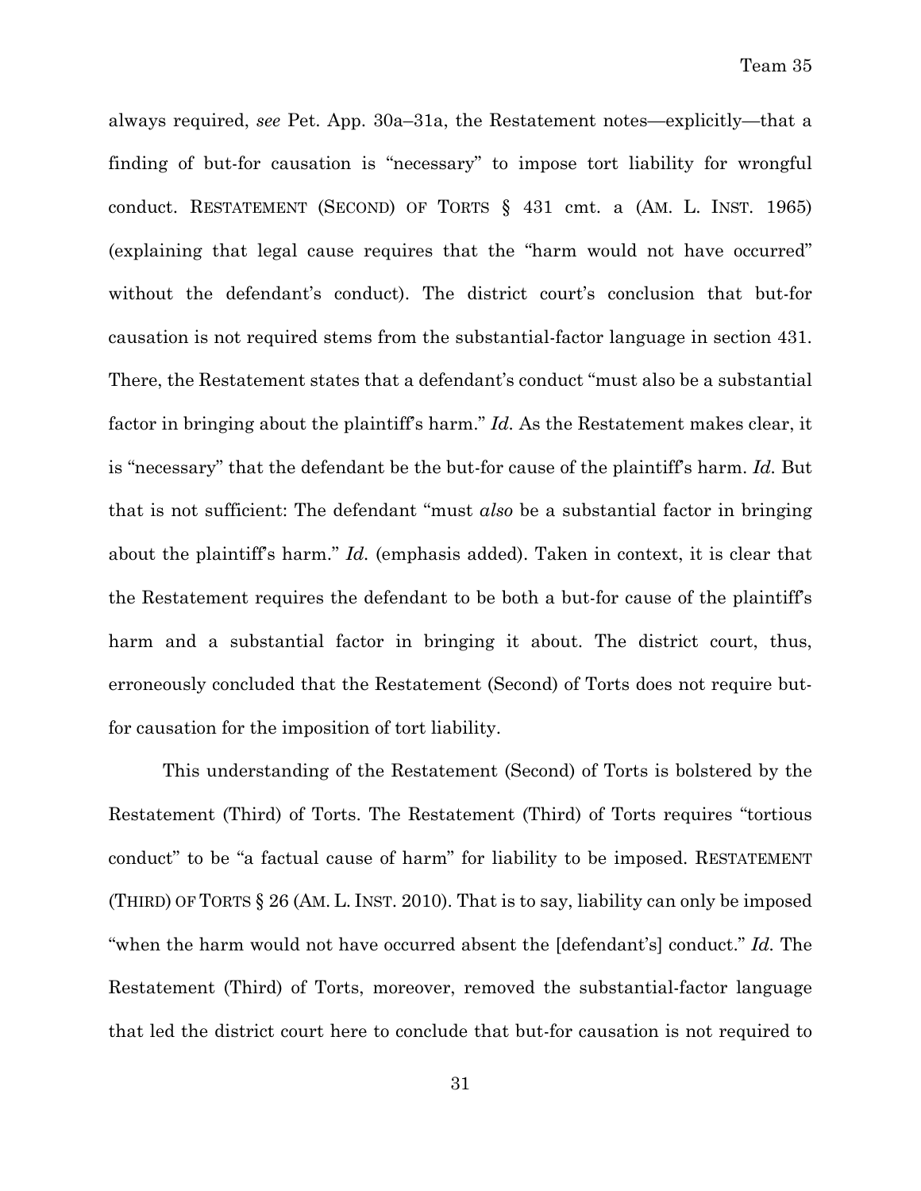always required, *see* Pet. App. 30a–31a, the Restatement notes—explicitly—that a finding of but-for causation is "necessary" to impose tort liability for wrongful conduct. RESTATEMENT (SECOND) OF TORTS § 431 cmt. a (AM. L. INST. 1965) (explaining that legal cause requires that the "harm would not have occurred" without the defendant's conduct). The district court's conclusion that but-for causation is not required stems from the substantial-factor language in section 431. There, the Restatement states that a defendant's conduct "must also be a substantial factor in bringing about the plaintiff's harm." *Id.* As the Restatement makes clear, it is "necessary" that the defendant be the but-for cause of the plaintiff's harm. *Id.* But that is not sufficient: The defendant "must *also* be a substantial factor in bringing about the plaintiff's harm." *Id.* (emphasis added). Taken in context, it is clear that the Restatement requires the defendant to be both a but-for cause of the plaintiff's harm and a substantial factor in bringing it about. The district court, thus, erroneously concluded that the Restatement (Second) of Torts does not require but-for causation for the imposition of tort liability.

This understanding of the Restatement (Second) of Torts is bolstered by the Restatement (Third) of Torts. The Restatement (Third) of Torts requires "tortious conduct" to be "a factual cause of harm" for liability to be imposed. RESTATEMENT (THIRD) OF TORTS § 26 (AM. L. INST. 2010). That is to say, liability can only be imposed "when the harm would not have occurred absent the [defendant's] conduct." *Id.* The Restatement (Third) of Torts, moreover, removed the substantial-factor language that led the district court here to conclude that but-for causation is not required to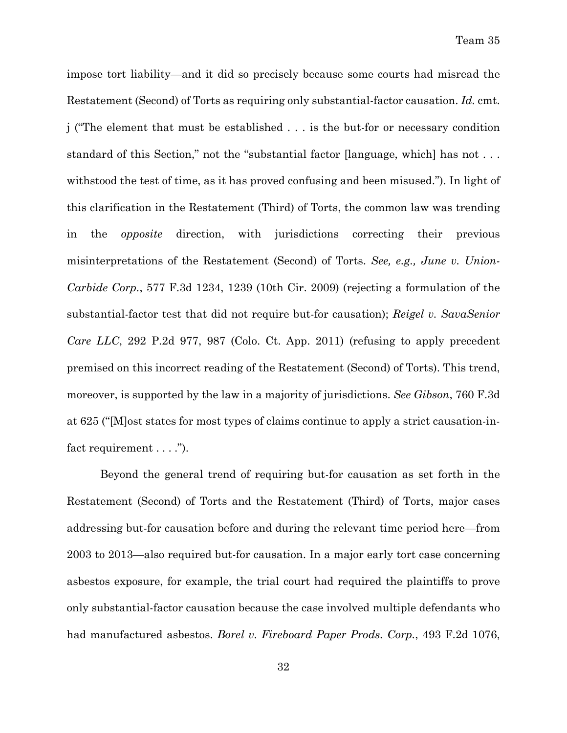impose tort liability—and it did so precisely because some courts had misread the Restatement (Second) of Torts as requiring only substantial-factor causation. *Id.* cmt. j ("The element that must be established . . . is the but-for or necessary condition standard of this Section," not the "substantial factor [language, which] has not . . . withstood the test of time, as it has proved confusing and been misused."). In light of this clarification in the Restatement (Third) of Torts, the common law was trending in the *opposite* direction, with jurisdictions correcting their previous misinterpretations of the Restatement (Second) of Torts. *See, e.g., June v. Union-Carbide Corp.*, 577 F.3d 1234, 1239 (10th Cir. 2009) (rejecting a formulation of the substantial-factor test that did not require but-for causation); *Reigel v. SavaSenior Care LLC*, 292 P.2d 977, 987 (Colo. Ct. App. 2011) (refusing to apply precedent premised on this incorrect reading of the Restatement (Second) of Torts). This trend, moreover, is supported by the law in a majority of jurisdictions. *See Gibson*, 760 F.3d at 625 ("[M]ost states for most types of claims continue to apply a strict causation-in-fact requirement . . . .").

Beyond the general trend of requiring but-for causation as set forth in the Restatement (Second) of Torts and the Restatement (Third) of Torts, major cases addressing but-for causation before and during the relevant time period here—from 2003 to 2013—also required but-for causation. In a major early tort case concerning asbestos exposure, for example, the trial court had required the plaintiffs to prove only substantial-factor causation because the case involved multiple defendants who had manufactured asbestos. *Borel v. Fireboard Paper Prods. Corp.*, 493 F.2d 1076,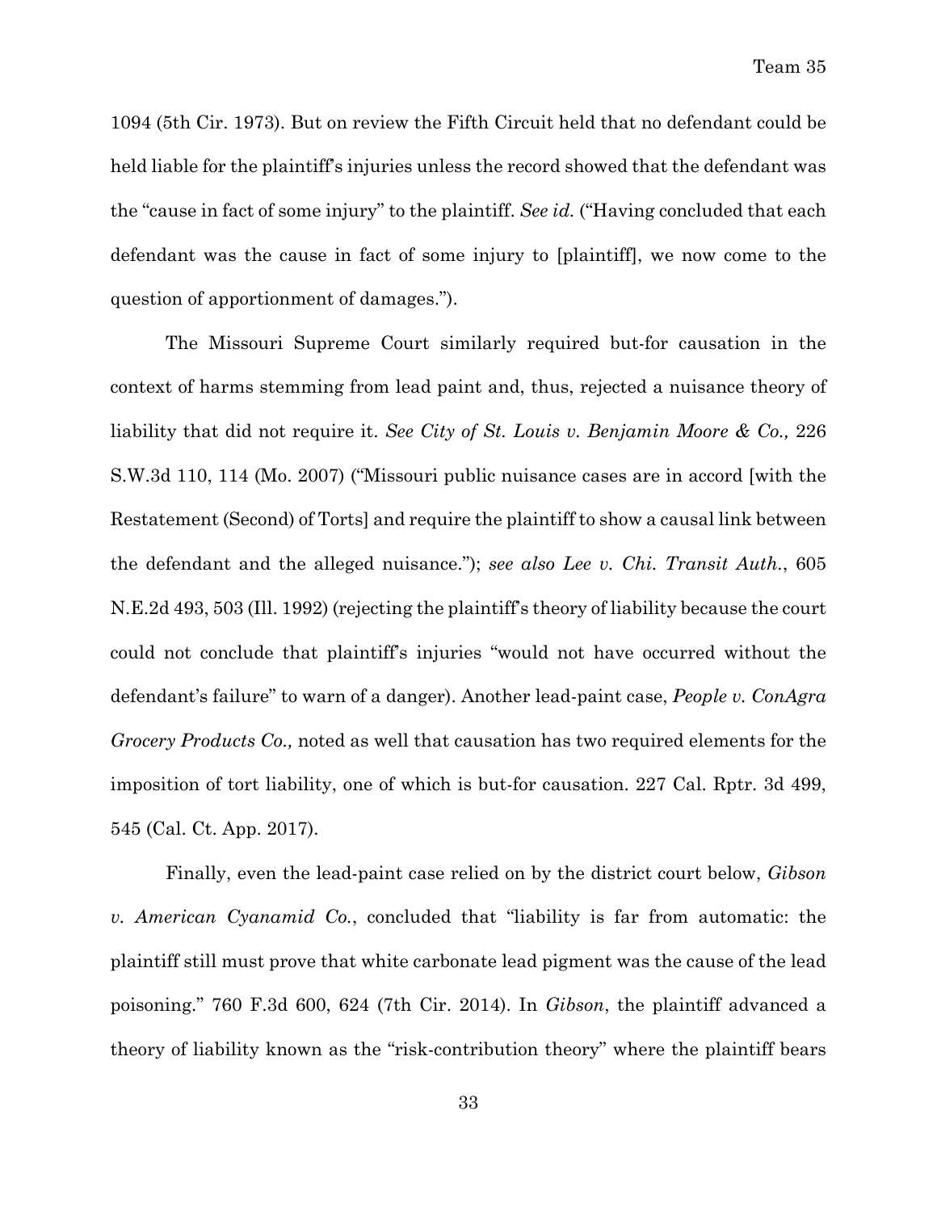1094 (5th Cir. 1973). But on review the Fifth Circuit held that no defendant could be held liable for the plaintiff's injuries unless the record showed that the defendant was the "cause in fact of some injury" to the plaintiff. *See id.* ("Having concluded that each defendant was the cause in fact of some injury to [plaintiff], we now come to the question of apportionment of damages.").

The Missouri Supreme Court similarly required but-for causation in the context of harms stemming from lead paint and, thus, rejected a nuisance theory of liability that did not require it. *See City of St. Louis v. Benjamin Moore & Co.,* 226 S.W.3d 110, 114 (Mo. 2007) ("Missouri public nuisance cases are in accord [with the Restatement (Second) of Torts] and require the plaintiff to show a causal link between the defendant and the alleged nuisance."); *see also Lee v. Chi. Transit Auth.*, 605 N.E.2d 493, 503 (Ill. 1992) (rejecting the plaintiff's theory of liability because the court could not conclude that plaintiff's injuries "would not have occurred without the defendant's failure" to warn of a danger). Another lead-paint case, *People v. ConAgra Grocery Products Co.,* noted as well that causation has two required elements for the imposition of tort liability, one of which is but-for causation. 227 Cal. Rptr. 3d 499, 545 (Cal. Ct. App. 2017).

Finally, even the lead-paint case relied on by the district court below, *Gibson v. American Cyanamid Co.*, concluded that "liability is far from automatic: the plaintiff still must prove that white carbonate lead pigment was the cause of the lead poisoning." 760 F.3d 600, 624 (7th Cir. 2014). In *Gibson*, the plaintiff advanced a theory of liability known as the "risk-contribution theory" where the plaintiff bears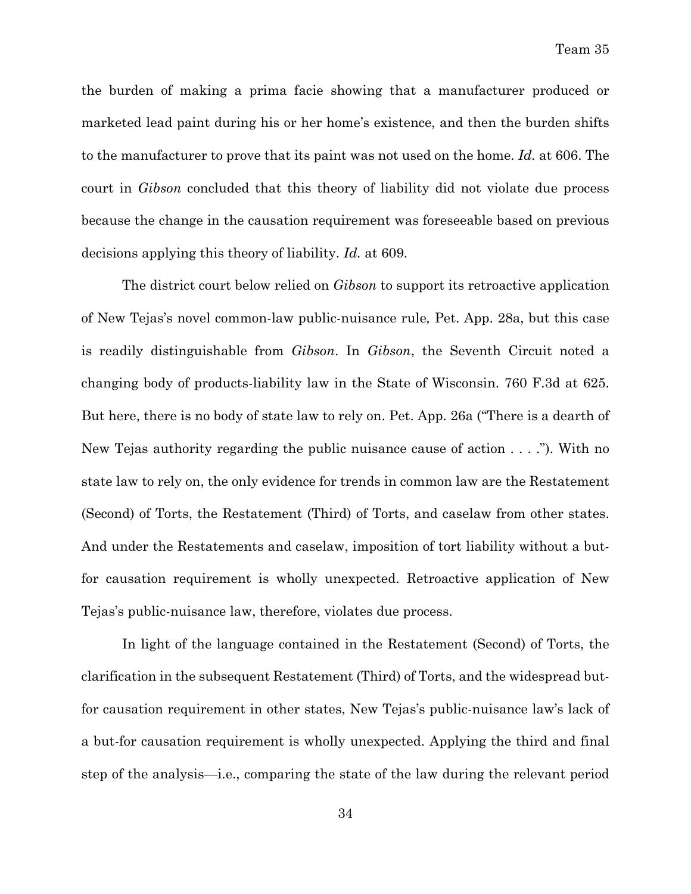the burden of making a prima facie showing that a manufacturer produced or marketed lead paint during his or her home's existence, and then the burden shifts to the manufacturer to prove that its paint was not used on the home. *Id.* at 606. The court in *Gibson* concluded that this theory of liability did not violate due process because the change in the causation requirement was foreseeable based on previous decisions applying this theory of liability. *Id.* at 609.

The district court below relied on *Gibson* to support its retroactive application of New Tejas's novel common-law public-nuisance rule*,* Pet. App. 28a, but this case is readily distinguishable from *Gibson*. In *Gibson*, the Seventh Circuit noted a changing body of products-liability law in the State of Wisconsin. 760 F.3d at 625. But here, there is no body of state law to rely on. Pet. App. 26a ("There is a dearth of New Tejas authority regarding the public nuisance cause of action . . . ."). With no state law to rely on, the only evidence for trends in common law are the Restatement (Second) of Torts, the Restatement (Third) of Torts, and caselaw from other states. And under the Restatements and caselaw, imposition of tort liability without a but-for causation requirement is wholly unexpected. Retroactive application of New Tejas's public-nuisance law, therefore, violates due process.

In light of the language contained in the Restatement (Second) of Torts, the clarification in the subsequent Restatement (Third) of Torts, and the widespread but-for causation requirement in other states, New Tejas's public-nuisance law's lack of a but-for causation requirement is wholly unexpected. Applying the third and final step of the analysis—i.e., comparing the state of the law during the relevant period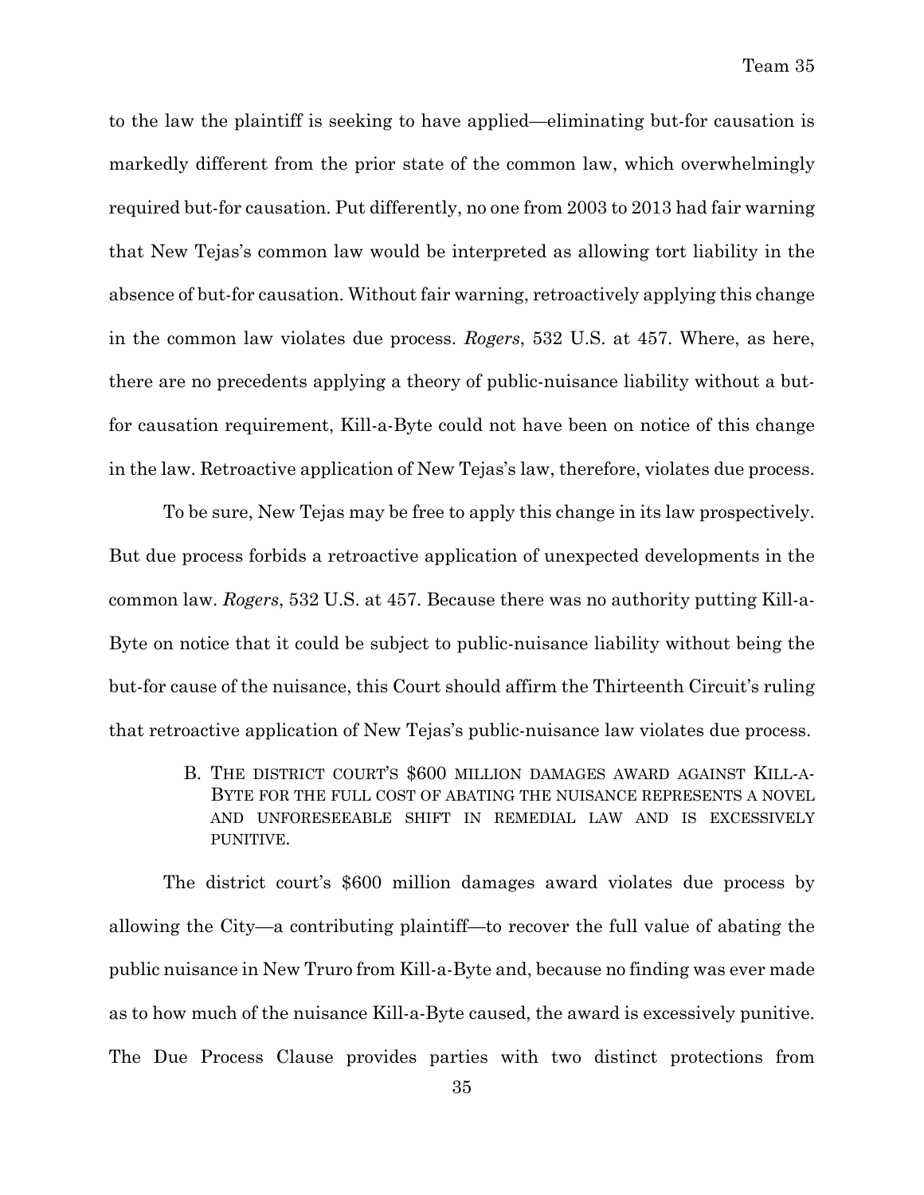to the law the plaintiff is seeking to have applied—eliminating but-for causation is markedly different from the prior state of the common law, which overwhelmingly required but-for causation. Put differently, no one from 2003 to 2013 had fair warning that New Tejas's common law would be interpreted as allowing tort liability in the absence of but-for causation. Without fair warning, retroactively applying this change in the common law violates due process. *Rogers*, 532 U.S. at 457. Where, as here, there are no precedents applying a theory of public-nuisance liability without a but-for causation requirement, Kill-a-Byte could not have been on notice of this change in the law. Retroactive application of New Tejas's law, therefore, violates due process.

To be sure, New Tejas may be free to apply this change in its law prospectively. But due process forbids a retroactive application of unexpected developments in the common law. *Rogers*, 532 U.S. at 457. Because there was no authority putting Kill-a-Byte on notice that it could be subject to public-nuisance liability without being the but-for cause of the nuisance, this Court should affirm the Thirteenth Circuit's ruling that retroactive application of New Tejas's public-nuisance law violates due process.

### B. The district court's $600 million damages award against Kill-a-Byte for the full cost of abating the nuisance represents a novel and unforeseeable shift in remedial law and is excessively punitive.

The district court's $600 million damages award violates due process by allowing the City—a contributing plaintiff—to recover the full value of abating the public nuisance in New Truro from Kill-a-Byte and, because no finding was ever made as to how much of the nuisance Kill-a-Byte caused, the award is excessively punitive. The Due Process Clause provides parties with two distinct protections from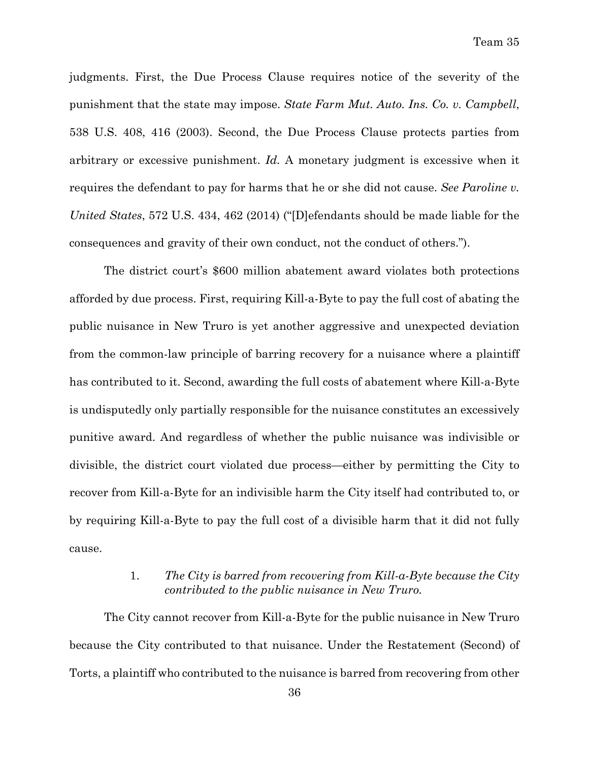judgments. First, the Due Process Clause requires notice of the severity of the punishment that the state may impose. *State Farm Mut. Auto. Ins. Co. v. Campbell*, 538 U.S. 408, 416 (2003). Second, the Due Process Clause protects parties from arbitrary or excessive punishment. *Id.* A monetary judgment is excessive when it requires the defendant to pay for harms that he or she did not cause. *See Paroline v. United States*, 572 U.S. 434, 462 (2014) ("[D]efendants should be made liable for the consequences and gravity of their own conduct, not the conduct of others.").

The district court's $600 million abatement award violates both protections afforded by due process. First, requiring Kill-a-Byte to pay the full cost of abating the public nuisance in New Truro is yet another aggressive and unexpected deviation from the common-law principle of barring recovery for a nuisance where a plaintiff has contributed to it. Second, awarding the full costs of abatement where Kill-a-Byte is undisputedly only partially responsible for the nuisance constitutes an excessively punitive award. And regardless of whether the public nuisance was indivisible or divisible, the district court violated due process—either by permitting the City to recover from Kill-a-Byte for an indivisible harm the City itself had contributed to, or by requiring Kill-a-Byte to pay the full cost of a divisible harm that it did not fully cause.

#### 1. *The City is barred from recovering from Kill-a-Byte because the City contributed to the public nuisance in New Truro.*

The City cannot recover from Kill-a-Byte for the public nuisance in New Truro because the City contributed to that nuisance. Under the Restatement (Second) of Torts, a plaintiff who contributed to the nuisance is barred from recovering from other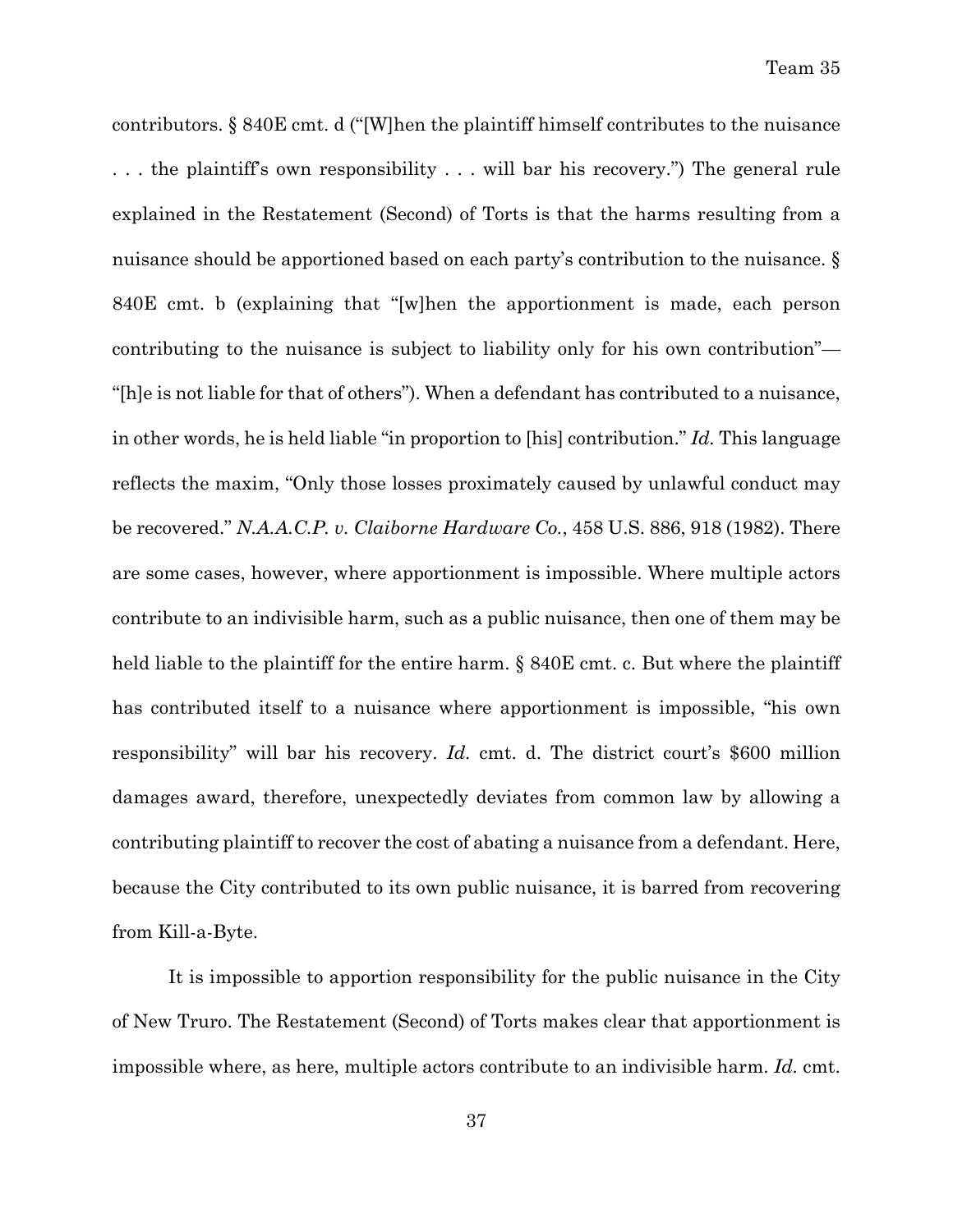contributors. § 840E cmt. d ("[W]hen the plaintiff himself contributes to the nuisance . . . the plaintiff's own responsibility . . . will bar his recovery.") The general rule explained in the Restatement (Second) of Torts is that the harms resulting from a nuisance should be apportioned based on each party's contribution to the nuisance. § 840E cmt. b (explaining that "[w]hen the apportionment is made, each person contributing to the nuisance is subject to liability only for his own contribution"—"[h]e is not liable for that of others"). When a defendant has contributed to a nuisance, in other words, he is held liable "in proportion to [his] contribution." *Id.* This language reflects the maxim, "Only those losses proximately caused by unlawful conduct may be recovered." *N.A.A.C.P. v. Claiborne Hardware Co.*, 458 U.S. 886, 918 (1982). There are some cases, however, where apportionment is impossible. Where multiple actors contribute to an indivisible harm, such as a public nuisance, then one of them may be held liable to the plaintiff for the entire harm. § 840E cmt. c. But where the plaintiff has contributed itself to a nuisance where apportionment is impossible, "his own responsibility" will bar his recovery. *Id.* cmt. d. The district court's $600 million damages award, therefore, unexpectedly deviates from common law by allowing a contributing plaintiff to recover the cost of abating a nuisance from a defendant. Here, because the City contributed to its own public nuisance, it is barred from recovering from Kill-a-Byte.

It is impossible to apportion responsibility for the public nuisance in the City of New Truro. The Restatement (Second) of Torts makes clear that apportionment is impossible where, as here, multiple actors contribute to an indivisible harm. *Id.* cmt.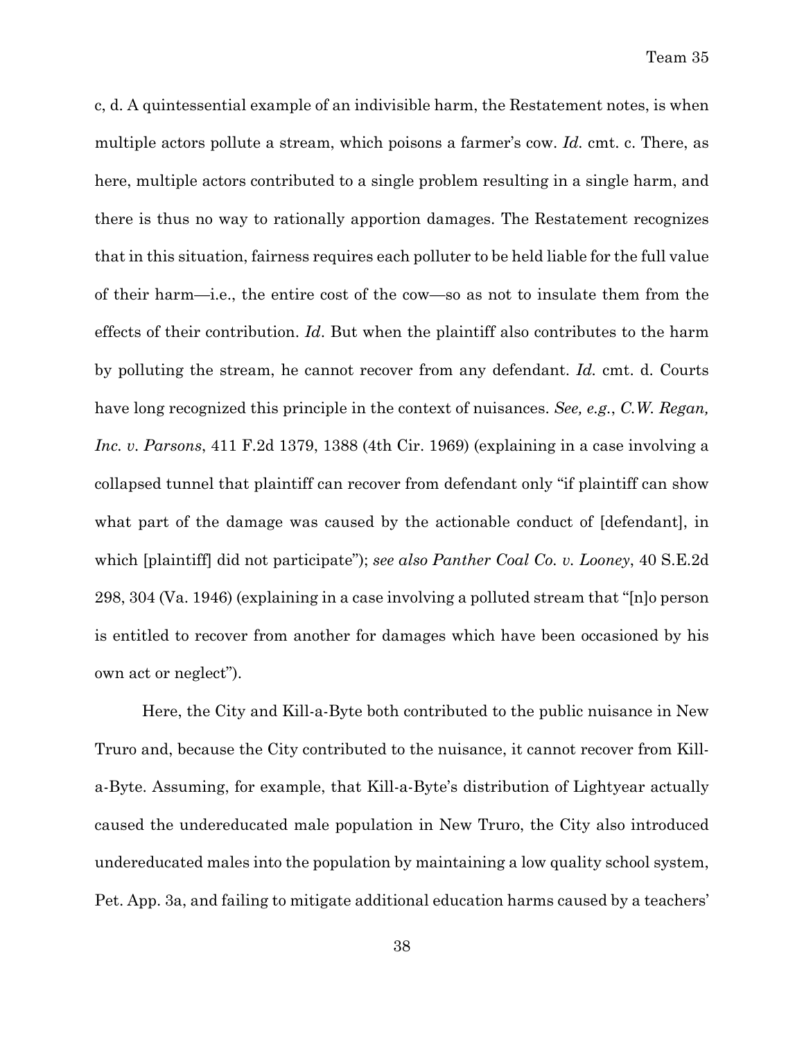c, d. A quintessential example of an indivisible harm, the Restatement notes, is when multiple actors pollute a stream, which poisons a farmer's cow. *Id.* cmt. c. There, as here, multiple actors contributed to a single problem resulting in a single harm, and there is thus no way to rationally apportion damages. The Restatement recognizes that in this situation, fairness requires each polluter to be held liable for the full value of their harm—i.e., the entire cost of the cow—so as not to insulate them from the effects of their contribution. *Id*. But when the plaintiff also contributes to the harm by polluting the stream, he cannot recover from any defendant. *Id.* cmt. d. Courts have long recognized this principle in the context of nuisances. *See, e.g.*, *C.W. Regan, Inc. v. Parsons*, 411 F.2d 1379, 1388 (4th Cir. 1969) (explaining in a case involving a collapsed tunnel that plaintiff can recover from defendant only "if plaintiff can show what part of the damage was caused by the actionable conduct of [defendant], in which [plaintiff] did not participate"); *see also Panther Coal Co. v. Looney*, 40 S.E.2d 298, 304 (Va. 1946) (explaining in a case involving a polluted stream that "[n]o person is entitled to recover from another for damages which have been occasioned by his own act or neglect").

Here, the City and Kill-a-Byte both contributed to the public nuisance in New Truro and, because the City contributed to the nuisance, it cannot recover from Kill-a-Byte. Assuming, for example, that Kill-a-Byte's distribution of Lightyear actually caused the undereducated male population in New Truro, the City also introduced undereducated males into the population by maintaining a low quality school system, Pet. App. 3a, and failing to mitigate additional education harms caused by a teachers'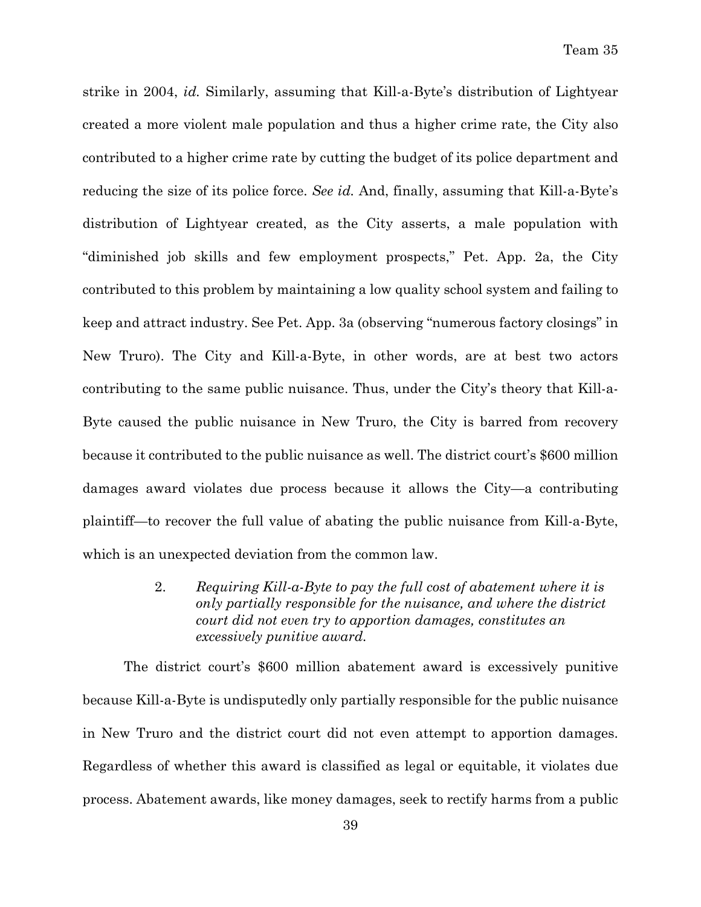strike in 2004, *id.* Similarly, assuming that Kill-a-Byte's distribution of Lightyear created a more violent male population and thus a higher crime rate, the City also contributed to a higher crime rate by cutting the budget of its police department and reducing the size of its police force. *See id.* And, finally, assuming that Kill-a-Byte's distribution of Lightyear created, as the City asserts, a male population with "diminished job skills and few employment prospects," Pet. App. 2a, the City contributed to this problem by maintaining a low quality school system and failing to keep and attract industry. See Pet. App. 3a (observing "numerous factory closings" in New Truro). The City and Kill-a-Byte, in other words, are at best two actors contributing to the same public nuisance. Thus, under the City's theory that Kill-a-Byte caused the public nuisance in New Truro, the City is barred from recovery because it contributed to the public nuisance as well. The district court's $600 million damages award violates due process because it allows the City—a contributing plaintiff—to recover the full value of abating the public nuisance from Kill-a-Byte, which is an unexpected deviation from the common law.

2. *Requiring Kill-a-Byte to pay the full cost of abatement where it is only partially responsible for the nuisance, and where the district court did not even try to apportion damages, constitutes an excessively punitive award.*

The district court's $600 million abatement award is excessively punitive because Kill-a-Byte is undisputedly only partially responsible for the public nuisance in New Truro and the district court did not even attempt to apportion damages. Regardless of whether this award is classified as legal or equitable, it violates due process. Abatement awards, like money damages, seek to rectify harms from a public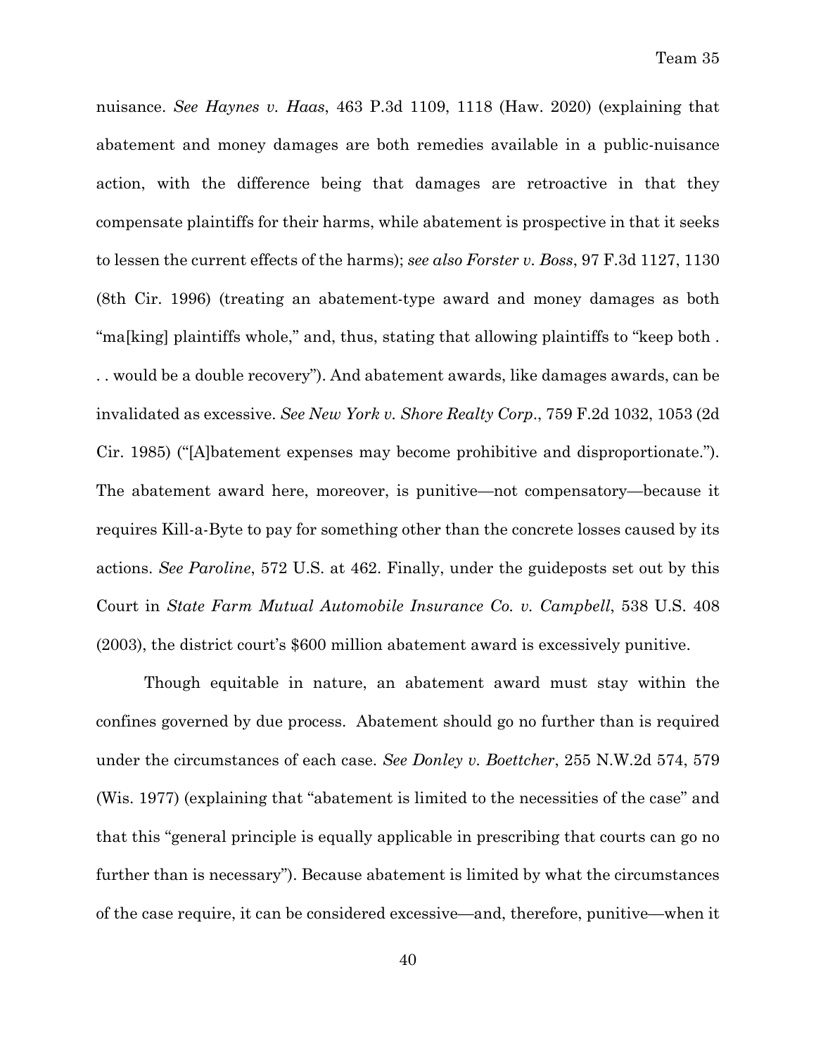nuisance. *See Haynes v. Haas*, 463 P.3d 1109, 1118 (Haw. 2020) (explaining that abatement and money damages are both remedies available in a public-nuisance action, with the difference being that damages are retroactive in that they compensate plaintiffs for their harms, while abatement is prospective in that it seeks to lessen the current effects of the harms); *see also Forster v. Boss*, 97 F.3d 1127, 1130 (8th Cir. 1996) (treating an abatement-type award and money damages as both "ma[king] plaintiffs whole," and, thus, stating that allowing plaintiffs to "keep both . . . would be a double recovery"). And abatement awards, like damages awards, can be invalidated as excessive. *See New York v. Shore Realty Corp.*, 759 F.2d 1032, 1053 (2d Cir. 1985) ("[A]batement expenses may become prohibitive and disproportionate."). The abatement award here, moreover, is punitive—not compensatory—because it requires Kill-a-Byte to pay for something other than the concrete losses caused by its actions. *See Paroline*, 572 U.S. at 462. Finally, under the guideposts set out by this Court in *State Farm Mutual Automobile Insurance Co. v. Campbell*, 538 U.S. 408 (2003), the district court's $600 million abatement award is excessively punitive.

Though equitable in nature, an abatement award must stay within the confines governed by due process. Abatement should go no further than is required under the circumstances of each case. *See Donley v. Boettcher*, 255 N.W.2d 574, 579 (Wis. 1977) (explaining that "abatement is limited to the necessities of the case" and that this "general principle is equally applicable in prescribing that courts can go no further than is necessary"). Because abatement is limited by what the circumstances of the case require, it can be considered excessive—and, therefore, punitive—when it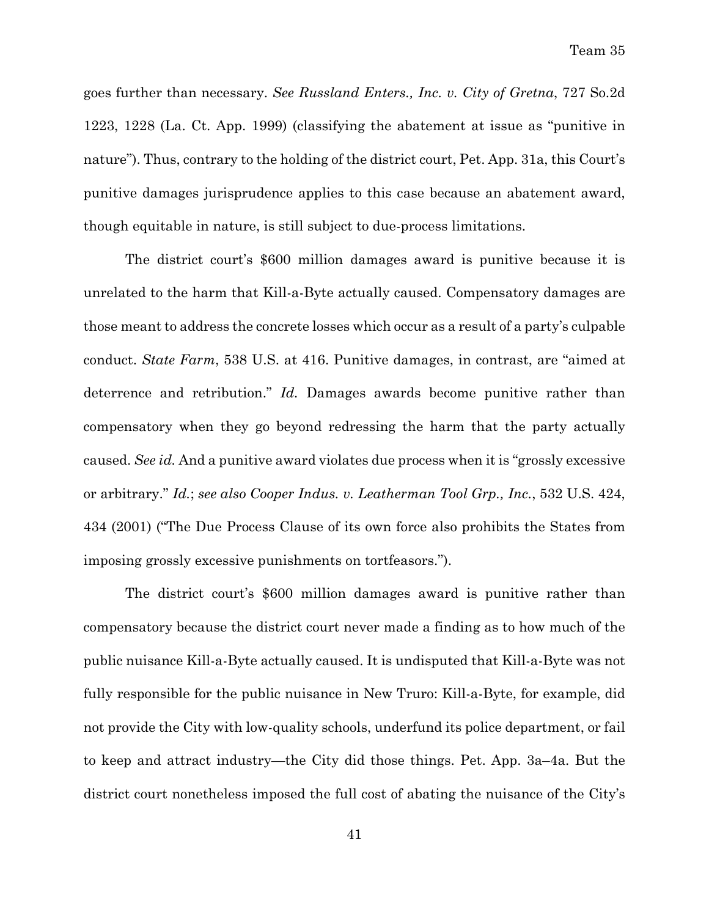goes further than necessary. *See Russland Enters., Inc. v. City of Gretna*, 727 So.2d 1223, 1228 (La. Ct. App. 1999) (classifying the abatement at issue as "punitive in nature"). Thus, contrary to the holding of the district court, Pet. App. 31a, this Court's punitive damages jurisprudence applies to this case because an abatement award, though equitable in nature, is still subject to due-process limitations.

The district court's $600 million damages award is punitive because it is unrelated to the harm that Kill-a-Byte actually caused. Compensatory damages are those meant to address the concrete losses which occur as a result of a party's culpable conduct. *State Farm*, 538 U.S. at 416. Punitive damages, in contrast, are "aimed at deterrence and retribution." *Id.* Damages awards become punitive rather than compensatory when they go beyond redressing the harm that the party actually caused. *See id.* And a punitive award violates due process when it is "grossly excessive or arbitrary." *Id.*; *see also Cooper Indus. v. Leatherman Tool Grp., Inc.*, 532 U.S. 424, 434 (2001) ("The Due Process Clause of its own force also prohibits the States from imposing grossly excessive punishments on tortfeasors.").

The district court's $600 million damages award is punitive rather than compensatory because the district court never made a finding as to how much of the public nuisance Kill-a-Byte actually caused. It is undisputed that Kill-a-Byte was not fully responsible for the public nuisance in New Truro: Kill-a-Byte, for example, did not provide the City with low-quality schools, underfund its police department, or fail to keep and attract industry—the City did those things. Pet. App. 3a–4a. But the district court nonetheless imposed the full cost of abating the nuisance of the City's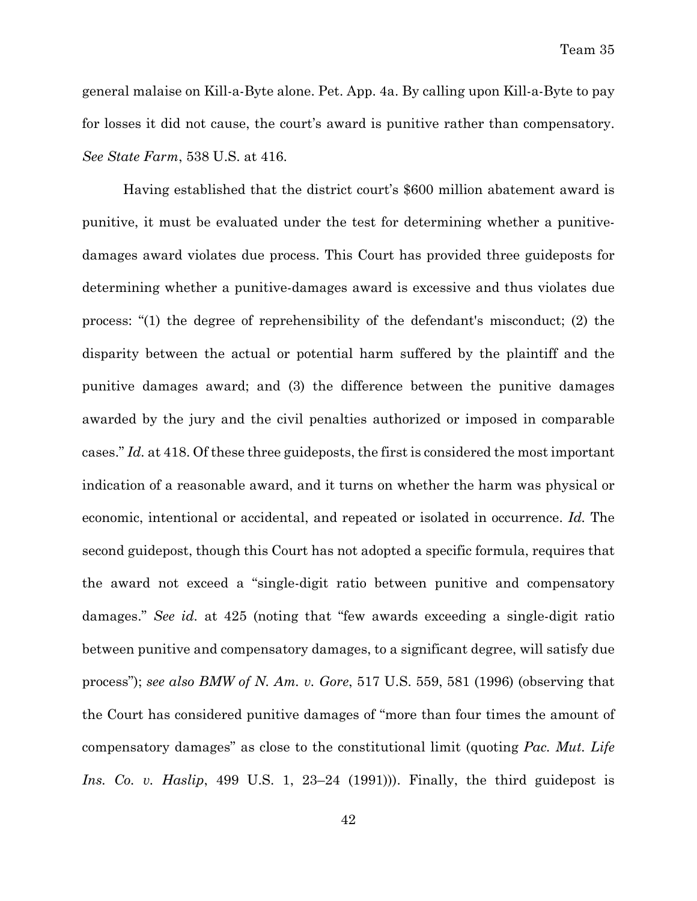general malaise on Kill-a-Byte alone. Pet. App. 4a. By calling upon Kill-a-Byte to pay for losses it did not cause, the court's award is punitive rather than compensatory. *See State Farm*, 538 U.S. at 416.

Having established that the district court's $600 million abatement award is punitive, it must be evaluated under the test for determining whether a punitive-damages award violates due process. This Court has provided three guideposts for determining whether a punitive-damages award is excessive and thus violates due process: "(1) the degree of reprehensibility of the defendant's misconduct; (2) the disparity between the actual or potential harm suffered by the plaintiff and the punitive damages award; and (3) the difference between the punitive damages awarded by the jury and the civil penalties authorized or imposed in comparable cases." *Id.* at 418. Of these three guideposts, the first is considered the most important indication of a reasonable award, and it turns on whether the harm was physical or economic, intentional or accidental, and repeated or isolated in occurrence. *Id.* The second guidepost, though this Court has not adopted a specific formula, requires that the award not exceed a "single-digit ratio between punitive and compensatory damages." *See id.* at 425 (noting that "few awards exceeding a single-digit ratio between punitive and compensatory damages, to a significant degree, will satisfy due process"); *see also BMW of N. Am. v. Gore*, 517 U.S. 559, 581 (1996) (observing that the Court has considered punitive damages of "more than four times the amount of compensatory damages" as close to the constitutional limit (quoting *Pac. Mut. Life Ins. Co. v. Haslip*, 499 U.S. 1, 23–24 (1991))). Finally, the third guidepost is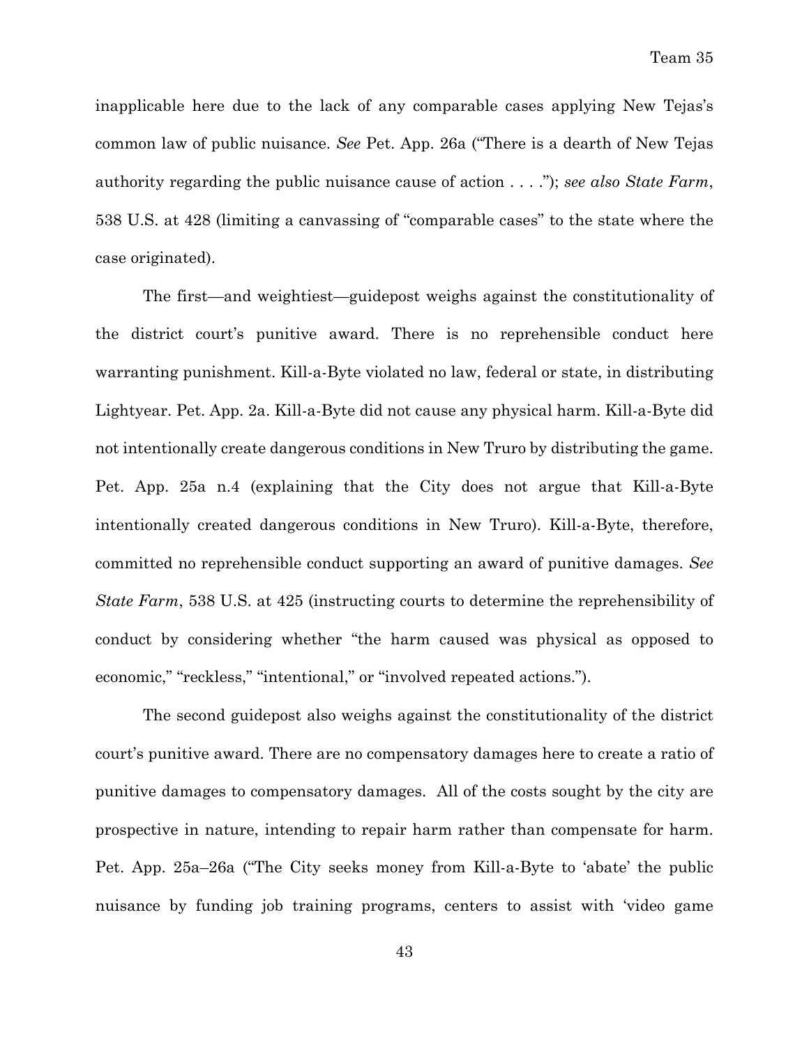inapplicable here due to the lack of any comparable cases applying New Tejas's common law of public nuisance. *See* Pet. App. 26a ("There is a dearth of New Tejas authority regarding the public nuisance cause of action . . . ."); *see also State Farm*, 538 U.S. at 428 (limiting a canvassing of "comparable cases" to the state where the case originated).

The first—and weightiest—guidepost weighs against the constitutionality of the district court's punitive award. There is no reprehensible conduct here warranting punishment. Kill-a-Byte violated no law, federal or state, in distributing Lightyear. Pet. App. 2a. Kill-a-Byte did not cause any physical harm. Kill-a-Byte did not intentionally create dangerous conditions in New Truro by distributing the game. Pet. App. 25a n.4 (explaining that the City does not argue that Kill-a-Byte intentionally created dangerous conditions in New Truro). Kill-a-Byte, therefore, committed no reprehensible conduct supporting an award of punitive damages. *See State Farm*, 538 U.S. at 425 (instructing courts to determine the reprehensibility of conduct by considering whether "the harm caused was physical as opposed to economic," "reckless," "intentional," or "involved repeated actions.").

The second guidepost also weighs against the constitutionality of the district court's punitive award. There are no compensatory damages here to create a ratio of punitive damages to compensatory damages. All of the costs sought by the city are prospective in nature, intending to repair harm rather than compensate for harm. Pet. App. 25a–26a ("The City seeks money from Kill-a-Byte to 'abate' the public nuisance by funding job training programs, centers to assist with 'video game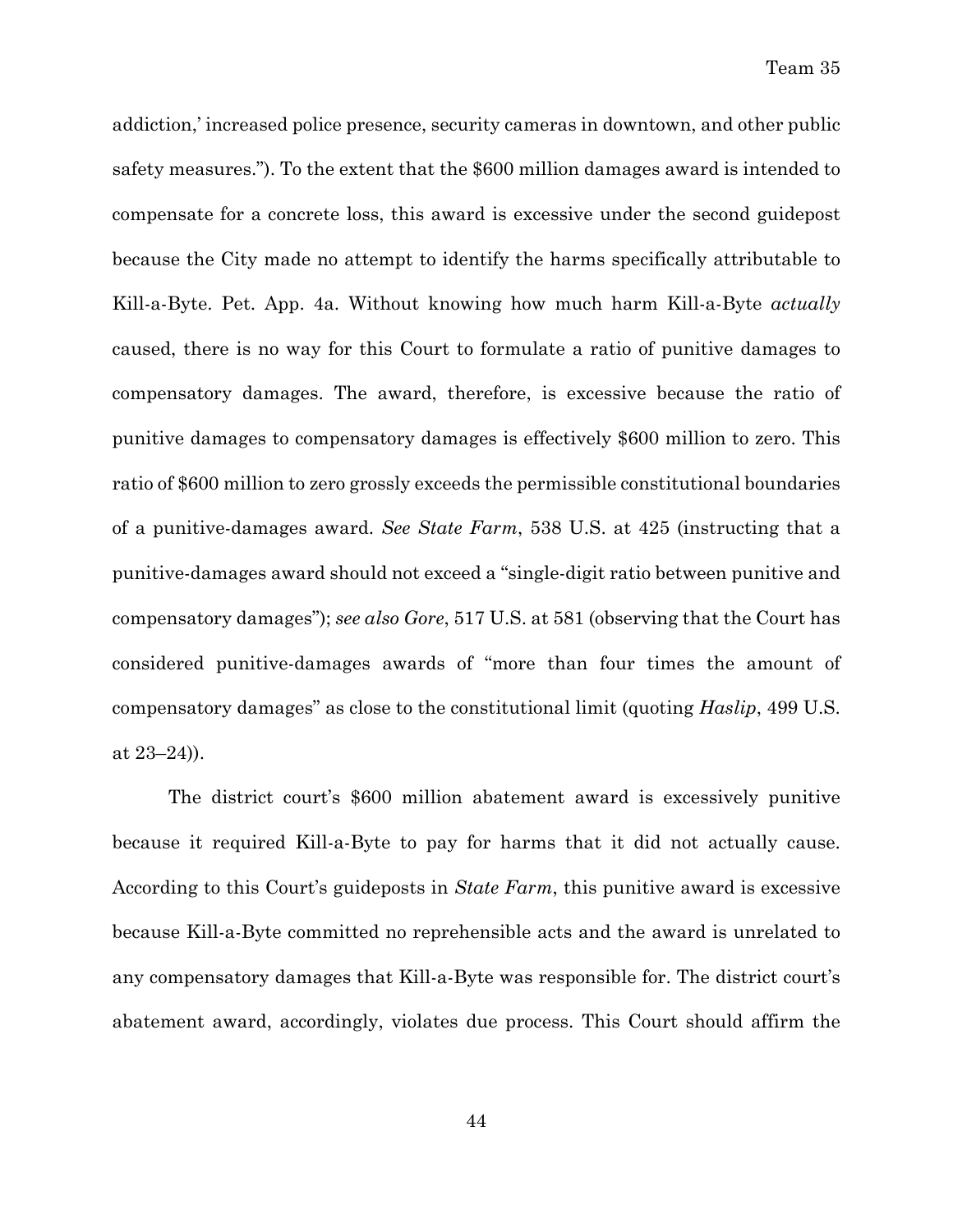addiction,' increased police presence, security cameras in downtown, and other public safety measures."). To the extent that the $600 million damages award is intended to compensate for a concrete loss, this award is excessive under the second guidepost because the City made no attempt to identify the harms specifically attributable to Kill-a-Byte. Pet. App. 4a. Without knowing how much harm Kill-a-Byte *actually* caused, there is no way for this Court to formulate a ratio of punitive damages to compensatory damages. The award, therefore, is excessive because the ratio of punitive damages to compensatory damages is effectively $600 million to zero. This ratio of $600 million to zero grossly exceeds the permissible constitutional boundaries of a punitive-damages award. *See State Farm*, 538 U.S. at 425 (instructing that a punitive-damages award should not exceed a "single-digit ratio between punitive and compensatory damages"); *see also Gore*, 517 U.S. at 581 (observing that the Court has considered punitive-damages awards of "more than four times the amount of compensatory damages" as close to the constitutional limit (quoting *Haslip*, 499 U.S. at 23–24)).

The district court's $600 million abatement award is excessively punitive because it required Kill-a-Byte to pay for harms that it did not actually cause. According to this Court's guideposts in *State Farm*, this punitive award is excessive because Kill-a-Byte committed no reprehensible acts and the award is unrelated to any compensatory damages that Kill-a-Byte was responsible for. The district court's abatement award, accordingly, violates due process. This Court should affirm the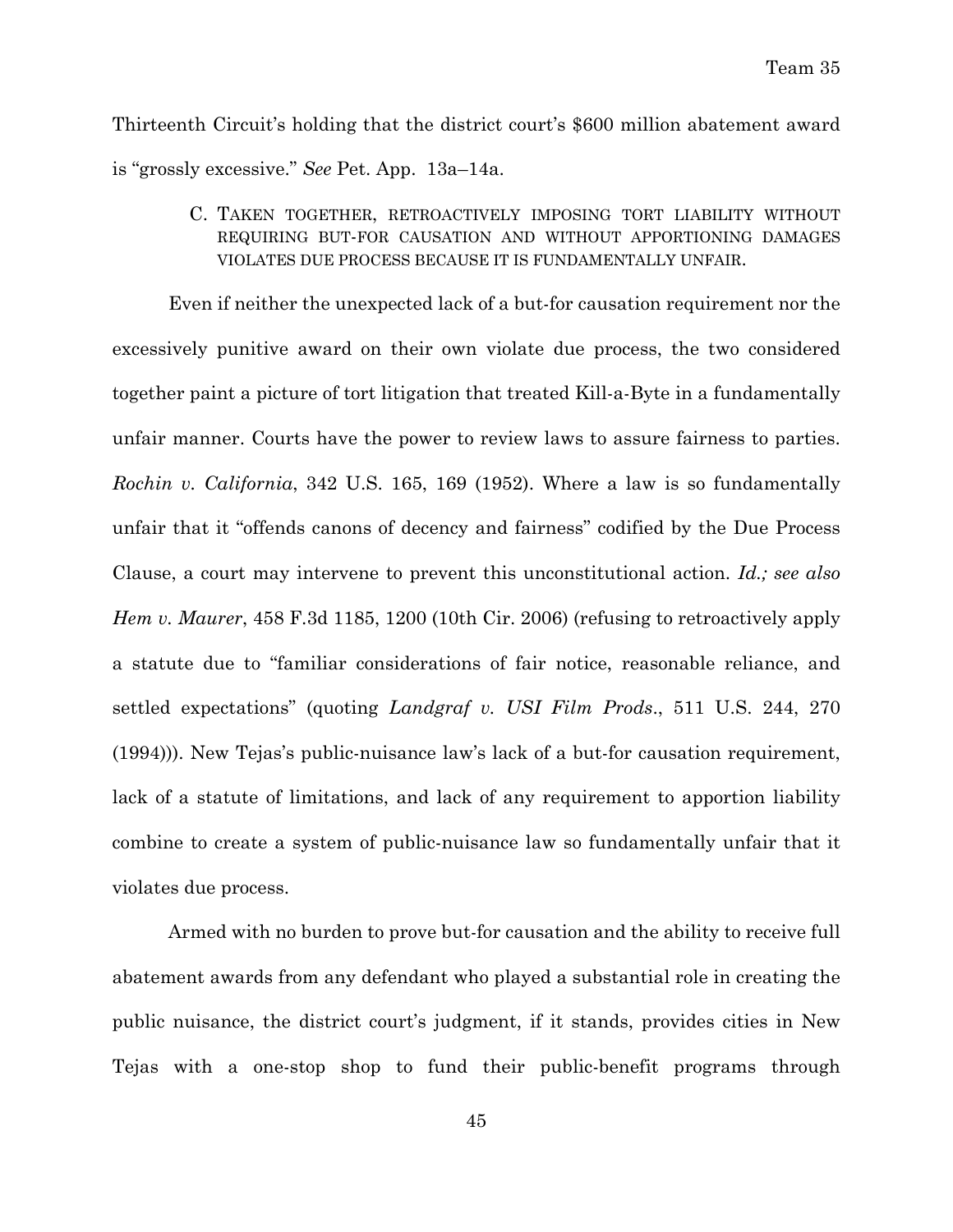Thirteenth Circuit's holding that the district court's $600 million abatement award is "grossly excessive." *See* Pet. App. 13a–14a.

### C. TAKEN TOGETHER, RETROACTIVELY IMPOSING TORT LIABILITY WITHOUT REQUIRING BUT-FOR CAUSATION AND WITHOUT APPORTIONING DAMAGES VIOLATES DUE PROCESS BECAUSE IT IS FUNDAMENTALLY UNFAIR.

Even if neither the unexpected lack of a but-for causation requirement nor the excessively punitive award on their own violate due process, the two considered together paint a picture of tort litigation that treated Kill-a-Byte in a fundamentally unfair manner. Courts have the power to review laws to assure fairness to parties. *Rochin v. California*, 342 U.S. 165, 169 (1952). Where a law is so fundamentally unfair that it "offends canons of decency and fairness" codified by the Due Process Clause, a court may intervene to prevent this unconstitutional action. *Id.; see also Hem v. Maurer*, 458 F.3d 1185, 1200 (10th Cir. 2006) (refusing to retroactively apply a statute due to "familiar considerations of fair notice, reasonable reliance, and settled expectations" (quoting *Landgraf v. USI Film Prods*., 511 U.S. 244, 270 (1994))). New Tejas's public-nuisance law's lack of a but-for causation requirement, lack of a statute of limitations, and lack of any requirement to apportion liability combine to create a system of public-nuisance law so fundamentally unfair that it violates due process.

Armed with no burden to prove but-for causation and the ability to receive full abatement awards from any defendant who played a substantial role in creating the public nuisance, the district court's judgment, if it stands, provides cities in New Tejas with a one-stop shop to fund their public-benefit programs through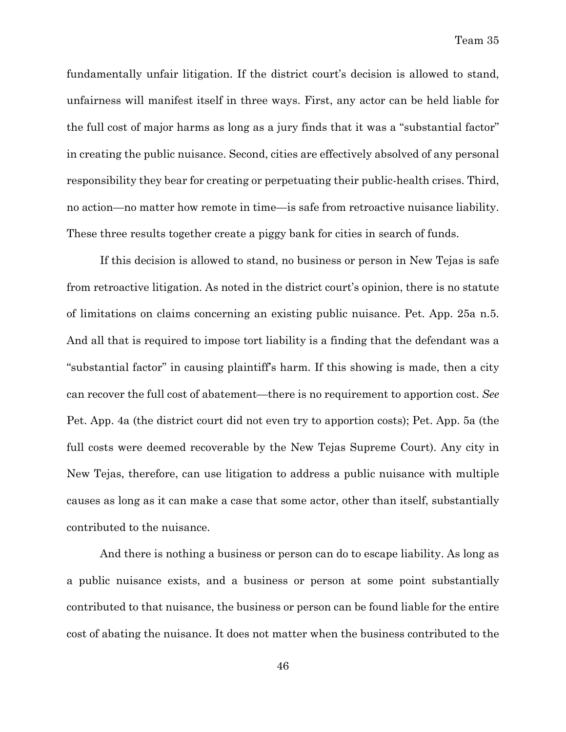fundamentally unfair litigation. If the district court's decision is allowed to stand, unfairness will manifest itself in three ways. First, any actor can be held liable for the full cost of major harms as long as a jury finds that it was a "substantial factor" in creating the public nuisance. Second, cities are effectively absolved of any personal responsibility they bear for creating or perpetuating their public-health crises. Third, no action—no matter how remote in time—is safe from retroactive nuisance liability. These three results together create a piggy bank for cities in search of funds.

If this decision is allowed to stand, no business or person in New Tejas is safe from retroactive litigation. As noted in the district court's opinion, there is no statute of limitations on claims concerning an existing public nuisance. Pet. App. 25a n.5. And all that is required to impose tort liability is a finding that the defendant was a "substantial factor" in causing plaintiff's harm. If this showing is made, then a city can recover the full cost of abatement—there is no requirement to apportion cost. *See* Pet. App. 4a (the district court did not even try to apportion costs); Pet. App. 5a (the full costs were deemed recoverable by the New Tejas Supreme Court). Any city in New Tejas, therefore, can use litigation to address a public nuisance with multiple causes as long as it can make a case that some actor, other than itself, substantially contributed to the nuisance.

And there is nothing a business or person can do to escape liability. As long as a public nuisance exists, and a business or person at some point substantially contributed to that nuisance, the business or person can be found liable for the entire cost of abating the nuisance. It does not matter when the business contributed to the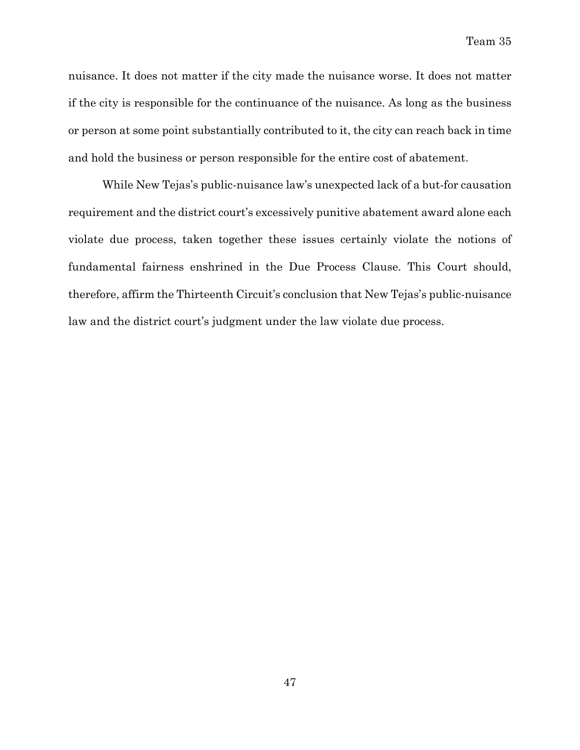nuisance. It does not matter if the city made the nuisance worse. It does not matter if the city is responsible for the continuance of the nuisance. As long as the business or person at some point substantially contributed to it, the city can reach back in time and hold the business or person responsible for the entire cost of abatement.

While New Tejas's public-nuisance law's unexpected lack of a but-for causation requirement and the district court's excessively punitive abatement award alone each violate due process, taken together these issues certainly violate the notions of fundamental fairness enshrined in the Due Process Clause. This Court should, therefore, affirm the Thirteenth Circuit's conclusion that New Tejas's public-nuisance law and the district court's judgment under the law violate due process.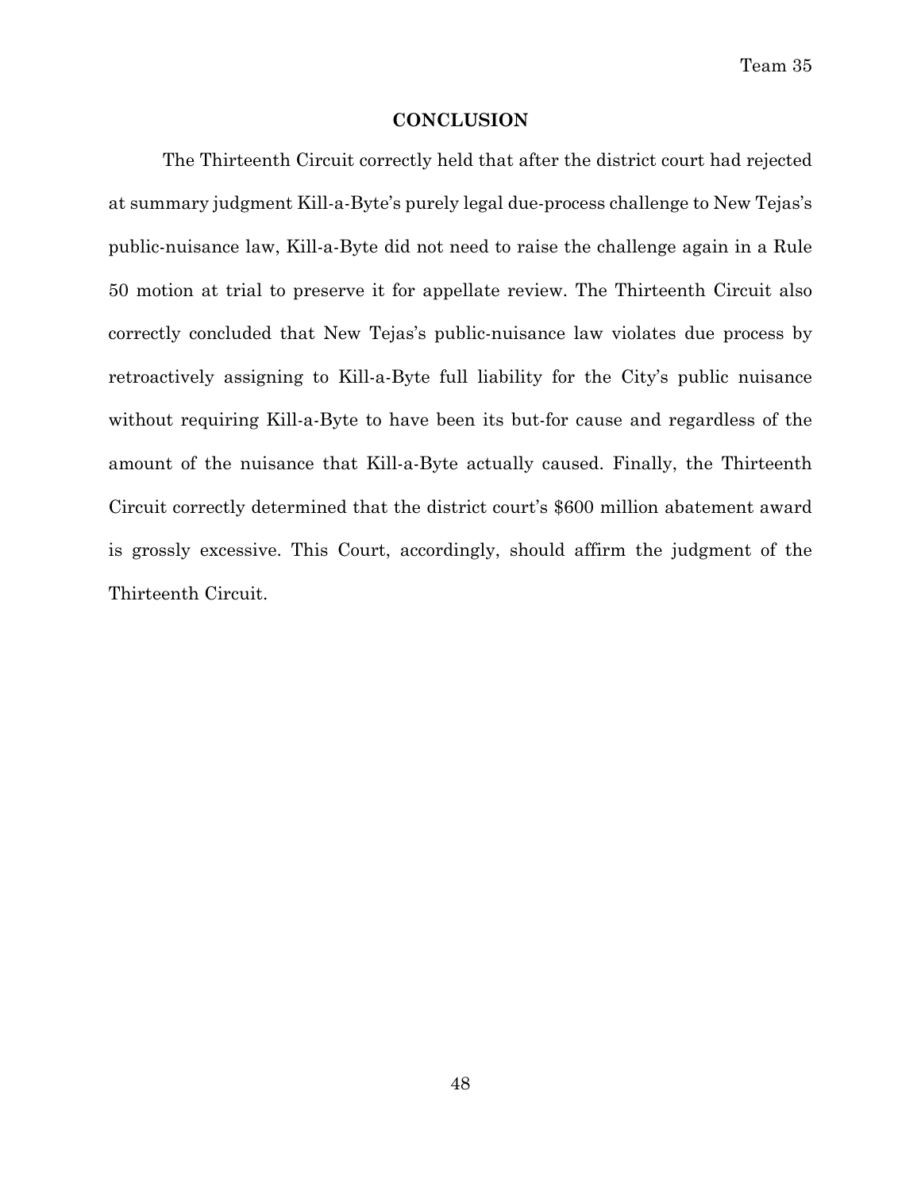## CONCLUSION

The Thirteenth Circuit correctly held that after the district court had rejected at summary judgment Kill-a-Byte's purely legal due-process challenge to New Tejas's public-nuisance law, Kill-a-Byte did not need to raise the challenge again in a Rule 50 motion at trial to preserve it for appellate review. The Thirteenth Circuit also correctly concluded that New Tejas's public-nuisance law violates due process by retroactively assigning to Kill-a-Byte full liability for the City's public nuisance without requiring Kill-a-Byte to have been its but-for cause and regardless of the amount of the nuisance that Kill-a-Byte actually caused. Finally, the Thirteenth Circuit correctly determined that the district court's $600 million abatement award is grossly excessive. This Court, accordingly, should affirm the judgment of the Thirteenth Circuit.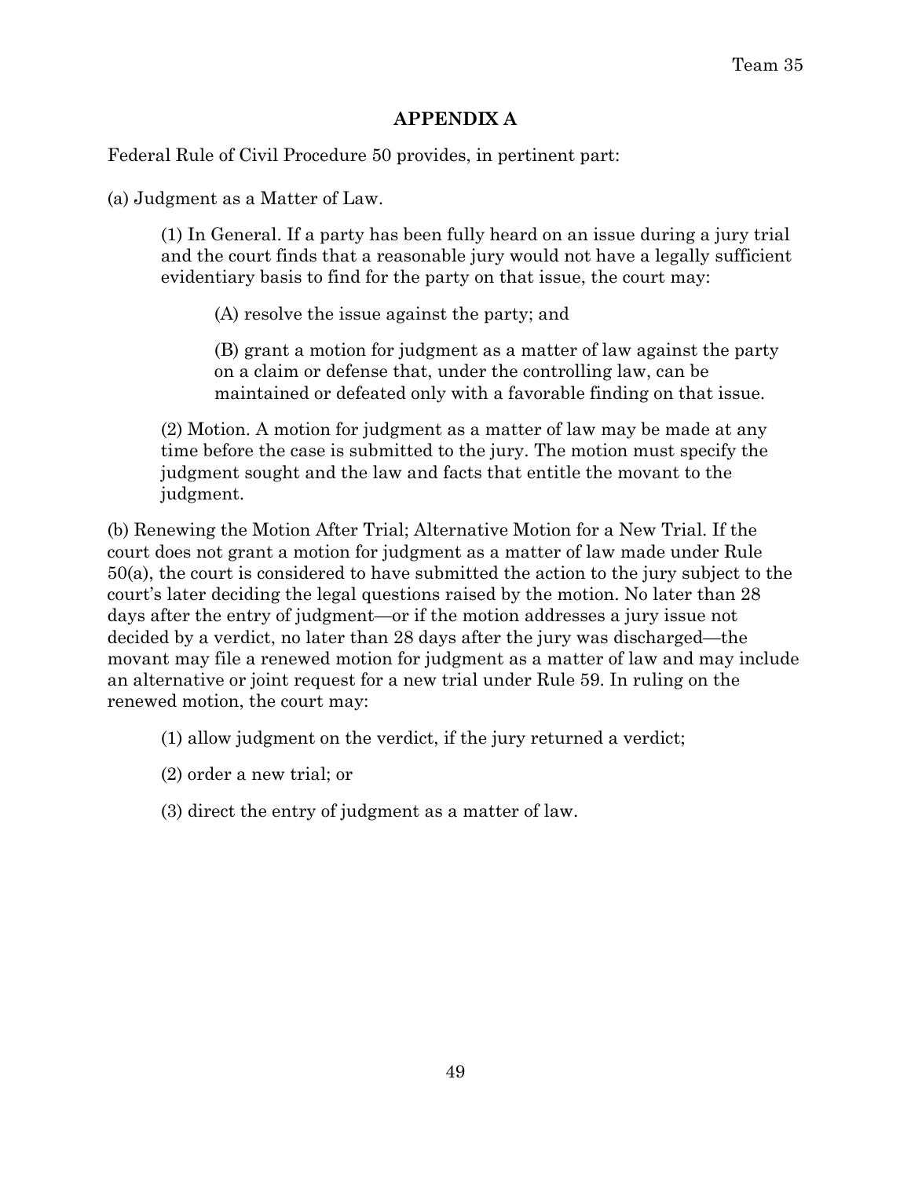## APPENDIX A

Federal Rule of Civil Procedure 50 provides, in pertinent part:

(a) Judgment as a Matter of Law.

> (1) In General. If a party has been fully heard on an issue during a jury trial and the court finds that a reasonable jury would not have a legally sufficient evidentiary basis to find for the party on that issue, the court may:
>
> > (A) resolve the issue against the party; and
> >
> > (B) grant a motion for judgment as a matter of law against the party on a claim or defense that, under the controlling law, can be maintained or defeated only with a favorable finding on that issue.
>
> (2) Motion. A motion for judgment as a matter of law may be made at any time before the case is submitted to the jury. The motion must specify the judgment sought and the law and facts that entitle the movant to the judgment.

(b) Renewing the Motion After Trial; Alternative Motion for a New Trial. If the court does not grant a motion for judgment as a matter of law made under Rule 50(a), the court is considered to have submitted the action to the jury subject to the court's later deciding the legal questions raised by the motion. No later than 28 days after the entry of judgment—or if the motion addresses a jury issue not decided by a verdict, no later than 28 days after the jury was discharged—the movant may file a renewed motion for judgment as a matter of law and may include an alternative or joint request for a new trial under Rule 59. In ruling on the renewed motion, the court may:

> (1) allow judgment on the verdict, if the jury returned a verdict;
>
> (2) order a new trial; or
>
> (3) direct the entry of judgment as a matter of law.